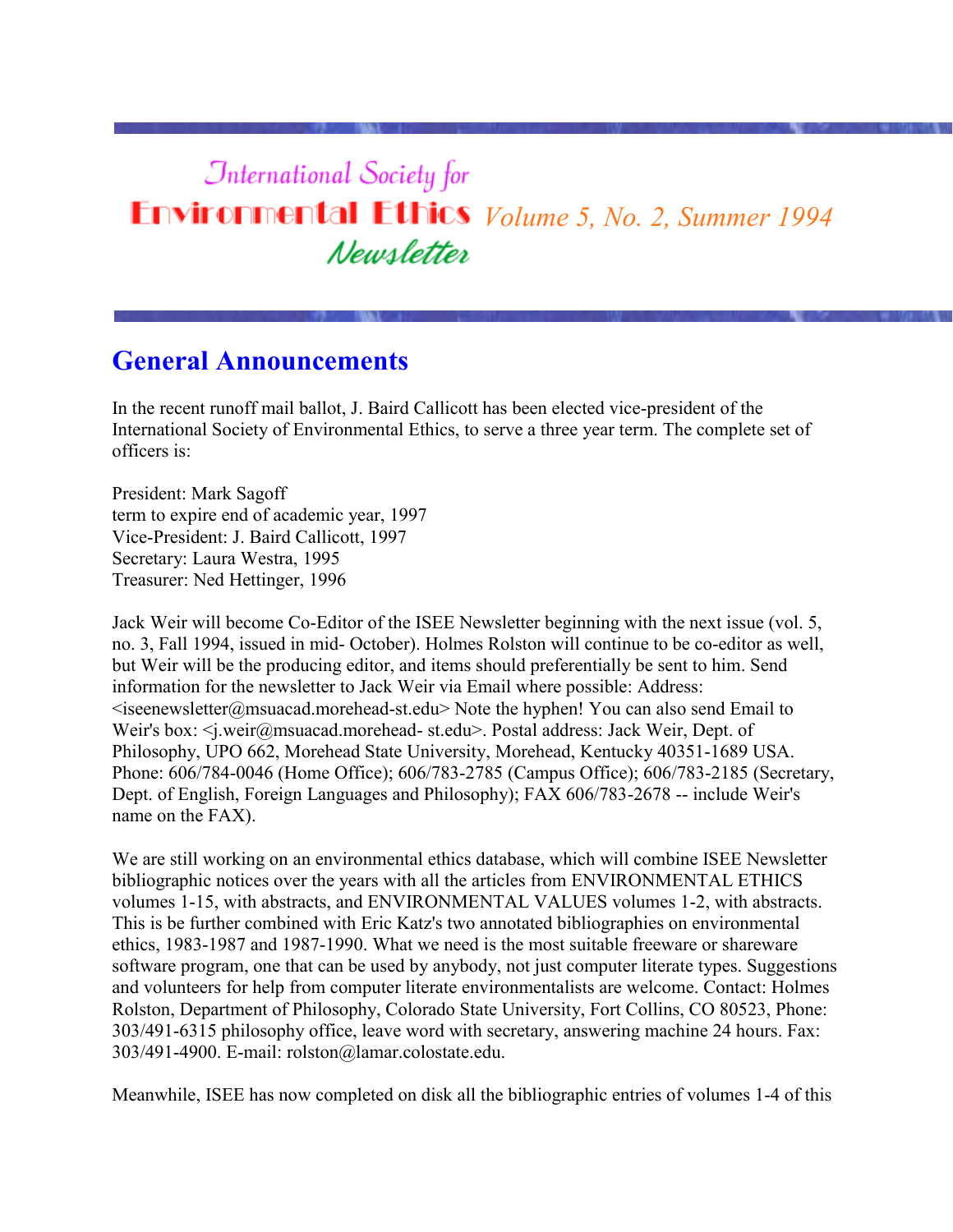# International Society for Environmental Ethics Newsletter

*Volume 5, No. 2, Summer 1994*

## General Announcements

In the recent runoff mail ballot, J. Baird Callicott has been elected vice-president of the International Society of Environmental Ethics, to serve a three year term. The complete set of officers is:

President: Mark Sagoff
term to expire end of academic year, 1997
Vice-President: J. Baird Callicott, 1997
Secretary: Laura Westra, 1995
Treasurer: Ned Hettinger, 1996

Jack Weir will become Co-Editor of the ISEE Newsletter beginning with the next issue (vol. 5, no. 3, Fall 1994, issued in mid- October). Holmes Rolston will continue to be co-editor as well, but Weir will be the producing editor, and items should preferentially be sent to him. Send information for the newsletter to Jack Weir via Email where possible: Address: <iseenewsletter@msuacad.morehead-st.edu> Note the hyphen! You can also send Email to Weir's box: <j.weir@msuacad.morehead- st.edu>. Postal address: Jack Weir, Dept. of Philosophy, UPO 662, Morehead State University, Morehead, Kentucky 40351-1689 USA. Phone: 606/784-0046 (Home Office); 606/783-2785 (Campus Office); 606/783-2185 (Secretary, Dept. of English, Foreign Languages and Philosophy); FAX 606/783-2678 -- include Weir's name on the FAX).

We are still working on an environmental ethics database, which will combine ISEE Newsletter bibliographic notices over the years with all the articles from ENVIRONMENTAL ETHICS volumes 1-15, with abstracts, and ENVIRONMENTAL VALUES volumes 1-2, with abstracts. This is be further combined with Eric Katz's two annotated bibliographies on environmental ethics, 1983-1987 and 1987-1990. What we need is the most suitable freeware or shareware software program, one that can be used by anybody, not just computer literate types. Suggestions and volunteers for help from computer literate environmentalists are welcome. Contact: Holmes Rolston, Department of Philosophy, Colorado State University, Fort Collins, CO 80523, Phone: 303/491-6315 philosophy office, leave word with secretary, answering machine 24 hours. Fax: 303/491-4900. E-mail: rolston@lamar.colostate.edu.

Meanwhile, ISEE has now completed on disk all the bibliographic entries of volumes 1-4 of this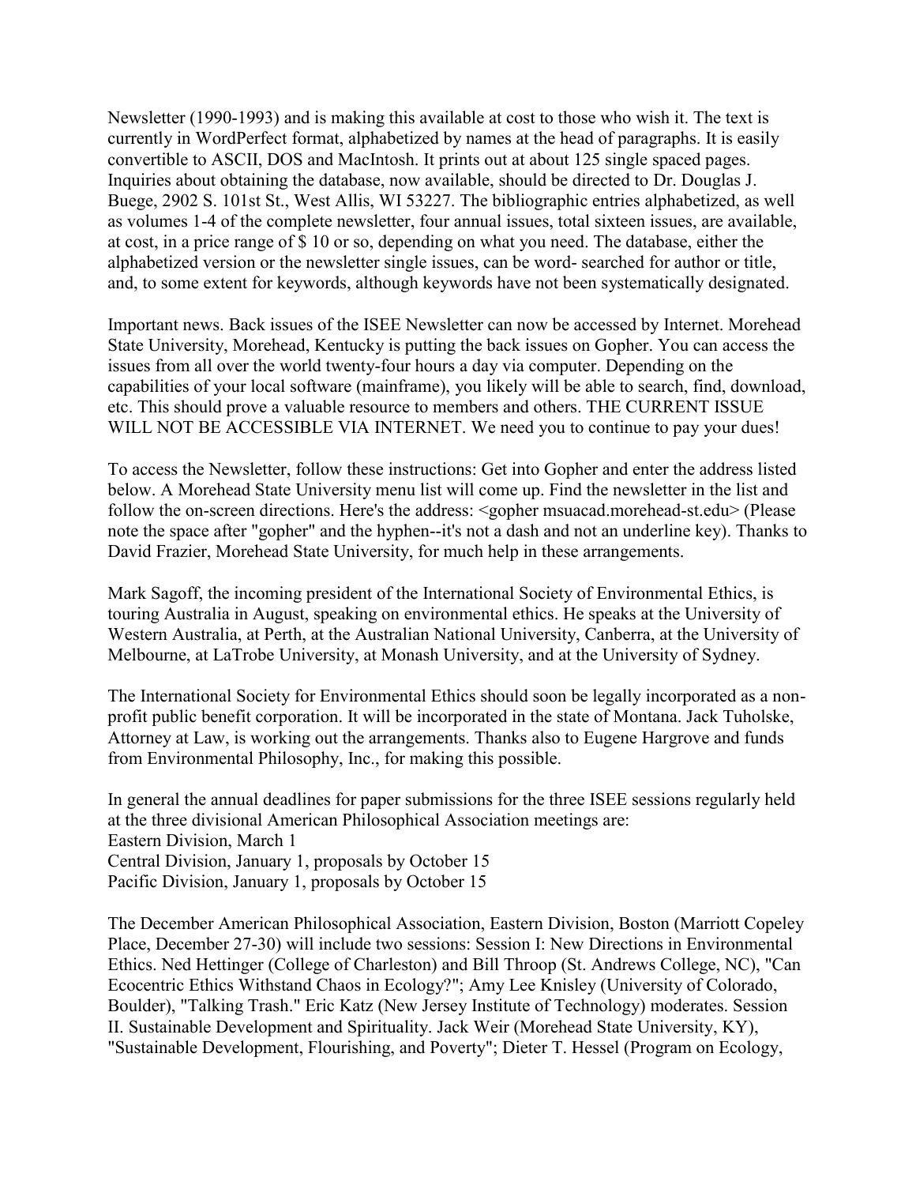Newsletter (1990-1993) and is making this available at cost to those who wish it. The text is currently in WordPerfect format, alphabetized by names at the head of paragraphs. It is easily convertible to ASCII, DOS and MacIntosh. It prints out at about 125 single spaced pages. Inquiries about obtaining the database, now available, should be directed to Dr. Douglas J. Buege, 2902 S. 101st St., West Allis, WI 53227. The bibliographic entries alphabetized, as well as volumes 1-4 of the complete newsletter, four annual issues, total sixteen issues, are available, at cost, in a price range of $ 10 or so, depending on what you need. The database, either the alphabetized version or the newsletter single issues, can be word- searched for author or title, and, to some extent for keywords, although keywords have not been systematically designated.

Important news. Back issues of the ISEE Newsletter can now be accessed by Internet. Morehead State University, Morehead, Kentucky is putting the back issues on Gopher. You can access the issues from all over the world twenty-four hours a day via computer. Depending on the capabilities of your local software (mainframe), you likely will be able to search, find, download, etc. This should prove a valuable resource to members and others. THE CURRENT ISSUE WILL NOT BE ACCESSIBLE VIA INTERNET. We need you to continue to pay your dues!

To access the Newsletter, follow these instructions: Get into Gopher and enter the address listed below. A Morehead State University menu list will come up. Find the newsletter in the list and follow the on-screen directions. Here's the address: <gopher msuacad.morehead-st.edu> (Please note the space after "gopher" and the hyphen--it's not a dash and not an underline key). Thanks to David Frazier, Morehead State University, for much help in these arrangements.

Mark Sagoff, the incoming president of the International Society of Environmental Ethics, is touring Australia in August, speaking on environmental ethics. He speaks at the University of Western Australia, at Perth, at the Australian National University, Canberra, at the University of Melbourne, at LaTrobe University, at Monash University, and at the University of Sydney.

The International Society for Environmental Ethics should soon be legally incorporated as a non-profit public benefit corporation. It will be incorporated in the state of Montana. Jack Tuholske, Attorney at Law, is working out the arrangements. Thanks also to Eugene Hargrove and funds from Environmental Philosophy, Inc., for making this possible.

In general the annual deadlines for paper submissions for the three ISEE sessions regularly held at the three divisional American Philosophical Association meetings are:
Eastern Division, March 1
Central Division, January 1, proposals by October 15
Pacific Division, January 1, proposals by October 15

The December American Philosophical Association, Eastern Division, Boston (Marriott Copeley Place, December 27-30) will include two sessions: Session I: New Directions in Environmental Ethics. Ned Hettinger (College of Charleston) and Bill Throop (St. Andrews College, NC), "Can Ecocentric Ethics Withstand Chaos in Ecology?"; Amy Lee Knisley (University of Colorado, Boulder), "Talking Trash." Eric Katz (New Jersey Institute of Technology) moderates. Session II. Sustainable Development and Spirituality. Jack Weir (Morehead State University, KY), "Sustainable Development, Flourishing, and Poverty"; Dieter T. Hessel (Program on Ecology,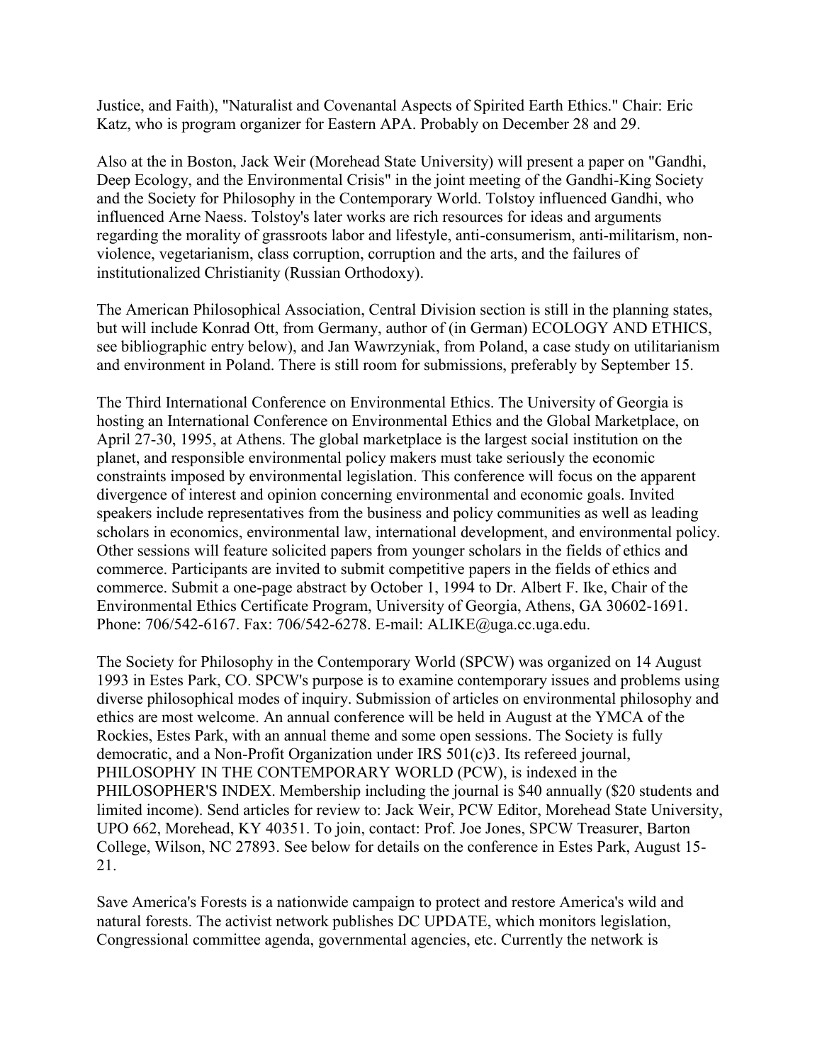Justice, and Faith), "Naturalist and Covenantal Aspects of Spirited Earth Ethics." Chair: Eric Katz, who is program organizer for Eastern APA. Probably on December 28 and 29.

Also at the in Boston, Jack Weir (Morehead State University) will present a paper on "Gandhi, Deep Ecology, and the Environmental Crisis" in the joint meeting of the Gandhi-King Society and the Society for Philosophy in the Contemporary World. Tolstoy influenced Gandhi, who influenced Arne Naess. Tolstoy's later works are rich resources for ideas and arguments regarding the morality of grassroots labor and lifestyle, anti-consumerism, anti-militarism, non-violence, vegetarianism, class corruption, corruption and the arts, and the failures of institutionalized Christianity (Russian Orthodoxy).

The American Philosophical Association, Central Division section is still in the planning states, but will include Konrad Ott, from Germany, author of (in German) ECOLOGY AND ETHICS, see bibliographic entry below), and Jan Wawrzyniak, from Poland, a case study on utilitarianism and environment in Poland. There is still room for submissions, preferably by September 15.

The Third International Conference on Environmental Ethics. The University of Georgia is hosting an International Conference on Environmental Ethics and the Global Marketplace, on April 27-30, 1995, at Athens. The global marketplace is the largest social institution on the planet, and responsible environmental policy makers must take seriously the economic constraints imposed by environmental legislation. This conference will focus on the apparent divergence of interest and opinion concerning environmental and economic goals. Invited speakers include representatives from the business and policy communities as well as leading scholars in economics, environmental law, international development, and environmental policy. Other sessions will feature solicited papers from younger scholars in the fields of ethics and commerce. Participants are invited to submit competitive papers in the fields of ethics and commerce. Submit a one-page abstract by October 1, 1994 to Dr. Albert F. Ike, Chair of the Environmental Ethics Certificate Program, University of Georgia, Athens, GA 30602-1691. Phone: 706/542-6167. Fax: 706/542-6278. E-mail: ALIKE@uga.cc.uga.edu.

The Society for Philosophy in the Contemporary World (SPCW) was organized on 14 August 1993 in Estes Park, CO. SPCW's purpose is to examine contemporary issues and problems using diverse philosophical modes of inquiry. Submission of articles on environmental philosophy and ethics are most welcome. An annual conference will be held in August at the YMCA of the Rockies, Estes Park, with an annual theme and some open sessions. The Society is fully democratic, and a Non-Profit Organization under IRS 501(c)3. Its refereed journal, PHILOSOPHY IN THE CONTEMPORARY WORLD (PCW), is indexed in the PHILOSOPHER'S INDEX. Membership including the journal is $40 annually ($20 students and limited income). Send articles for review to: Jack Weir, PCW Editor, Morehead State University, UPO 662, Morehead, KY 40351. To join, contact: Prof. Joe Jones, SPCW Treasurer, Barton College, Wilson, NC 27893. See below for details on the conference in Estes Park, August 15-21.

Save America's Forests is a nationwide campaign to protect and restore America's wild and natural forests. The activist network publishes DC UPDATE, which monitors legislation, Congressional committee agenda, governmental agencies, etc. Currently the network is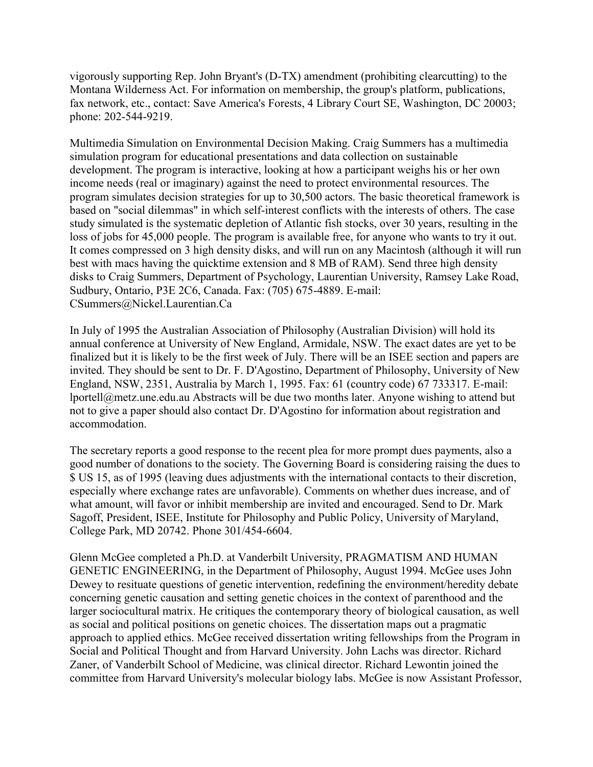vigorously supporting Rep. John Bryant's (D-TX) amendment (prohibiting clearcutting) to the Montana Wilderness Act. For information on membership, the group's platform, publications, fax network, etc., contact: Save America's Forests, 4 Library Court SE, Washington, DC 20003; phone: 202-544-9219.

Multimedia Simulation on Environmental Decision Making. Craig Summers has a multimedia simulation program for educational presentations and data collection on sustainable development. The program is interactive, looking at how a participant weighs his or her own income needs (real or imaginary) against the need to protect environmental resources. The program simulates decision strategies for up to 30,500 actors. The basic theoretical framework is based on "social dilemmas" in which self-interest conflicts with the interests of others. The case study simulated is the systematic depletion of Atlantic fish stocks, over 30 years, resulting in the loss of jobs for 45,000 people. The program is available free, for anyone who wants to try it out. It comes compressed on 3 high density disks, and will run on any Macintosh (although it will run best with macs having the quicktime extension and 8 MB of RAM). Send three high density disks to Craig Summers, Department of Psychology, Laurentian University, Ramsey Lake Road, Sudbury, Ontario, P3E 2C6, Canada. Fax: (705) 675-4889. E-mail: CSummers@Nickel.Laurentian.Ca

In July of 1995 the Australian Association of Philosophy (Australian Division) will hold its annual conference at University of New England, Armidale, NSW. The exact dates are yet to be finalized but it is likely to be the first week of July. There will be an ISEE section and papers are invited. They should be sent to Dr. F. D'Agostino, Department of Philosophy, University of New England, NSW, 2351, Australia by March 1, 1995. Fax: 61 (country code) 67 733317. E-mail: lportell@metz.une.edu.au Abstracts will be due two months later. Anyone wishing to attend but not to give a paper should also contact Dr. D'Agostino for information about registration and accommodation.

The secretary reports a good response to the recent plea for more prompt dues payments, also a good number of donations to the society. The Governing Board is considering raising the dues to $ US 15, as of 1995 (leaving dues adjustments with the international contacts to their discretion, especially where exchange rates are unfavorable). Comments on whether dues increase, and of what amount, will favor or inhibit membership are invited and encouraged. Send to Dr. Mark Sagoff, President, ISEE, Institute for Philosophy and Public Policy, University of Maryland, College Park, MD 20742. Phone 301/454-6604.

Glenn McGee completed a Ph.D. at Vanderbilt University, PRAGMATISM AND HUMAN GENETIC ENGINEERING, in the Department of Philosophy, August 1994. McGee uses John Dewey to resituate questions of genetic intervention, redefining the environment/heredity debate concerning genetic causation and setting genetic choices in the context of parenthood and the larger sociocultural matrix. He critiques the contemporary theory of biological causation, as well as social and political positions on genetic choices. The dissertation maps out a pragmatic approach to applied ethics. McGee received dissertation writing fellowships from the Program in Social and Political Thought and from Harvard University. John Lachs was director. Richard Zaner, of Vanderbilt School of Medicine, was clinical director. Richard Lewontin joined the committee from Harvard University's molecular biology labs. McGee is now Assistant Professor,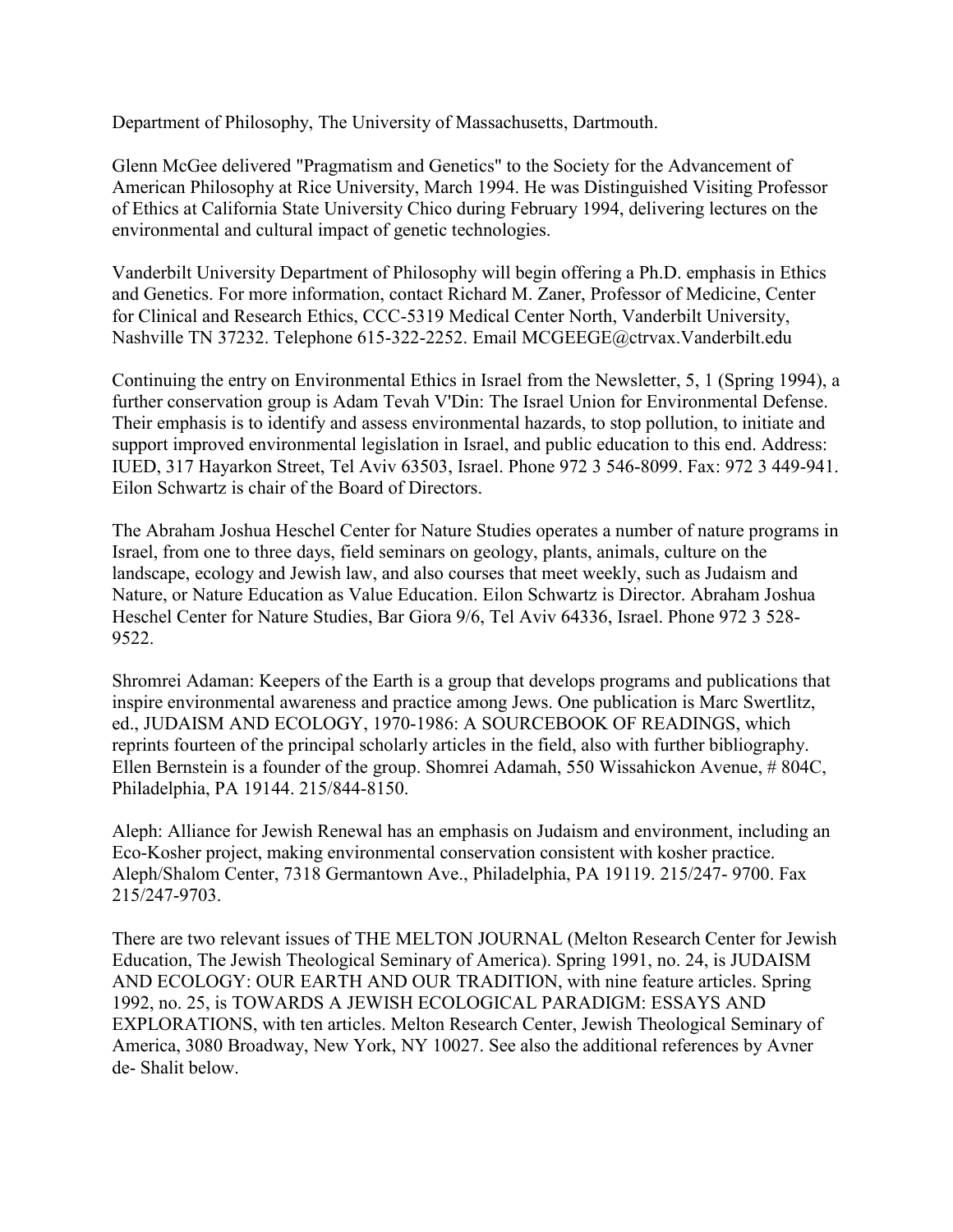Department of Philosophy, The University of Massachusetts, Dartmouth.

Glenn McGee delivered "Pragmatism and Genetics" to the Society for the Advancement of American Philosophy at Rice University, March 1994. He was Distinguished Visiting Professor of Ethics at California State University Chico during February 1994, delivering lectures on the environmental and cultural impact of genetic technologies.

Vanderbilt University Department of Philosophy will begin offering a Ph.D. emphasis in Ethics and Genetics. For more information, contact Richard M. Zaner, Professor of Medicine, Center for Clinical and Research Ethics, CCC-5319 Medical Center North, Vanderbilt University, Nashville TN 37232. Telephone 615-322-2252. Email MCGEEGE@ctrvax.Vanderbilt.edu

Continuing the entry on Environmental Ethics in Israel from the Newsletter, 5, 1 (Spring 1994), a further conservation group is Adam Tevah V'Din: The Israel Union for Environmental Defense. Their emphasis is to identify and assess environmental hazards, to stop pollution, to initiate and support improved environmental legislation in Israel, and public education to this end. Address: IUED, 317 Hayarkon Street, Tel Aviv 63503, Israel. Phone 972 3 546-8099. Fax: 972 3 449-941. Eilon Schwartz is chair of the Board of Directors.

The Abraham Joshua Heschel Center for Nature Studies operates a number of nature programs in Israel, from one to three days, field seminars on geology, plants, animals, culture on the landscape, ecology and Jewish law, and also courses that meet weekly, such as Judaism and Nature, or Nature Education as Value Education. Eilon Schwartz is Director. Abraham Joshua Heschel Center for Nature Studies, Bar Giora 9/6, Tel Aviv 64336, Israel. Phone 972 3 528-9522.

Shromrei Adaman: Keepers of the Earth is a group that develops programs and publications that inspire environmental awareness and practice among Jews. One publication is Marc Swertlitz, ed., JUDAISM AND ECOLOGY, 1970-1986: A SOURCEBOOK OF READINGS, which reprints fourteen of the principal scholarly articles in the field, also with further bibliography. Ellen Bernstein is a founder of the group. Shomrei Adamah, 550 Wissahickon Avenue, # 804C, Philadelphia, PA 19144. 215/844-8150.

Aleph: Alliance for Jewish Renewal has an emphasis on Judaism and environment, including an Eco-Kosher project, making environmental conservation consistent with kosher practice. Aleph/Shalom Center, 7318 Germantown Ave., Philadelphia, PA 19119. 215/247- 9700. Fax 215/247-9703.

There are two relevant issues of THE MELTON JOURNAL (Melton Research Center for Jewish Education, The Jewish Theological Seminary of America). Spring 1991, no. 24, is JUDAISM AND ECOLOGY: OUR EARTH AND OUR TRADITION, with nine feature articles. Spring 1992, no. 25, is TOWARDS A JEWISH ECOLOGICAL PARADIGM: ESSAYS AND EXPLORATIONS, with ten articles. Melton Research Center, Jewish Theological Seminary of America, 3080 Broadway, New York, NY 10027. See also the additional references by Avner de- Shalit below.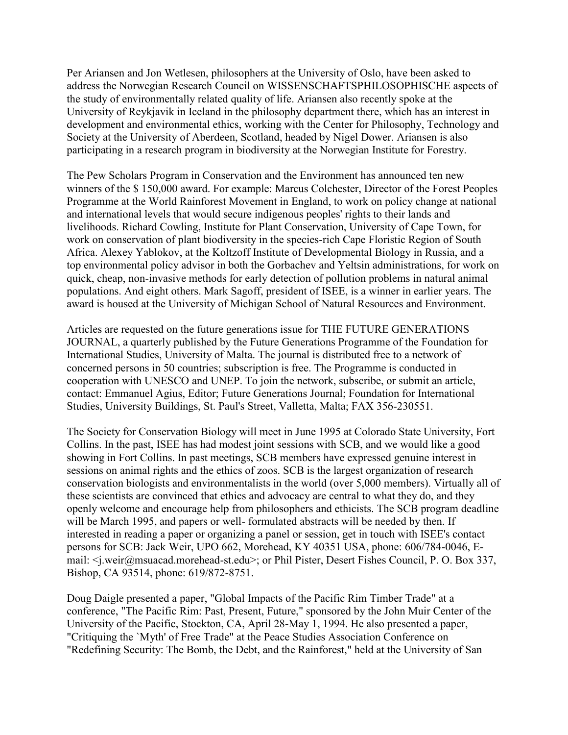Per Ariansen and Jon Wetlesen, philosophers at the University of Oslo, have been asked to address the Norwegian Research Council on WISSENSCHAFTSPHILOSOPHISCHE aspects of the study of environmentally related quality of life. Ariansen also recently spoke at the University of Reykjavik in Iceland in the philosophy department there, which has an interest in development and environmental ethics, working with the Center for Philosophy, Technology and Society at the University of Aberdeen, Scotland, headed by Nigel Dower. Ariansen is also participating in a research program in biodiversity at the Norwegian Institute for Forestry.

The Pew Scholars Program in Conservation and the Environment has announced ten new winners of the $ 150,000 award. For example: Marcus Colchester, Director of the Forest Peoples Programme at the World Rainforest Movement in England, to work on policy change at national and international levels that would secure indigenous peoples' rights to their lands and livelihoods. Richard Cowling, Institute for Plant Conservation, University of Cape Town, for work on conservation of plant biodiversity in the species-rich Cape Floristic Region of South Africa. Alexey Yablokov, at the Koltzoff Institute of Developmental Biology in Russia, and a top environmental policy advisor in both the Gorbachev and Yeltsin administrations, for work on quick, cheap, non-invasive methods for early detection of pollution problems in natural animal populations. And eight others. Mark Sagoff, president of ISEE, is a winner in earlier years. The award is housed at the University of Michigan School of Natural Resources and Environment.

Articles are requested on the future generations issue for THE FUTURE GENERATIONS JOURNAL, a quarterly published by the Future Generations Programme of the Foundation for International Studies, University of Malta. The journal is distributed free to a network of concerned persons in 50 countries; subscription is free. The Programme is conducted in cooperation with UNESCO and UNEP. To join the network, subscribe, or submit an article, contact: Emmanuel Agius, Editor; Future Generations Journal; Foundation for International Studies, University Buildings, St. Paul's Street, Valletta, Malta; FAX 356-230551.

The Society for Conservation Biology will meet in June 1995 at Colorado State University, Fort Collins. In the past, ISEE has had modest joint sessions with SCB, and we would like a good showing in Fort Collins. In past meetings, SCB members have expressed genuine interest in sessions on animal rights and the ethics of zoos. SCB is the largest organization of research conservation biologists and environmentalists in the world (over 5,000 members). Virtually all of these scientists are convinced that ethics and advocacy are central to what they do, and they openly welcome and encourage help from philosophers and ethicists. The SCB program deadline will be March 1995, and papers or well- formulated abstracts will be needed by then. If interested in reading a paper or organizing a panel or session, get in touch with ISEE's contact persons for SCB: Jack Weir, UPO 662, Morehead, KY 40351 USA, phone: 606/784-0046, E-mail: <j.weir@msuacad.morehead-st.edu>; or Phil Pister, Desert Fishes Council, P. O. Box 337, Bishop, CA 93514, phone: 619/872-8751.

Doug Daigle presented a paper, "Global Impacts of the Pacific Rim Timber Trade" at a conference, "The Pacific Rim: Past, Present, Future," sponsored by the John Muir Center of the University of the Pacific, Stockton, CA, April 28-May 1, 1994. He also presented a paper, "Critiquing the `Myth' of Free Trade" at the Peace Studies Association Conference on "Redefining Security: The Bomb, the Debt, and the Rainforest," held at the University of San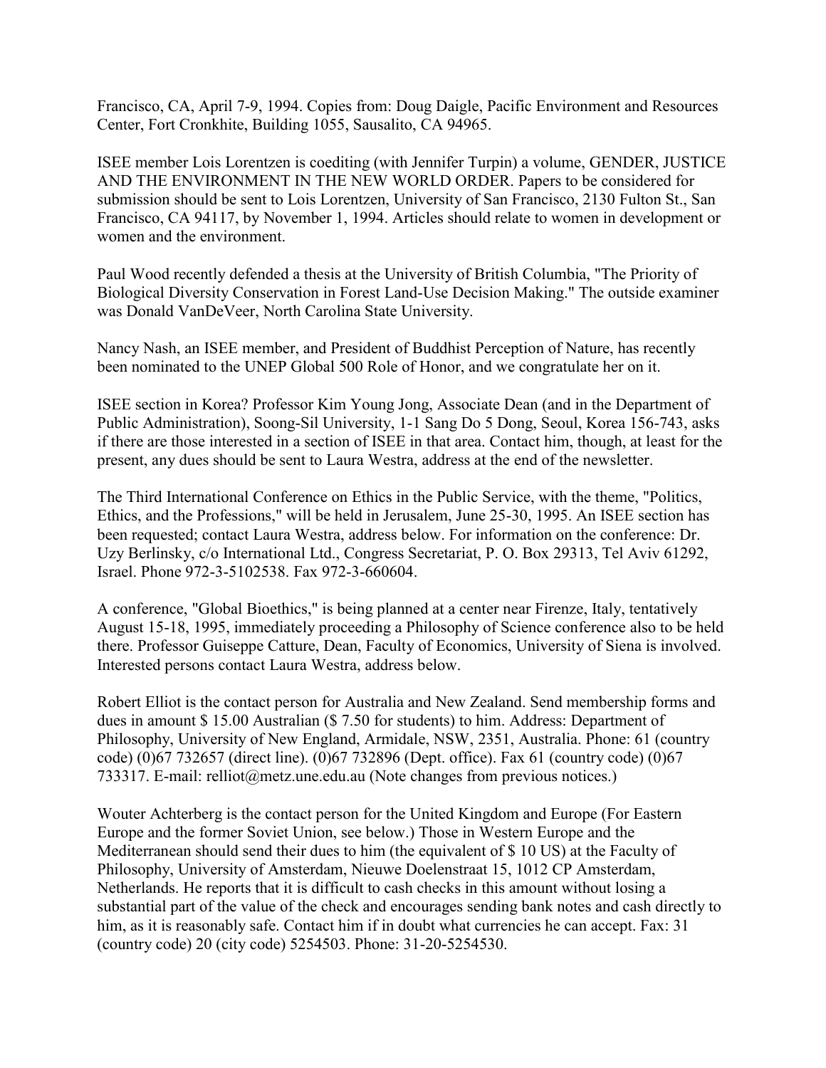Francisco, CA, April 7-9, 1994. Copies from: Doug Daigle, Pacific Environment and Resources Center, Fort Cronkhite, Building 1055, Sausalito, CA 94965.

ISEE member Lois Lorentzen is coediting (with Jennifer Turpin) a volume, GENDER, JUSTICE AND THE ENVIRONMENT IN THE NEW WORLD ORDER. Papers to be considered for submission should be sent to Lois Lorentzen, University of San Francisco, 2130 Fulton St., San Francisco, CA 94117, by November 1, 1994. Articles should relate to women in development or women and the environment.

Paul Wood recently defended a thesis at the University of British Columbia, "The Priority of Biological Diversity Conservation in Forest Land-Use Decision Making." The outside examiner was Donald VanDeVeer, North Carolina State University.

Nancy Nash, an ISEE member, and President of Buddhist Perception of Nature, has recently been nominated to the UNEP Global 500 Role of Honor, and we congratulate her on it.

ISEE section in Korea? Professor Kim Young Jong, Associate Dean (and in the Department of Public Administration), Soong-Sil University, 1-1 Sang Do 5 Dong, Seoul, Korea 156-743, asks if there are those interested in a section of ISEE in that area. Contact him, though, at least for the present, any dues should be sent to Laura Westra, address at the end of the newsletter.

The Third International Conference on Ethics in the Public Service, with the theme, "Politics, Ethics, and the Professions," will be held in Jerusalem, June 25-30, 1995. An ISEE section has been requested; contact Laura Westra, address below. For information on the conference: Dr. Uzy Berlinsky, c/o International Ltd., Congress Secretariat, P. O. Box 29313, Tel Aviv 61292, Israel. Phone 972-3-5102538. Fax 972-3-660604.

A conference, "Global Bioethics," is being planned at a center near Firenze, Italy, tentatively August 15-18, 1995, immediately proceeding a Philosophy of Science conference also to be held there. Professor Guiseppe Catture, Dean, Faculty of Economics, University of Siena is involved. Interested persons contact Laura Westra, address below.

Robert Elliot is the contact person for Australia and New Zealand. Send membership forms and dues in amount $ 15.00 Australian ($ 7.50 for students) to him. Address: Department of Philosophy, University of New England, Armidale, NSW, 2351, Australia. Phone: 61 (country code) (0)67 732657 (direct line). (0)67 732896 (Dept. office). Fax 61 (country code) (0)67 733317. E-mail: relliot@metz.une.edu.au (Note changes from previous notices.)

Wouter Achterberg is the contact person for the United Kingdom and Europe (For Eastern Europe and the former Soviet Union, see below.) Those in Western Europe and the Mediterranean should send their dues to him (the equivalent of $ 10 US) at the Faculty of Philosophy, University of Amsterdam, Nieuwe Doelenstraat 15, 1012 CP Amsterdam, Netherlands. He reports that it is difficult to cash checks in this amount without losing a substantial part of the value of the check and encourages sending bank notes and cash directly to him, as it is reasonably safe. Contact him if in doubt what currencies he can accept. Fax: 31 (country code) 20 (city code) 5254503. Phone: 31-20-5254530.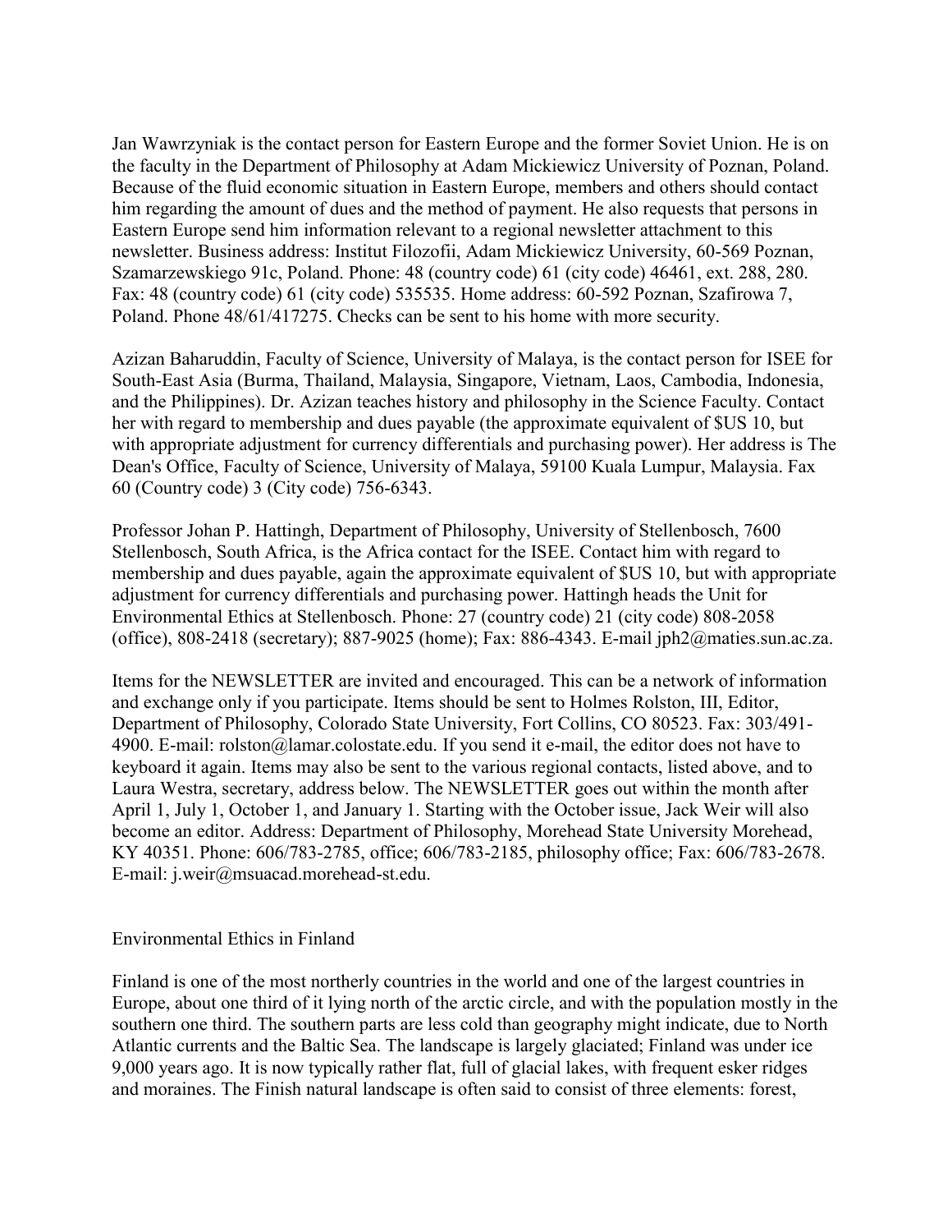Jan Wawrzyniak is the contact person for Eastern Europe and the former Soviet Union. He is on the faculty in the Department of Philosophy at Adam Mickiewicz University of Poznan, Poland. Because of the fluid economic situation in Eastern Europe, members and others should contact him regarding the amount of dues and the method of payment. He also requests that persons in Eastern Europe send him information relevant to a regional newsletter attachment to this newsletter. Business address: Institut Filozofii, Adam Mickiewicz University, 60-569 Poznan, Szamarzewskiego 91c, Poland. Phone: 48 (country code) 61 (city code) 46461, ext. 288, 280. Fax: 48 (country code) 61 (city code) 535535. Home address: 60-592 Poznan, Szafirowa 7, Poland. Phone 48/61/417275. Checks can be sent to his home with more security.

Azizan Baharuddin, Faculty of Science, University of Malaya, is the contact person for ISEE for South-East Asia (Burma, Thailand, Malaysia, Singapore, Vietnam, Laos, Cambodia, Indonesia, and the Philippines). Dr. Azizan teaches history and philosophy in the Science Faculty. Contact her with regard to membership and dues payable (the approximate equivalent of $US 10, but with appropriate adjustment for currency differentials and purchasing power). Her address is The Dean's Office, Faculty of Science, University of Malaya, 59100 Kuala Lumpur, Malaysia. Fax 60 (Country code) 3 (City code) 756-6343.

Professor Johan P. Hattingh, Department of Philosophy, University of Stellenbosch, 7600 Stellenbosch, South Africa, is the Africa contact for the ISEE. Contact him with regard to membership and dues payable, again the approximate equivalent of $US 10, but with appropriate adjustment for currency differentials and purchasing power. Hattingh heads the Unit for Environmental Ethics at Stellenbosch. Phone: 27 (country code) 21 (city code) 808-2058 (office), 808-2418 (secretary); 887-9025 (home); Fax: 886-4343. E-mail jph2@maties.sun.ac.za.

Items for the NEWSLETTER are invited and encouraged. This can be a network of information and exchange only if you participate. Items should be sent to Holmes Rolston, III, Editor, Department of Philosophy, Colorado State University, Fort Collins, CO 80523. Fax: 303/491-4900. E-mail: rolston@lamar.colostate.edu. If you send it e-mail, the editor does not have to keyboard it again. Items may also be sent to the various regional contacts, listed above, and to Laura Westra, secretary, address below. The NEWSLETTER goes out within the month after April 1, July 1, October 1, and January 1. Starting with the October issue, Jack Weir will also become an editor. Address: Department of Philosophy, Morehead State University Morehead, KY 40351. Phone: 606/783-2785, office; 606/783-2185, philosophy office; Fax: 606/783-2678. E-mail: j.weir@msuacad.morehead-st.edu.

## Environmental Ethics in Finland

Finland is one of the most northerly countries in the world and one of the largest countries in Europe, about one third of it lying north of the arctic circle, and with the population mostly in the southern one third. The southern parts are less cold than geography might indicate, due to North Atlantic currents and the Baltic Sea. The landscape is largely glaciated; Finland was under ice 9,000 years ago. It is now typically rather flat, full of glacial lakes, with frequent esker ridges and moraines. The Finish natural landscape is often said to consist of three elements: forest,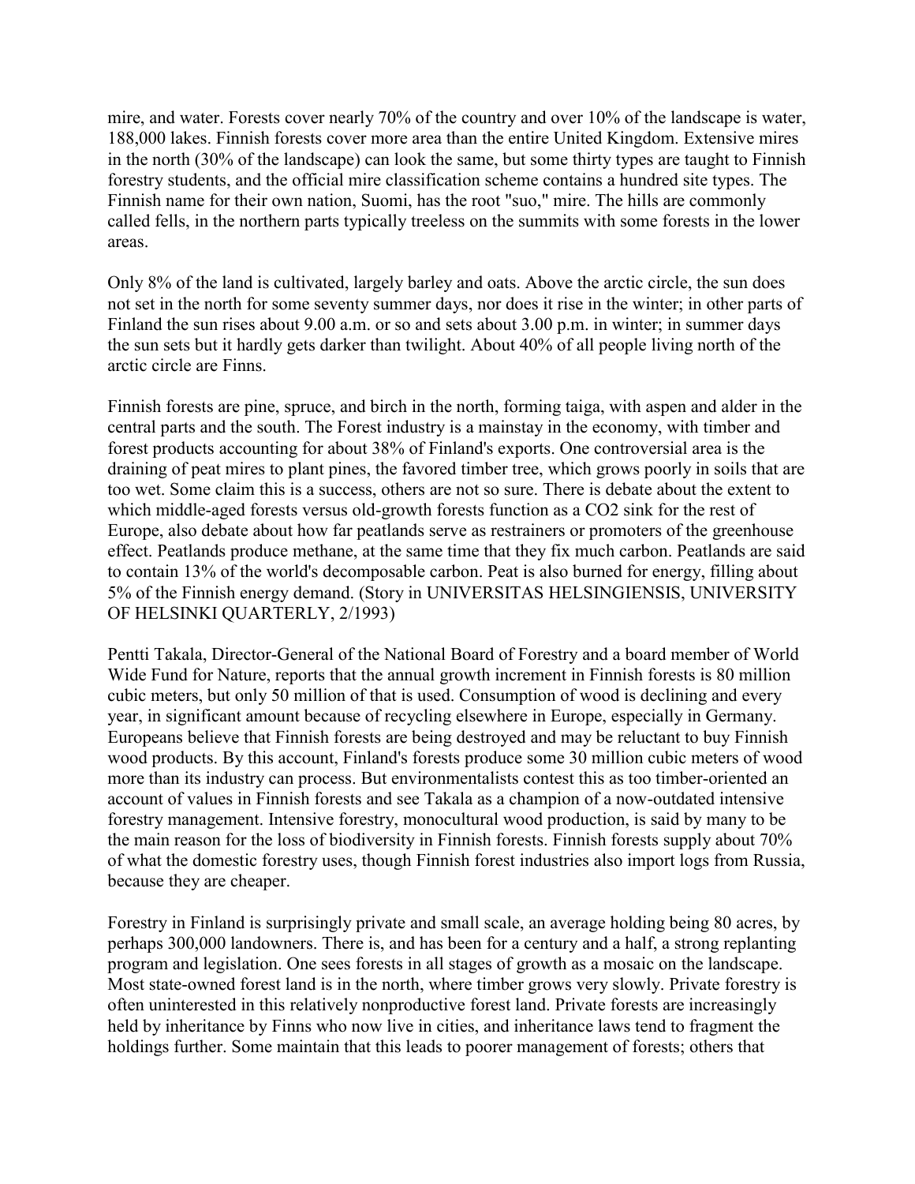mire, and water. Forests cover nearly 70% of the country and over 10% of the landscape is water, 188,000 lakes. Finnish forests cover more area than the entire United Kingdom. Extensive mires in the north (30% of the landscape) can look the same, but some thirty types are taught to Finnish forestry students, and the official mire classification scheme contains a hundred site types. The Finnish name for their own nation, Suomi, has the root "suo," mire. The hills are commonly called fells, in the northern parts typically treeless on the summits with some forests in the lower areas.

Only 8% of the land is cultivated, largely barley and oats. Above the arctic circle, the sun does not set in the north for some seventy summer days, nor does it rise in the winter; in other parts of Finland the sun rises about 9.00 a.m. or so and sets about 3.00 p.m. in winter; in summer days the sun sets but it hardly gets darker than twilight. About 40% of all people living north of the arctic circle are Finns.

Finnish forests are pine, spruce, and birch in the north, forming taiga, with aspen and alder in the central parts and the south. The Forest industry is a mainstay in the economy, with timber and forest products accounting for about 38% of Finland's exports. One controversial area is the draining of peat mires to plant pines, the favored timber tree, which grows poorly in soils that are too wet. Some claim this is a success, others are not so sure. There is debate about the extent to which middle-aged forests versus old-growth forests function as a $CO_2$ sink for the rest of Europe, also debate about how far peatlands serve as restrainers or promoters of the greenhouse effect. Peatlands produce methane, at the same time that they fix much carbon. Peatlands are said to contain 13% of the world's decomposable carbon. Peat is also burned for energy, filling about 5% of the Finnish energy demand. (Story in UNIVERSITAS HELSINGIENSIS, UNIVERSITY OF HELSINKI QUARTERLY, 2/1993)

Pentti Takala, Director-General of the National Board of Forestry and a board member of World Wide Fund for Nature, reports that the annual growth increment in Finnish forests is 80 million cubic meters, but only 50 million of that is used. Consumption of wood is declining and every year, in significant amount because of recycling elsewhere in Europe, especially in Germany. Europeans believe that Finnish forests are being destroyed and may be reluctant to buy Finnish wood products. By this account, Finland's forests produce some 30 million cubic meters of wood more than its industry can process. But environmentalists contest this as too timber-oriented an account of values in Finnish forests and see Takala as a champion of a now-outdated intensive forestry management. Intensive forestry, monocultural wood production, is said by many to be the main reason for the loss of biodiversity in Finnish forests. Finnish forests supply about 70% of what the domestic forestry uses, though Finnish forest industries also import logs from Russia, because they are cheaper.

Forestry in Finland is surprisingly private and small scale, an average holding being 80 acres, by perhaps 300,000 landowners. There is, and has been for a century and a half, a strong replanting program and legislation. One sees forests in all stages of growth as a mosaic on the landscape. Most state-owned forest land is in the north, where timber grows very slowly. Private forestry is often uninterested in this relatively nonproductive forest land. Private forests are increasingly held by inheritance by Finns who now live in cities, and inheritance laws tend to fragment the holdings further. Some maintain that this leads to poorer management of forests; others that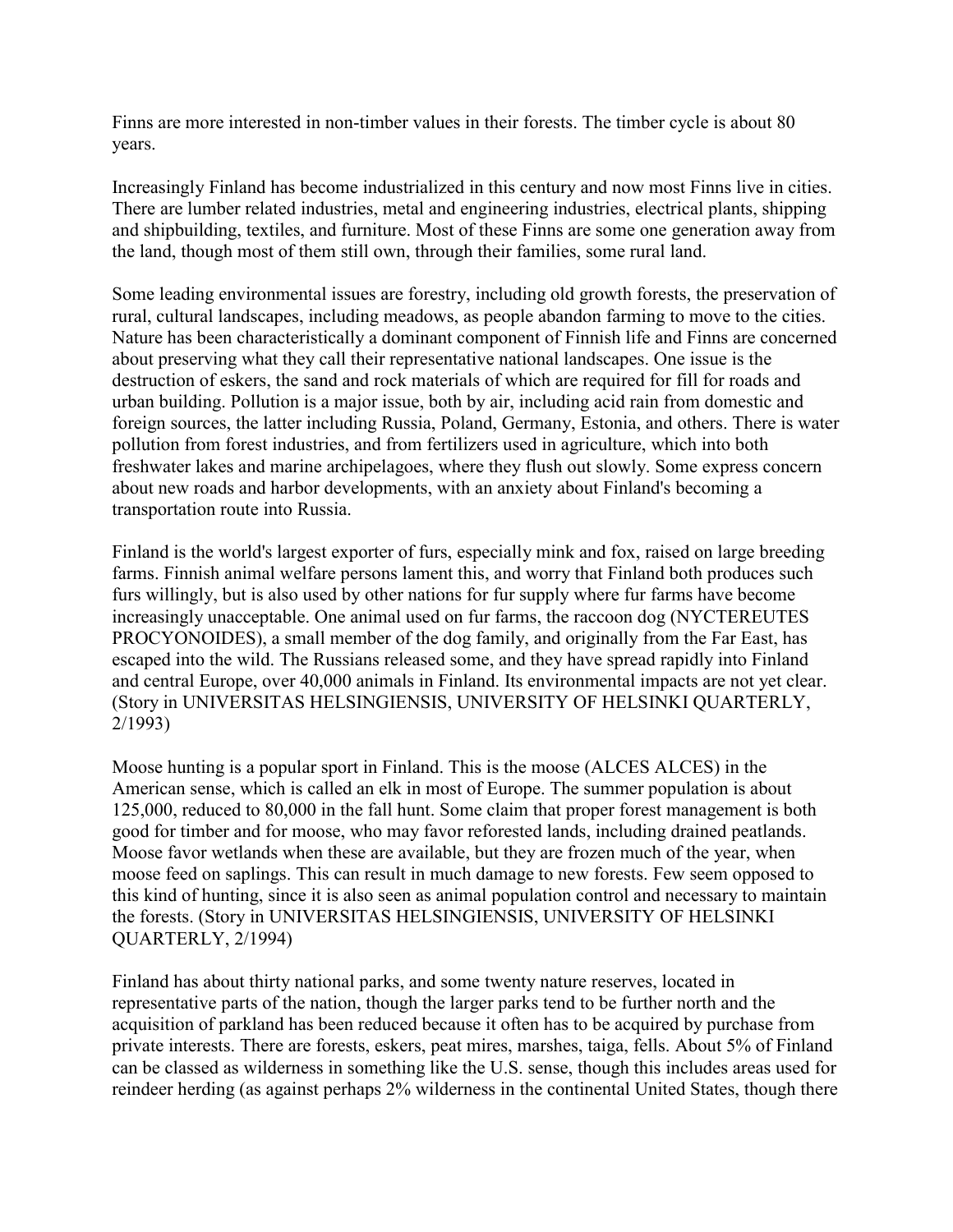Finns are more interested in non-timber values in their forests. The timber cycle is about 80 years.

Increasingly Finland has become industrialized in this century and now most Finns live in cities. There are lumber related industries, metal and engineering industries, electrical plants, shipping and shipbuilding, textiles, and furniture. Most of these Finns are some one generation away from the land, though most of them still own, through their families, some rural land.

Some leading environmental issues are forestry, including old growth forests, the preservation of rural, cultural landscapes, including meadows, as people abandon farming to move to the cities. Nature has been characteristically a dominant component of Finnish life and Finns are concerned about preserving what they call their representative national landscapes. One issue is the destruction of eskers, the sand and rock materials of which are required for fill for roads and urban building. Pollution is a major issue, both by air, including acid rain from domestic and foreign sources, the latter including Russia, Poland, Germany, Estonia, and others. There is water pollution from forest industries, and from fertilizers used in agriculture, which into both freshwater lakes and marine archipelagoes, where they flush out slowly. Some express concern about new roads and harbor developments, with an anxiety about Finland's becoming a transportation route into Russia.

Finland is the world's largest exporter of furs, especially mink and fox, raised on large breeding farms. Finnish animal welfare persons lament this, and worry that Finland both produces such furs willingly, but is also used by other nations for fur supply where fur farms have become increasingly unacceptable. One animal used on fur farms, the raccoon dog (NYCTEREUTES PROCYONOIDES), a small member of the dog family, and originally from the Far East, has escaped into the wild. The Russians released some, and they have spread rapidly into Finland and central Europe, over 40,000 animals in Finland. Its environmental impacts are not yet clear. (Story in UNIVERSITAS HELSINGIENSIS, UNIVERSITY OF HELSINKI QUARTERLY, 2/1993)

Moose hunting is a popular sport in Finland. This is the moose (ALCES ALCES) in the American sense, which is called an elk in most of Europe. The summer population is about 125,000, reduced to 80,000 in the fall hunt. Some claim that proper forest management is both good for timber and for moose, who may favor reforested lands, including drained peatlands. Moose favor wetlands when these are available, but they are frozen much of the year, when moose feed on saplings. This can result in much damage to new forests. Few seem opposed to this kind of hunting, since it is also seen as animal population control and necessary to maintain the forests. (Story in UNIVERSITAS HELSINGIENSIS, UNIVERSITY OF HELSINKI QUARTERLY, 2/1994)

Finland has about thirty national parks, and some twenty nature reserves, located in representative parts of the nation, though the larger parks tend to be further north and the acquisition of parkland has been reduced because it often has to be acquired by purchase from private interests. There are forests, eskers, peat mires, marshes, taiga, fells. About 5% of Finland can be classed as wilderness in something like the U.S. sense, though this includes areas used for reindeer herding (as against perhaps 2% wilderness in the continental United States, though there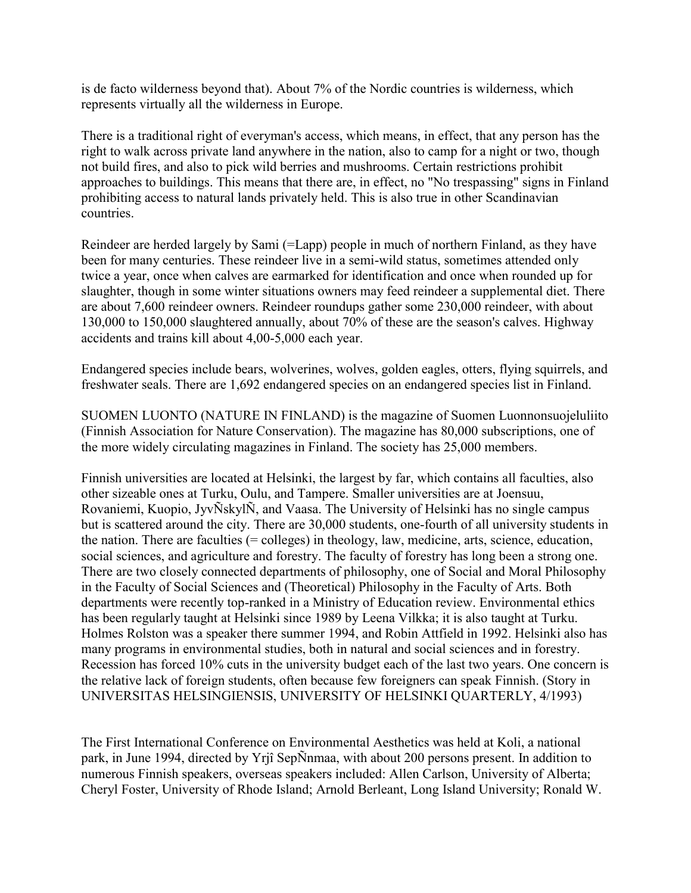is de facto wilderness beyond that). About 7% of the Nordic countries is wilderness, which represents virtually all the wilderness in Europe.

There is a traditional right of everyman's access, which means, in effect, that any person has the right to walk across private land anywhere in the nation, also to camp for a night or two, though not build fires, and also to pick wild berries and mushrooms. Certain restrictions prohibit approaches to buildings. This means that there are, in effect, no "No trespassing" signs in Finland prohibiting access to natural lands privately held. This is also true in other Scandinavian countries.

Reindeer are herded largely by Sami (=Lapp) people in much of northern Finland, as they have been for many centuries. These reindeer live in a semi-wild status, sometimes attended only twice a year, once when calves are earmarked for identification and once when rounded up for slaughter, though in some winter situations owners may feed reindeer a supplemental diet. There are about 7,600 reindeer owners. Reindeer roundups gather some 230,000 reindeer, with about 130,000 to 150,000 slaughtered annually, about 70% of these are the season's calves. Highway accidents and trains kill about 4,00-5,000 each year.

Endangered species include bears, wolverines, wolves, golden eagles, otters, flying squirrels, and freshwater seals. There are 1,692 endangered species on an endangered species list in Finland.

SUOMEN LUONTO (NATURE IN FINLAND) is the magazine of Suomen Luonnonsuojeluliito (Finnish Association for Nature Conservation). The magazine has 80,000 subscriptions, one of the more widely circulating magazines in Finland. The society has 25,000 members.

Finnish universities are located at Helsinki, the largest by far, which contains all faculties, also other sizeable ones at Turku, Oulu, and Tampere. Smaller universities are at Joensuu, Rovaniemi, Kuopio, JyvÑskylÑ, and Vaasa. The University of Helsinki has no single campus but is scattered around the city. There are 30,000 students, one-fourth of all university students in the nation. There are faculties (= colleges) in theology, law, medicine, arts, science, education, social sciences, and agriculture and forestry. The faculty of forestry has long been a strong one. There are two closely connected departments of philosophy, one of Social and Moral Philosophy in the Faculty of Social Sciences and (Theoretical) Philosophy in the Faculty of Arts. Both departments were recently top-ranked in a Ministry of Education review. Environmental ethics has been regularly taught at Helsinki since 1989 by Leena Vilkka; it is also taught at Turku. Holmes Rolston was a speaker there summer 1994, and Robin Attfield in 1992. Helsinki also has many programs in environmental studies, both in natural and social sciences and in forestry. Recession has forced 10% cuts in the university budget each of the last two years. One concern is the relative lack of foreign students, often because few foreigners can speak Finnish. (Story in UNIVERSITAS HELSINGIENSIS, UNIVERSITY OF HELSINKI QUARTERLY, 4/1993)

The First International Conference on Environmental Aesthetics was held at Koli, a national park, in June 1994, directed by Yrjî SepÑnmaa, with about 200 persons present. In addition to numerous Finnish speakers, overseas speakers included: Allen Carlson, University of Alberta; Cheryl Foster, University of Rhode Island; Arnold Berleant, Long Island University; Ronald W.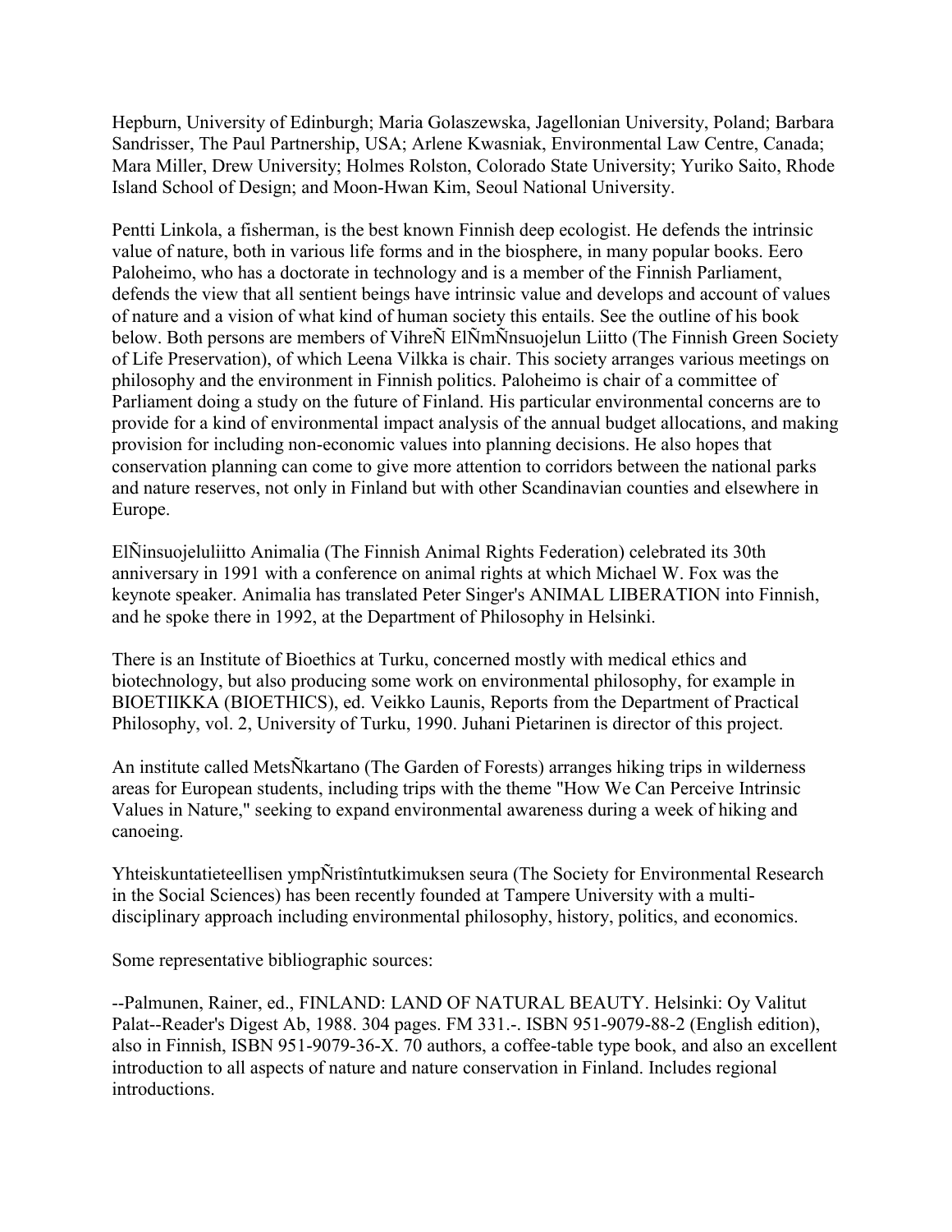Hepburn, University of Edinburgh; Maria Golaszewska, Jagellonian University, Poland; Barbara Sandrisser, The Paul Partnership, USA; Arlene Kwasniak, Environmental Law Centre, Canada; Mara Miller, Drew University; Holmes Rolston, Colorado State University; Yuriko Saito, Rhode Island School of Design; and Moon-Hwan Kim, Seoul National University.

Pentti Linkola, a fisherman, is the best known Finnish deep ecologist. He defends the intrinsic value of nature, both in various life forms and in the biosphere, in many popular books. Eero Paloheimo, who has a doctorate in technology and is a member of the Finnish Parliament, defends the view that all sentient beings have intrinsic value and develops and account of values of nature and a vision of what kind of human society this entails. See the outline of his book below. Both persons are members of VihreÑ ElÑmÑnsuojelun Liitto (The Finnish Green Society of Life Preservation), of which Leena Vilkka is chair. This society arranges various meetings on philosophy and the environment in Finnish politics. Paloheimo is chair of a committee of Parliament doing a study on the future of Finland. His particular environmental concerns are to provide for a kind of environmental impact analysis of the annual budget allocations, and making provision for including non-economic values into planning decisions. He also hopes that conservation planning can come to give more attention to corridors between the national parks and nature reserves, not only in Finland but with other Scandinavian counties and elsewhere in Europe.

ElÑinsuojeluliitto Animalia (The Finnish Animal Rights Federation) celebrated its 30th anniversary in 1991 with a conference on animal rights at which Michael W. Fox was the keynote speaker. Animalia has translated Peter Singer's ANIMAL LIBERATION into Finnish, and he spoke there in 1992, at the Department of Philosophy in Helsinki.

There is an Institute of Bioethics at Turku, concerned mostly with medical ethics and biotechnology, but also producing some work on environmental philosophy, for example in BIOETIIKKA (BIOETHICS), ed. Veikko Launis, Reports from the Department of Practical Philosophy, vol. 2, University of Turku, 1990. Juhani Pietarinen is director of this project.

An institute called MetsÑkartano (The Garden of Forests) arranges hiking trips in wilderness areas for European students, including trips with the theme "How We Can Perceive Intrinsic Values in Nature," seeking to expand environmental awareness during a week of hiking and canoeing.

Yhteiskuntatieteellisen ympÑristîntutkimuksen seura (The Society for Environmental Research in the Social Sciences) has been recently founded at Tampere University with a multi-disciplinary approach including environmental philosophy, history, politics, and economics.

Some representative bibliographic sources:

--Palmunen, Rainer, ed., FINLAND: LAND OF NATURAL BEAUTY. Helsinki: Oy Valitut Palat--Reader's Digest Ab, 1988. 304 pages. FM 331.-. ISBN 951-9079-88-2 (English edition), also in Finnish, ISBN 951-9079-36-X. 70 authors, a coffee-table type book, and also an excellent introduction to all aspects of nature and nature conservation in Finland. Includes regional introductions.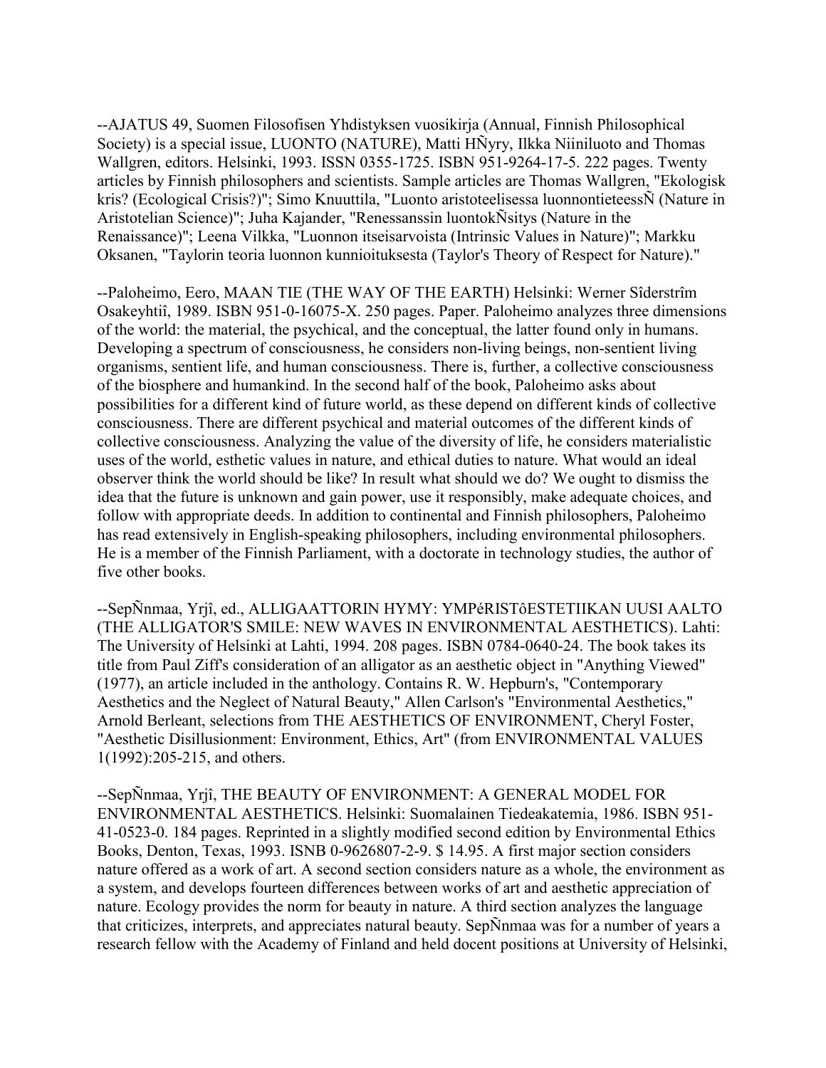--AJATUS 49, Suomen Filosofisen Yhdistyksen vuosikirja (Annual, Finnish Philosophical Society) is a special issue, LUONTO (NATURE), Matti HÑyry, Ilkka Niiniluoto and Thomas Wallgren, editors. Helsinki, 1993. ISSN 0355-1725. ISBN 951-9264-17-5. 222 pages. Twenty articles by Finnish philosophers and scientists. Sample articles are Thomas Wallgren, "Ekologisk kris? (Ecological Crisis?)"; Simo Knuuttila, "Luonto aristoteelisessa luonnontieteessÑ (Nature in Aristotelian Science)"; Juha Kajander, "Renessanssin luontokÑsitys (Nature in the Renaissance)"; Leena Vilkka, "Luonnon itseisarvoista (Intrinsic Values in Nature)"; Markku Oksanen, "Taylorin teoria luonnon kunnioituksesta (Taylor's Theory of Respect for Nature)."

--Paloheimo, Eero, MAAN TIE (THE WAY OF THE EARTH) Helsinki: Werner Sîderstrîm Osakeyhtiî, 1989. ISBN 951-0-16075-X. 250 pages. Paper. Paloheimo analyzes three dimensions of the world: the material, the psychical, and the conceptual, the latter found only in humans. Developing a spectrum of consciousness, he considers non-living beings, non-sentient living organisms, sentient life, and human consciousness. There is, further, a collective consciousness of the biosphere and humankind. In the second half of the book, Paloheimo asks about possibilities for a different kind of future world, as these depend on different kinds of collective consciousness. There are different psychical and material outcomes of the different kinds of collective consciousness. Analyzing the value of the diversity of life, he considers materialistic uses of the world, esthetic values in nature, and ethical duties to nature. What would an ideal observer think the world should be like? In result what should we do? We ought to dismiss the idea that the future is unknown and gain power, use it responsibly, make adequate choices, and follow with appropriate deeds. In addition to continental and Finnish philosophers, Paloheimo has read extensively in English-speaking philosophers, including environmental philosophers. He is a member of the Finnish Parliament, with a doctorate in technology studies, the author of five other books.

--SepÑnmaa, Yrjî, ed., ALLIGAATTORIN HYMY: YMPéRISTôESTETIIKAN UUSI AALTO (THE ALLIGATOR'S SMILE: NEW WAVES IN ENVIRONMENTAL AESTHETICS). Lahti: The University of Helsinki at Lahti, 1994. 208 pages. ISBN 0784-0640-24. The book takes its title from Paul Ziff's consideration of an alligator as an aesthetic object in "Anything Viewed" (1977), an article included in the anthology. Contains R. W. Hepburn's, "Contemporary Aesthetics and the Neglect of Natural Beauty," Allen Carlson's "Environmental Aesthetics," Arnold Berleant, selections from THE AESTHETICS OF ENVIRONMENT, Cheryl Foster, "Aesthetic Disillusionment: Environment, Ethics, Art" (from ENVIRONMENTAL VALUES 1(1992):205-215, and others.

--SepÑnmaa, Yrjî, THE BEAUTY OF ENVIRONMENT: A GENERAL MODEL FOR ENVIRONMENTAL AESTHETICS. Helsinki: Suomalainen Tiedeakatemia, 1986. ISBN 951-41-0523-0. 184 pages. Reprinted in a slightly modified second edition by Environmental Ethics Books, Denton, Texas, 1993. ISNB 0-9626807-2-9. $ 14.95. A first major section considers nature offered as a work of art. A second section considers nature as a whole, the environment as a system, and develops fourteen differences between works of art and aesthetic appreciation of nature. Ecology provides the norm for beauty in nature. A third section analyzes the language that criticizes, interprets, and appreciates natural beauty. SepÑnmaa was for a number of years a research fellow with the Academy of Finland and held docent positions at University of Helsinki,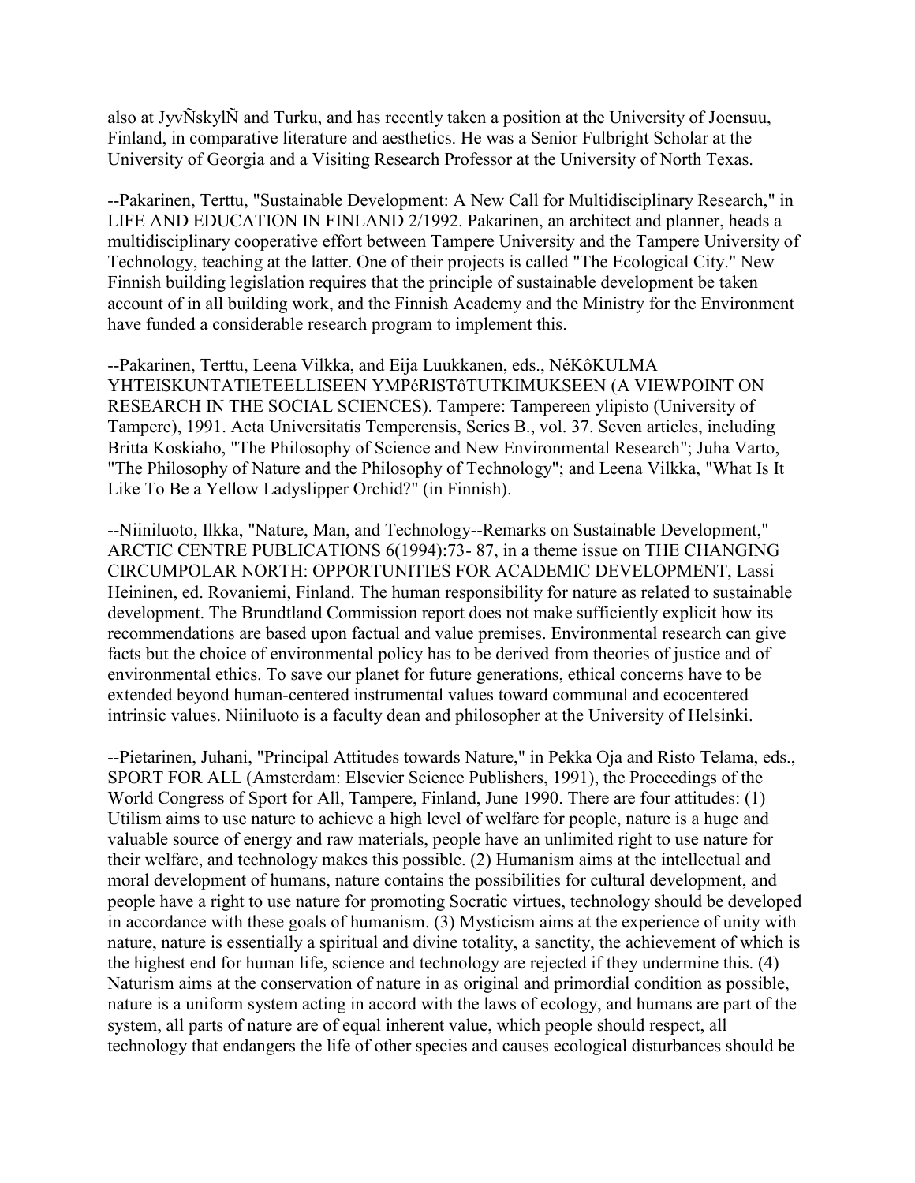also at JyvÑskylÑ and Turku, and has recently taken a position at the University of Joensuu, Finland, in comparative literature and aesthetics. He was a Senior Fulbright Scholar at the University of Georgia and a Visiting Research Professor at the University of North Texas.

--Pakarinen, Terttu, "Sustainable Development: A New Call for Multidisciplinary Research," in LIFE AND EDUCATION IN FINLAND 2/1992. Pakarinen, an architect and planner, heads a multidisciplinary cooperative effort between Tampere University and the Tampere University of Technology, teaching at the latter. One of their projects is called "The Ecological City." New Finnish building legislation requires that the principle of sustainable development be taken account of in all building work, and the Finnish Academy and the Ministry for the Environment have funded a considerable research program to implement this.

--Pakarinen, Terttu, Leena Vilkka, and Eija Luukkanen, eds., NéKôKULMA YHTEISKUNTATIETEELLISEEN YMPéRISTôTUTKIMUKSEEN (A VIEWPOINT ON RESEARCH IN THE SOCIAL SCIENCES). Tampere: Tampereen ylipisto (University of Tampere), 1991. Acta Universitatis Temperensis, Series B., vol. 37. Seven articles, including Britta Koskiaho, "The Philosophy of Science and New Environmental Research"; Juha Varto, "The Philosophy of Nature and the Philosophy of Technology"; and Leena Vilkka, "What Is It Like To Be a Yellow Ladyslipper Orchid?" (in Finnish).

--Niiniluoto, Ilkka, "Nature, Man, and Technology--Remarks on Sustainable Development," ARCTIC CENTRE PUBLICATIONS 6(1994):73- 87, in a theme issue on THE CHANGING CIRCUMPOLAR NORTH: OPPORTUNITIES FOR ACADEMIC DEVELOPMENT, Lassi Heininen, ed. Rovaniemi, Finland. The human responsibility for nature as related to sustainable development. The Brundtland Commission report does not make sufficiently explicit how its recommendations are based upon factual and value premises. Environmental research can give facts but the choice of environmental policy has to be derived from theories of justice and of environmental ethics. To save our planet for future generations, ethical concerns have to be extended beyond human-centered instrumental values toward communal and ecocentered intrinsic values. Niiniluoto is a faculty dean and philosopher at the University of Helsinki.

--Pietarinen, Juhani, "Principal Attitudes towards Nature," in Pekka Oja and Risto Telama, eds., SPORT FOR ALL (Amsterdam: Elsevier Science Publishers, 1991), the Proceedings of the World Congress of Sport for All, Tampere, Finland, June 1990. There are four attitudes: (1) Utilism aims to use nature to achieve a high level of welfare for people, nature is a huge and valuable source of energy and raw materials, people have an unlimited right to use nature for their welfare, and technology makes this possible. (2) Humanism aims at the intellectual and moral development of humans, nature contains the possibilities for cultural development, and people have a right to use nature for promoting Socratic virtues, technology should be developed in accordance with these goals of humanism. (3) Mysticism aims at the experience of unity with nature, nature is essentially a spiritual and divine totality, a sanctity, the achievement of which is the highest end for human life, science and technology are rejected if they undermine this. (4) Naturism aims at the conservation of nature in as original and primordial condition as possible, nature is a uniform system acting in accord with the laws of ecology, and humans are part of the system, all parts of nature are of equal inherent value, which people should respect, all technology that endangers the life of other species and causes ecological disturbances should be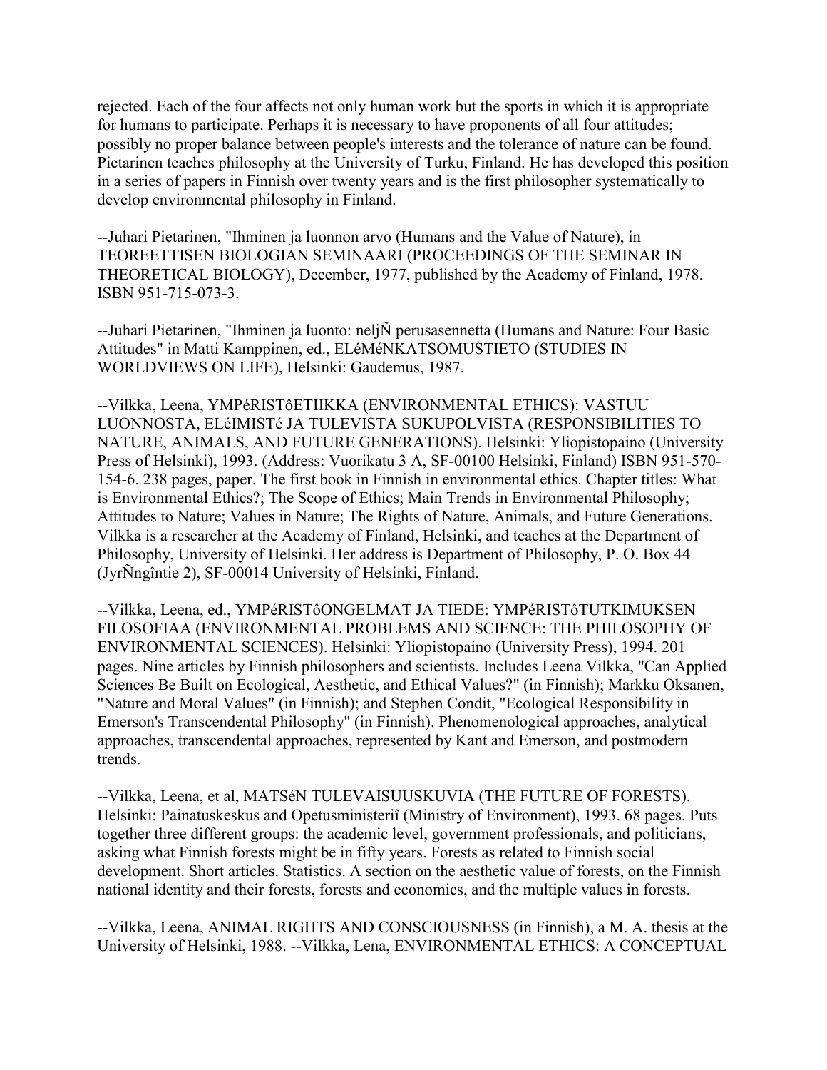rejected. Each of the four affects not only human work but the sports in which it is appropriate for humans to participate. Perhaps it is necessary to have proponents of all four attitudes; possibly no proper balance between people's interests and the tolerance of nature can be found. Pietarinen teaches philosophy at the University of Turku, Finland. He has developed this position in a series of papers in Finnish over twenty years and is the first philosopher systematically to develop environmental philosophy in Finland.

--Juhari Pietarinen, "Ihminen ja luonnon arvo (Humans and the Value of Nature), in TEOREETTISEN BIOLOGIAN SEMINAARI (PROCEEDINGS OF THE SEMINAR IN THEORETICAL BIOLOGY), December, 1977, published by the Academy of Finland, 1978. ISBN 951-715-073-3.

--Juhari Pietarinen, "Ihminen ja luonto: neljÑ perusasennetta (Humans and Nature: Four Basic Attitudes" in Matti Kamppinen, ed., ELéMéNKATSOMUSTIETO (STUDIES IN WORLDVIEWS ON LIFE), Helsinki: Gaudemus, 1987.

--Vilkka, Leena, YMPéRISTôETIIKKA (ENVIRONMENTAL ETHICS): VASTUU LUONNOSTA, ELéIMISTé JA TULEVISTA SUKUPOLVISTA (RESPONSIBILITIES TO NATURE, ANIMALS, AND FUTURE GENERATIONS). Helsinki: Yliopistopaino (University Press of Helsinki), 1993. (Address: Vuorikatu 3 A, SF-00100 Helsinki, Finland) ISBN 951-570-154-6. 238 pages, paper. The first book in Finnish in environmental ethics. Chapter titles: What is Environmental Ethics?; The Scope of Ethics; Main Trends in Environmental Philosophy; Attitudes to Nature; Values in Nature; The Rights of Nature, Animals, and Future Generations. Vilkka is a researcher at the Academy of Finland, Helsinki, and teaches at the Department of Philosophy, University of Helsinki. Her address is Department of Philosophy, P. O. Box 44 (JyrÑngîntie 2), SF-00014 University of Helsinki, Finland.

--Vilkka, Leena, ed., YMPéRISTôONGELMAT JA TIEDE: YMPéRISTôTUTKIMUKSEN FILOSOFIAA (ENVIRONMENTAL PROBLEMS AND SCIENCE: THE PHILOSOPHY OF ENVIRONMENTAL SCIENCES). Helsinki: Yliopistopaino (University Press), 1994. 201 pages. Nine articles by Finnish philosophers and scientists. Includes Leena Vilkka, "Can Applied Sciences Be Built on Ecological, Aesthetic, and Ethical Values?" (in Finnish); Markku Oksanen, "Nature and Moral Values" (in Finnish); and Stephen Condit, "Ecological Responsibility in Emerson's Transcendental Philosophy" (in Finnish). Phenomenological approaches, analytical approaches, transcendental approaches, represented by Kant and Emerson, and postmodern trends.

--Vilkka, Leena, et al, MATSéN TULEVAISUUSKUVIA (THE FUTURE OF FORESTS). Helsinki: Painatuskeskus and Opetusministeriî (Ministry of Environment), 1993. 68 pages. Puts together three different groups: the academic level, government professionals, and politicians, asking what Finnish forests might be in fifty years. Forests as related to Finnish social development. Short articles. Statistics. A section on the aesthetic value of forests, on the Finnish national identity and their forests, forests and economics, and the multiple values in forests.

--Vilkka, Leena, ANIMAL RIGHTS AND CONSCIOUSNESS (in Finnish), a M. A. thesis at the University of Helsinki, 1988. --Vilkka, Lena, ENVIRONMENTAL ETHICS: A CONCEPTUAL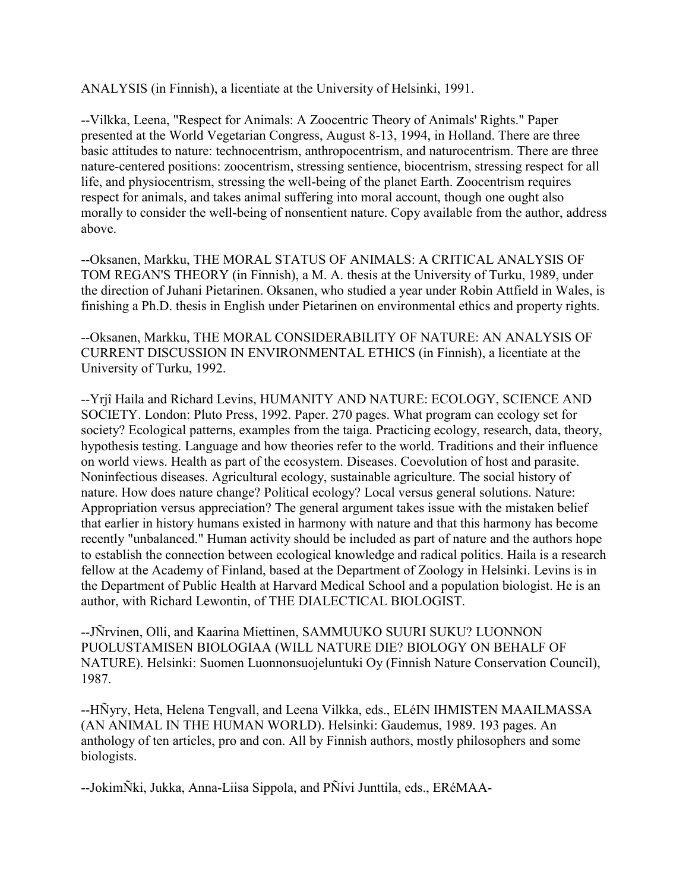ANALYSIS (in Finnish), a licentiate at the University of Helsinki, 1991.

--Vilkka, Leena, "Respect for Animals: A Zoocentric Theory of Animals' Rights." Paper presented at the World Vegetarian Congress, August 8-13, 1994, in Holland. There are three basic attitudes to nature: technocentrism, anthropocentrism, and naturocentrism. There are three nature-centered positions: zoocentrism, stressing sentience, biocentrism, stressing respect for all life, and physiocentrism, stressing the well-being of the planet Earth. Zoocentrism requires respect for animals, and takes animal suffering into moral account, though one ought also morally to consider the well-being of nonsentient nature. Copy available from the author, address above.

--Oksanen, Markku, THE MORAL STATUS OF ANIMALS: A CRITICAL ANALYSIS OF TOM REGAN'S THEORY (in Finnish), a M. A. thesis at the University of Turku, 1989, under the direction of Juhani Pietarinen. Oksanen, who studied a year under Robin Attfield in Wales, is finishing a Ph.D. thesis in English under Pietarinen on environmental ethics and property rights.

--Oksanen, Markku, THE MORAL CONSIDERABILITY OF NATURE: AN ANALYSIS OF CURRENT DISCUSSION IN ENVIRONMENTAL ETHICS (in Finnish), a licentiate at the University of Turku, 1992.

--Yrjî Haila and Richard Levins, HUMANITY AND NATURE: ECOLOGY, SCIENCE AND SOCIETY. London: Pluto Press, 1992. Paper. 270 pages. What program can ecology set for society? Ecological patterns, examples from the taiga. Practicing ecology, research, data, theory, hypothesis testing. Language and how theories refer to the world. Traditions and their influence on world views. Health as part of the ecosystem. Diseases. Coevolution of host and parasite. Noninfectious diseases. Agricultural ecology, sustainable agriculture. The social history of nature. How does nature change? Political ecology? Local versus general solutions. Nature: Appropriation versus appreciation? The general argument takes issue with the mistaken belief that earlier in history humans existed in harmony with nature and that this harmony has become recently "unbalanced." Human activity should be included as part of nature and the authors hope to establish the connection between ecological knowledge and radical politics. Haila is a research fellow at the Academy of Finland, based at the Department of Zoology in Helsinki. Levins is in the Department of Public Health at Harvard Medical School and a population biologist. He is an author, with Richard Lewontin, of THE DIALECTICAL BIOLOGIST.

--JÑrvinen, Olli, and Kaarina Miettinen, SAMMUUKO SUURI SUKU? LUONNON PUOLUSTAMISEN BIOLOGIAA (WILL NATURE DIE? BIOLOGY ON BEHALF OF NATURE). Helsinki: Suomen Luonnonsuojeluntuki Oy (Finnish Nature Conservation Council), 1987.

--HÑyry, Heta, Helena Tengvall, and Leena Vilkka, eds., ELéIN IHMISTEN MAAILMASSA (AN ANIMAL IN THE HUMAN WORLD). Helsinki: Gaudemus, 1989. 193 pages. An anthology of ten articles, pro and con. All by Finnish authors, mostly philosophers and some biologists.

--JokimÑki, Jukka, Anna-Liisa Sippola, and PÑivi Junttila, eds., ERéMAA-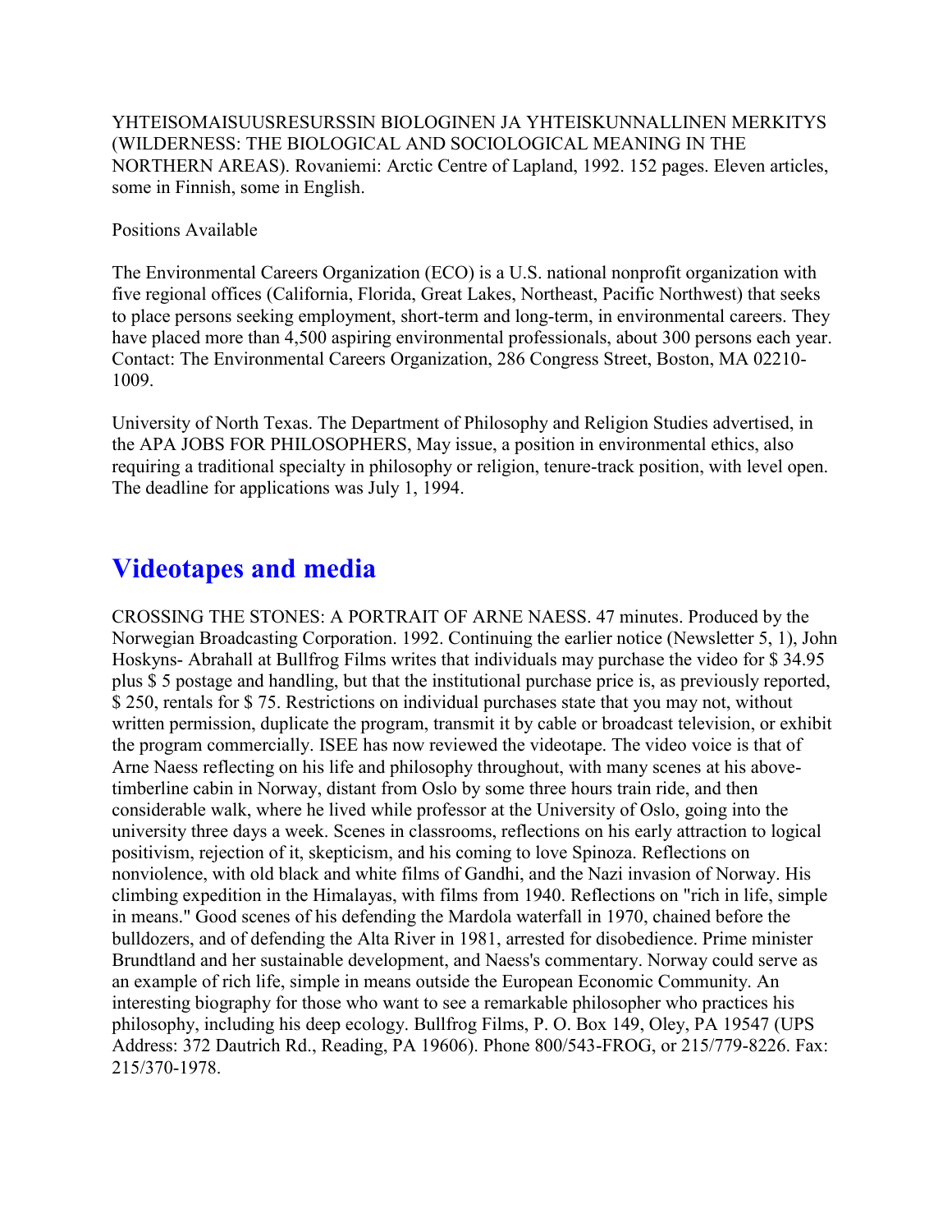YHTEISOMAISUUSRESURSSIN BIOLOGINEN JA YHTEISKUNNALLINEN MERKITYS (WILDERNESS: THE BIOLOGICAL AND SOCIOLOGICAL MEANING IN THE NORTHERN AREAS). Rovaniemi: Arctic Centre of Lapland, 1992. 152 pages. Eleven articles, some in Finnish, some in English.

Positions Available

The Environmental Careers Organization (ECO) is a U.S. national nonprofit organization with five regional offices (California, Florida, Great Lakes, Northeast, Pacific Northwest) that seeks to place persons seeking employment, short-term and long-term, in environmental careers. They have placed more than 4,500 aspiring environmental professionals, about 300 persons each year. Contact: The Environmental Careers Organization, 286 Congress Street, Boston, MA 02210-1009.

University of North Texas. The Department of Philosophy and Religion Studies advertised, in the APA JOBS FOR PHILOSOPHERS, May issue, a position in environmental ethics, also requiring a traditional specialty in philosophy or religion, tenure-track position, with level open. The deadline for applications was July 1, 1994.

## Videotapes and media

CROSSING THE STONES: A PORTRAIT OF ARNE NAESS. 47 minutes. Produced by the Norwegian Broadcasting Corporation. 1992. Continuing the earlier notice (Newsletter 5, 1), John Hoskyns- Abrahall at Bullfrog Films writes that individuals may purchase the video for $ 34.95 plus $ 5 postage and handling, but that the institutional purchase price is, as previously reported, $ 250, rentals for $ 75. Restrictions on individual purchases state that you may not, without written permission, duplicate the program, transmit it by cable or broadcast television, or exhibit the program commercially. ISEE has now reviewed the videotape. The video voice is that of Arne Naess reflecting on his life and philosophy throughout, with many scenes at his above-timberline cabin in Norway, distant from Oslo by some three hours train ride, and then considerable walk, where he lived while professor at the University of Oslo, going into the university three days a week. Scenes in classrooms, reflections on his early attraction to logical positivism, rejection of it, skepticism, and his coming to love Spinoza. Reflections on nonviolence, with old black and white films of Gandhi, and the Nazi invasion of Norway. His climbing expedition in the Himalayas, with films from 1940. Reflections on "rich in life, simple in means." Good scenes of his defending the Mardola waterfall in 1970, chained before the bulldozers, and of defending the Alta River in 1981, arrested for disobedience. Prime minister Brundtland and her sustainable development, and Naess's commentary. Norway could serve as an example of rich life, simple in means outside the European Economic Community. An interesting biography for those who want to see a remarkable philosopher who practices his philosophy, including his deep ecology. Bullfrog Films, P. O. Box 149, Oley, PA 19547 (UPS Address: 372 Dautrich Rd., Reading, PA 19606). Phone 800/543-FROG, or 215/779-8226. Fax: 215/370-1978.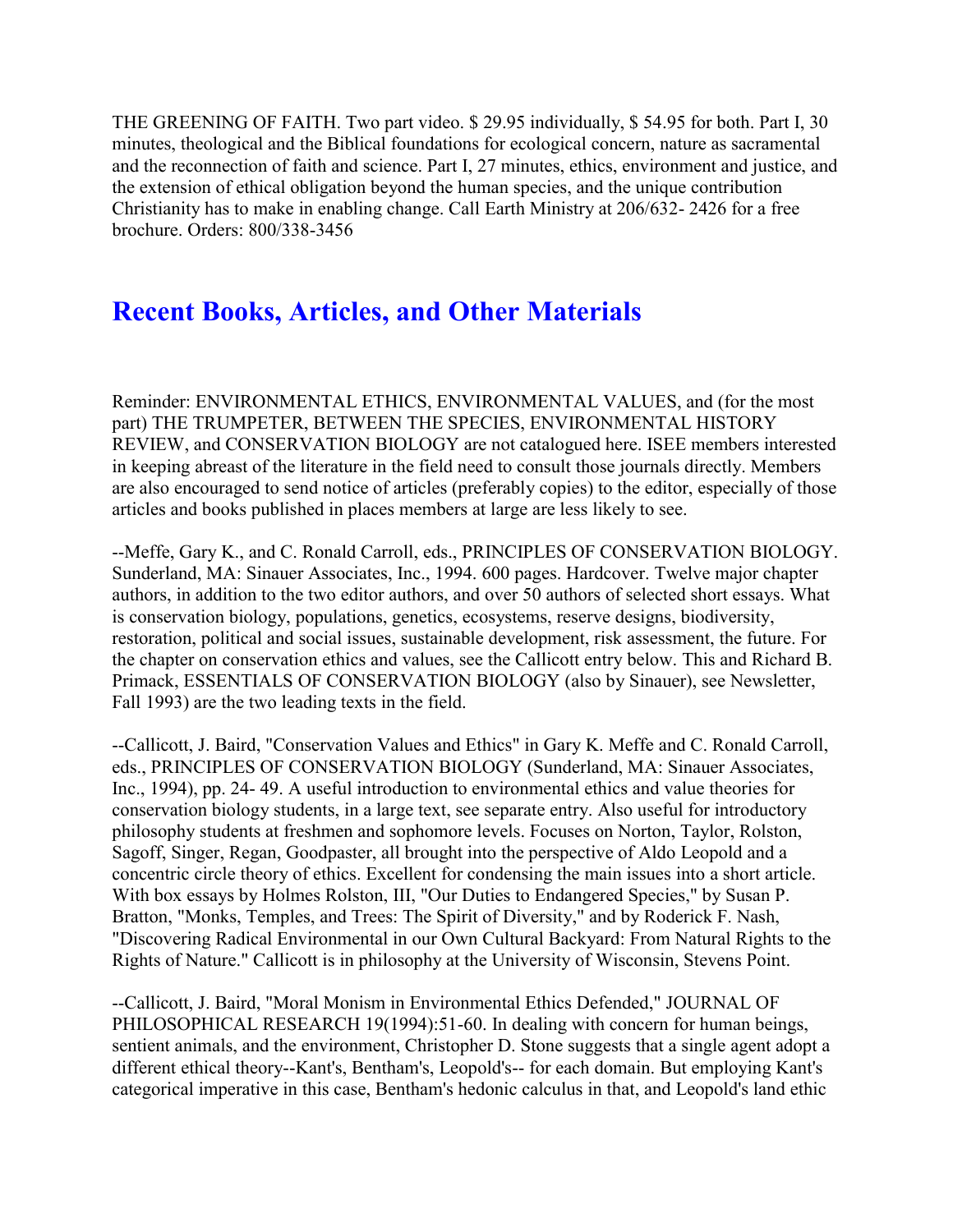THE GREENING OF FAITH. Two part video. $ 29.95 individually, $ 54.95 for both. Part I, 30 minutes, theological and the Biblical foundations for ecological concern, nature as sacramental and the reconnection of faith and science. Part I, 27 minutes, ethics, environment and justice, and the extension of ethical obligation beyond the human species, and the unique contribution Christianity has to make in enabling change. Call Earth Ministry at 206/632- 2426 for a free brochure. Orders: 800/338-3456

# Recent Books, Articles, and Other Materials

Reminder: ENVIRONMENTAL ETHICS, ENVIRONMENTAL VALUES, and (for the most part) THE TRUMPETER, BETWEEN THE SPECIES, ENVIRONMENTAL HISTORY REVIEW, and CONSERVATION BIOLOGY are not catalogued here. ISEE members interested in keeping abreast of the literature in the field need to consult those journals directly. Members are also encouraged to send notice of articles (preferably copies) to the editor, especially of those articles and books published in places members at large are less likely to see.

--Meffe, Gary K., and C. Ronald Carroll, eds., PRINCIPLES OF CONSERVATION BIOLOGY. Sunderland, MA: Sinauer Associates, Inc., 1994. 600 pages. Hardcover. Twelve major chapter authors, in addition to the two editor authors, and over 50 authors of selected short essays. What is conservation biology, populations, genetics, ecosystems, reserve designs, biodiversity, restoration, political and social issues, sustainable development, risk assessment, the future. For the chapter on conservation ethics and values, see the Callicott entry below. This and Richard B. Primack, ESSENTIALS OF CONSERVATION BIOLOGY (also by Sinauer), see Newsletter, Fall 1993) are the two leading texts in the field.

--Callicott, J. Baird, "Conservation Values and Ethics" in Gary K. Meffe and C. Ronald Carroll, eds., PRINCIPLES OF CONSERVATION BIOLOGY (Sunderland, MA: Sinauer Associates, Inc., 1994), pp. 24- 49. A useful introduction to environmental ethics and value theories for conservation biology students, in a large text, see separate entry. Also useful for introductory philosophy students at freshmen and sophomore levels. Focuses on Norton, Taylor, Rolston, Sagoff, Singer, Regan, Goodpaster, all brought into the perspective of Aldo Leopold and a concentric circle theory of ethics. Excellent for condensing the main issues into a short article. With box essays by Holmes Rolston, III, "Our Duties to Endangered Species," by Susan P. Bratton, "Monks, Temples, and Trees: The Spirit of Diversity," and by Roderick F. Nash, "Discovering Radical Environmental in our Own Cultural Backyard: From Natural Rights to the Rights of Nature." Callicott is in philosophy at the University of Wisconsin, Stevens Point.

--Callicott, J. Baird, "Moral Monism in Environmental Ethics Defended," JOURNAL OF PHILOSOPHICAL RESEARCH 19(1994):51-60. In dealing with concern for human beings, sentient animals, and the environment, Christopher D. Stone suggests that a single agent adopt a different ethical theory--Kant's, Bentham's, Leopold's-- for each domain. But employing Kant's categorical imperative in this case, Bentham's hedonic calculus in that, and Leopold's land ethic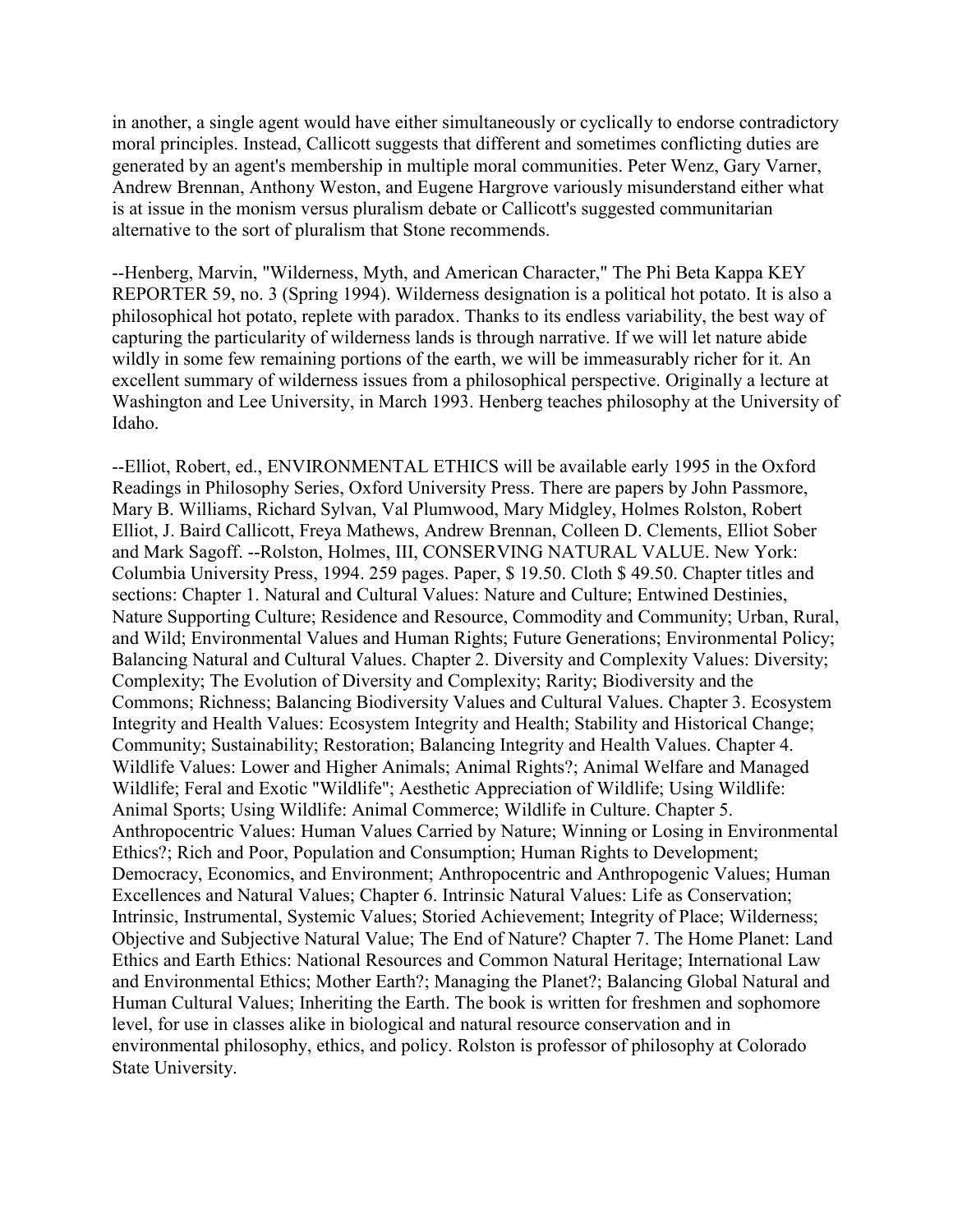in another, a single agent would have either simultaneously or cyclically to endorse contradictory moral principles. Instead, Callicott suggests that different and sometimes conflicting duties are generated by an agent's membership in multiple moral communities. Peter Wenz, Gary Varner, Andrew Brennan, Anthony Weston, and Eugene Hargrove variously misunderstand either what is at issue in the monism versus pluralism debate or Callicott's suggested communitarian alternative to the sort of pluralism that Stone recommends.

--Henberg, Marvin, "Wilderness, Myth, and American Character," The Phi Beta Kappa KEY REPORTER 59, no. 3 (Spring 1994). Wilderness designation is a political hot potato. It is also a philosophical hot potato, replete with paradox. Thanks to its endless variability, the best way of capturing the particularity of wilderness lands is through narrative. If we will let nature abide wildly in some few remaining portions of the earth, we will be immeasurably richer for it. An excellent summary of wilderness issues from a philosophical perspective. Originally a lecture at Washington and Lee University, in March 1993. Henberg teaches philosophy at the University of Idaho.

--Elliot, Robert, ed., ENVIRONMENTAL ETHICS will be available early 1995 in the Oxford Readings in Philosophy Series, Oxford University Press. There are papers by John Passmore, Mary B. Williams, Richard Sylvan, Val Plumwood, Mary Midgley, Holmes Rolston, Robert Elliot, J. Baird Callicott, Freya Mathews, Andrew Brennan, Colleen D. Clements, Elliot Sober and Mark Sagoff. --Rolston, Holmes, III, CONSERVING NATURAL VALUE. New York: Columbia University Press, 1994. 259 pages. Paper, $ 19.50. Cloth $ 49.50. Chapter titles and sections: Chapter 1. Natural and Cultural Values: Nature and Culture; Entwined Destinies, Nature Supporting Culture; Residence and Resource, Commodity and Community; Urban, Rural, and Wild; Environmental Values and Human Rights; Future Generations; Environmental Policy; Balancing Natural and Cultural Values. Chapter 2. Diversity and Complexity Values: Diversity; Complexity; The Evolution of Diversity and Complexity; Rarity; Biodiversity and the Commons; Richness; Balancing Biodiversity Values and Cultural Values. Chapter 3. Ecosystem Integrity and Health Values: Ecosystem Integrity and Health; Stability and Historical Change; Community; Sustainability; Restoration; Balancing Integrity and Health Values. Chapter 4. Wildlife Values: Lower and Higher Animals; Animal Rights?; Animal Welfare and Managed Wildlife; Feral and Exotic "Wildlife"; Aesthetic Appreciation of Wildlife; Using Wildlife: Animal Sports; Using Wildlife: Animal Commerce; Wildlife in Culture. Chapter 5. Anthropocentric Values: Human Values Carried by Nature; Winning or Losing in Environmental Ethics?; Rich and Poor, Population and Consumption; Human Rights to Development; Democracy, Economics, and Environment; Anthropocentric and Anthropogenic Values; Human Excellences and Natural Values; Chapter 6. Intrinsic Natural Values: Life as Conservation; Intrinsic, Instrumental, Systemic Values; Storied Achievement; Integrity of Place; Wilderness; Objective and Subjective Natural Value; The End of Nature? Chapter 7. The Home Planet: Land Ethics and Earth Ethics: National Resources and Common Natural Heritage; International Law and Environmental Ethics; Mother Earth?; Managing the Planet?; Balancing Global Natural and Human Cultural Values; Inheriting the Earth. The book is written for freshmen and sophomore level, for use in classes alike in biological and natural resource conservation and in environmental philosophy, ethics, and policy. Rolston is professor of philosophy at Colorado State University.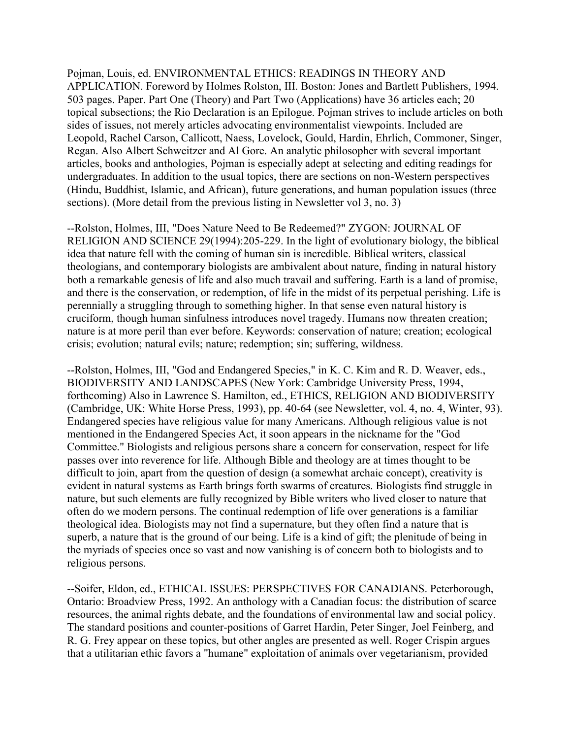Pojman, Louis, ed. ENVIRONMENTAL ETHICS: READINGS IN THEORY AND APPLICATION. Foreword by Holmes Rolston, III. Boston: Jones and Bartlett Publishers, 1994. 503 pages. Paper. Part One (Theory) and Part Two (Applications) have 36 articles each; 20 topical subsections; the Rio Declaration is an Epilogue. Pojman strives to include articles on both sides of issues, not merely articles advocating environmentalist viewpoints. Included are Leopold, Rachel Carson, Callicott, Naess, Lovelock, Gould, Hardin, Ehrlich, Commoner, Singer, Regan. Also Albert Schweitzer and Al Gore. An analytic philosopher with several important articles, books and anthologies, Pojman is especially adept at selecting and editing readings for undergraduates. In addition to the usual topics, there are sections on non-Western perspectives (Hindu, Buddhist, Islamic, and African), future generations, and human population issues (three sections). (More detail from the previous listing in Newsletter vol 3, no. 3)

--Rolston, Holmes, III, "Does Nature Need to Be Redeemed?" ZYGON: JOURNAL OF RELIGION AND SCIENCE 29(1994):205-229. In the light of evolutionary biology, the biblical idea that nature fell with the coming of human sin is incredible. Biblical writers, classical theologians, and contemporary biologists are ambivalent about nature, finding in natural history both a remarkable genesis of life and also much travail and suffering. Earth is a land of promise, and there is the conservation, or redemption, of life in the midst of its perpetual perishing. Life is perennially a struggling through to something higher. In that sense even natural history is cruciform, though human sinfulness introduces novel tragedy. Humans now threaten creation; nature is at more peril than ever before. Keywords: conservation of nature; creation; ecological crisis; evolution; natural evils; nature; redemption; sin; suffering, wildness.

--Rolston, Holmes, III, "God and Endangered Species," in K. C. Kim and R. D. Weaver, eds., BIODIVERSITY AND LANDSCAPES (New York: Cambridge University Press, 1994, forthcoming) Also in Lawrence S. Hamilton, ed., ETHICS, RELIGION AND BIODIVERSITY (Cambridge, UK: White Horse Press, 1993), pp. 40-64 (see Newsletter, vol. 4, no. 4, Winter, 93). Endangered species have religious value for many Americans. Although religious value is not mentioned in the Endangered Species Act, it soon appears in the nickname for the "God Committee." Biologists and religious persons share a concern for conservation, respect for life passes over into reverence for life. Although Bible and theology are at times thought to be difficult to join, apart from the question of design (a somewhat archaic concept), creativity is evident in natural systems as Earth brings forth swarms of creatures. Biologists find struggle in nature, but such elements are fully recognized by Bible writers who lived closer to nature that often do we modern persons. The continual redemption of life over generations is a familiar theological idea. Biologists may not find a supernature, but they often find a nature that is superb, a nature that is the ground of our being. Life is a kind of gift; the plenitude of being in the myriads of species once so vast and now vanishing is of concern both to biologists and to religious persons.

--Soifer, Eldon, ed., ETHICAL ISSUES: PERSPECTIVES FOR CANADIANS. Peterborough, Ontario: Broadview Press, 1992. An anthology with a Canadian focus: the distribution of scarce resources, the animal rights debate, and the foundations of environmental law and social policy. The standard positions and counter-positions of Garret Hardin, Peter Singer, Joel Feinberg, and R. G. Frey appear on these topics, but other angles are presented as well. Roger Crispin argues that a utilitarian ethic favors a "humane" exploitation of animals over vegetarianism, provided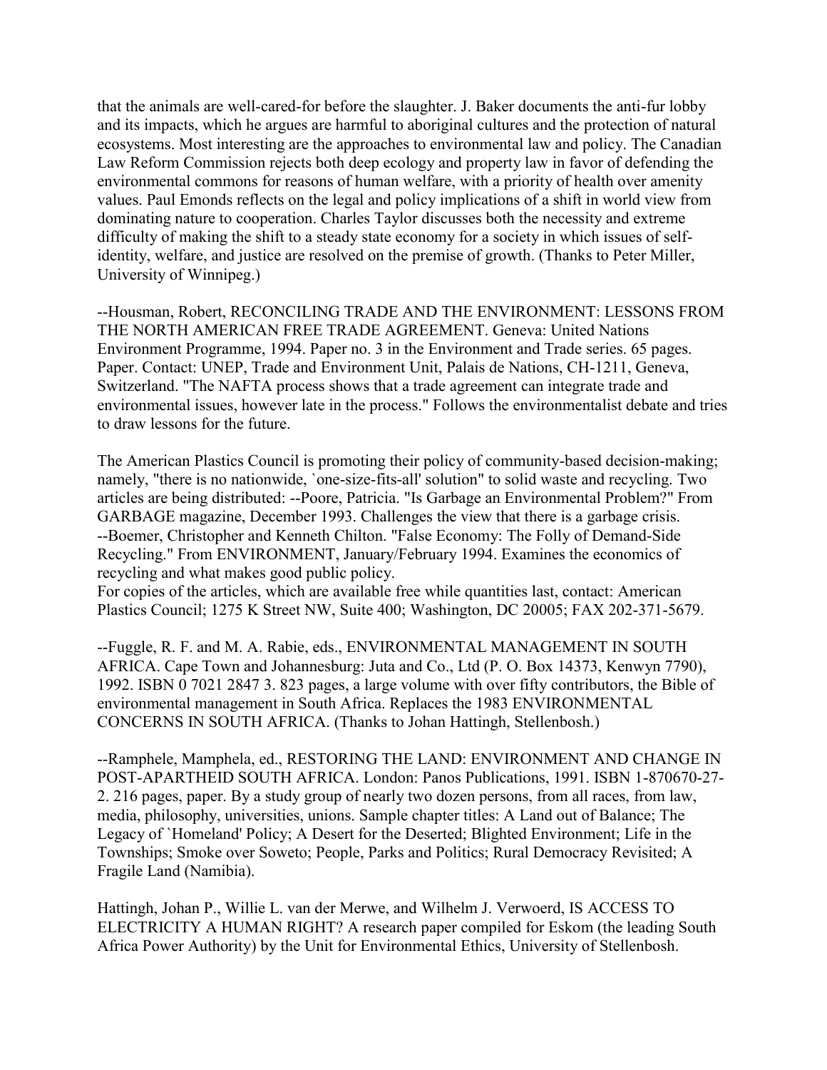that the animals are well-cared-for before the slaughter. J. Baker documents the anti-fur lobby and its impacts, which he argues are harmful to aboriginal cultures and the protection of natural ecosystems. Most interesting are the approaches to environmental law and policy. The Canadian Law Reform Commission rejects both deep ecology and property law in favor of defending the environmental commons for reasons of human welfare, with a priority of health over amenity values. Paul Emonds reflects on the legal and policy implications of a shift in world view from dominating nature to cooperation. Charles Taylor discusses both the necessity and extreme difficulty of making the shift to a steady state economy for a society in which issues of self-identity, welfare, and justice are resolved on the premise of growth. (Thanks to Peter Miller, University of Winnipeg.)

--Housman, Robert, RECONCILING TRADE AND THE ENVIRONMENT: LESSONS FROM THE NORTH AMERICAN FREE TRADE AGREEMENT. Geneva: United Nations Environment Programme, 1994. Paper no. 3 in the Environment and Trade series. 65 pages. Paper. Contact: UNEP, Trade and Environment Unit, Palais de Nations, CH-1211, Geneva, Switzerland. "The NAFTA process shows that a trade agreement can integrate trade and environmental issues, however late in the process." Follows the environmentalist debate and tries to draw lessons for the future.

The American Plastics Council is promoting their policy of community-based decision-making; namely, "there is no nationwide, `one-size-fits-all' solution" to solid waste and recycling. Two articles are being distributed: --Poore, Patricia. "Is Garbage an Environmental Problem?" From GARBAGE magazine, December 1993. Challenges the view that there is a garbage crisis. --Boemer, Christopher and Kenneth Chilton. "False Economy: The Folly of Demand-Side Recycling." From ENVIRONMENT, January/February 1994. Examines the economics of recycling and what makes good public policy.
For copies of the articles, which are available free while quantities last, contact: American Plastics Council; 1275 K Street NW, Suite 400; Washington, DC 20005; FAX 202-371-5679.

--Fuggle, R. F. and M. A. Rabie, eds., ENVIRONMENTAL MANAGEMENT IN SOUTH AFRICA. Cape Town and Johannesburg: Juta and Co., Ltd (P. O. Box 14373, Kenwyn 7790), 1992. ISBN 0 7021 2847 3. 823 pages, a large volume with over fifty contributors, the Bible of environmental management in South Africa. Replaces the 1983 ENVIRONMENTAL CONCERNS IN SOUTH AFRICA. (Thanks to Johan Hattingh, Stellenbosh.)

--Ramphele, Mamphela, ed., RESTORING THE LAND: ENVIRONMENT AND CHANGE IN POST-APARTHEID SOUTH AFRICA. London: Panos Publications, 1991. ISBN 1-870670-27-2. 216 pages, paper. By a study group of nearly two dozen persons, from all races, from law, media, philosophy, universities, unions. Sample chapter titles: A Land out of Balance; The Legacy of `Homeland' Policy; A Desert for the Deserted; Blighted Environment; Life in the Townships; Smoke over Soweto; People, Parks and Politics; Rural Democracy Revisited; A Fragile Land (Namibia).

Hattingh, Johan P., Willie L. van der Merwe, and Wilhelm J. Verwoerd, IS ACCESS TO ELECTRICITY A HUMAN RIGHT? A research paper compiled for Eskom (the leading South Africa Power Authority) by the Unit for Environmental Ethics, University of Stellenbosh.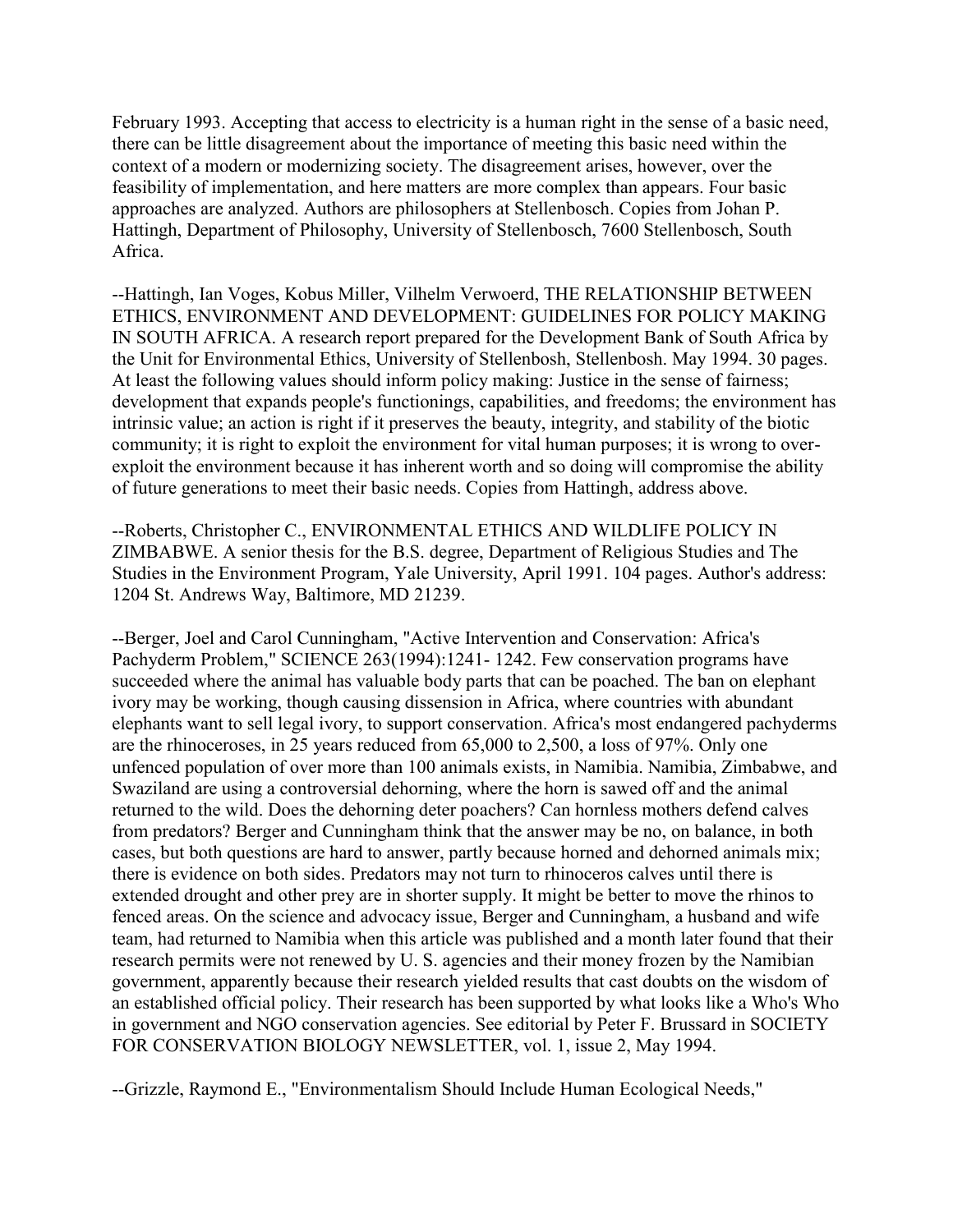February 1993. Accepting that access to electricity is a human right in the sense of a basic need, there can be little disagreement about the importance of meeting this basic need within the context of a modern or modernizing society. The disagreement arises, however, over the feasibility of implementation, and here matters are more complex than appears. Four basic approaches are analyzed. Authors are philosophers at Stellenbosch. Copies from Johan P. Hattingh, Department of Philosophy, University of Stellenbosch, 7600 Stellenbosch, South Africa.

--Hattingh, Ian Voges, Kobus Miller, Vilhelm Verwoerd, THE RELATIONSHIP BETWEEN ETHICS, ENVIRONMENT AND DEVELOPMENT: GUIDELINES FOR POLICY MAKING IN SOUTH AFRICA. A research report prepared for the Development Bank of South Africa by the Unit for Environmental Ethics, University of Stellenbosh, Stellenbosh. May 1994. 30 pages. At least the following values should inform policy making: Justice in the sense of fairness; development that expands people's functionings, capabilities, and freedoms; the environment has intrinsic value; an action is right if it preserves the beauty, integrity, and stability of the biotic community; it is right to exploit the environment for vital human purposes; it is wrong to over-exploit the environment because it has inherent worth and so doing will compromise the ability of future generations to meet their basic needs. Copies from Hattingh, address above.

--Roberts, Christopher C., ENVIRONMENTAL ETHICS AND WILDLIFE POLICY IN ZIMBABWE. A senior thesis for the B.S. degree, Department of Religious Studies and The Studies in the Environment Program, Yale University, April 1991. 104 pages. Author's address: 1204 St. Andrews Way, Baltimore, MD 21239.

--Berger, Joel and Carol Cunningham, "Active Intervention and Conservation: Africa's Pachyderm Problem," SCIENCE 263(1994):1241- 1242. Few conservation programs have succeeded where the animal has valuable body parts that can be poached. The ban on elephant ivory may be working, though causing dissension in Africa, where countries with abundant elephants want to sell legal ivory, to support conservation. Africa's most endangered pachyderms are the rhinoceroses, in 25 years reduced from 65,000 to 2,500, a loss of 97%. Only one unfenced population of over more than 100 animals exists, in Namibia. Namibia, Zimbabwe, and Swaziland are using a controversial dehorning, where the horn is sawed off and the animal returned to the wild. Does the dehorning deter poachers? Can hornless mothers defend calves from predators? Berger and Cunningham think that the answer may be no, on balance, in both cases, but both questions are hard to answer, partly because horned and dehorned animals mix; there is evidence on both sides. Predators may not turn to rhinoceros calves until there is extended drought and other prey are in shorter supply. It might be better to move the rhinos to fenced areas. On the science and advocacy issue, Berger and Cunningham, a husband and wife team, had returned to Namibia when this article was published and a month later found that their research permits were not renewed by U. S. agencies and their money frozen by the Namibian government, apparently because their research yielded results that cast doubts on the wisdom of an established official policy. Their research has been supported by what looks like a Who's Who in government and NGO conservation agencies. See editorial by Peter F. Brussard in SOCIETY FOR CONSERVATION BIOLOGY NEWSLETTER, vol. 1, issue 2, May 1994.

--Grizzle, Raymond E., "Environmentalism Should Include Human Ecological Needs,"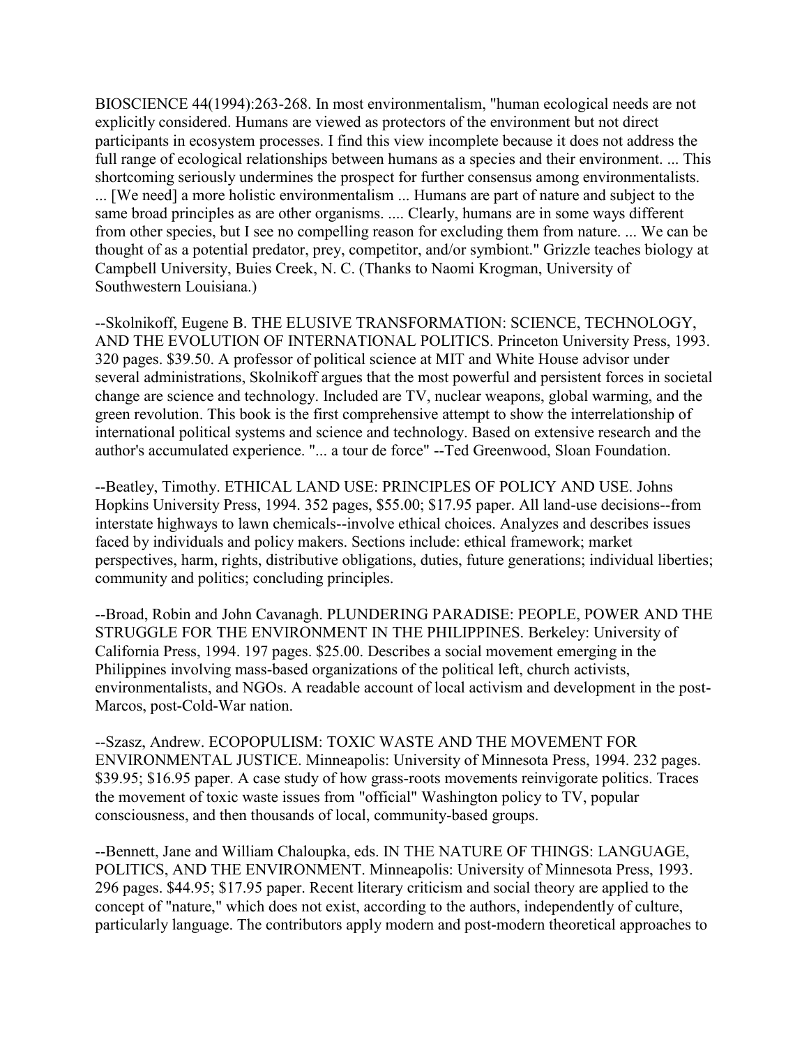BIOSCIENCE 44(1994):263-268. In most environmentalism, "human ecological needs are not explicitly considered. Humans are viewed as protectors of the environment but not direct participants in ecosystem processes. I find this view incomplete because it does not address the full range of ecological relationships between humans as a species and their environment. ... This shortcoming seriously undermines the prospect for further consensus among environmentalists. ... [We need] a more holistic environmentalism ... Humans are part of nature and subject to the same broad principles as are other organisms. .... Clearly, humans are in some ways different from other species, but I see no compelling reason for excluding them from nature. ... We can be thought of as a potential predator, prey, competitor, and/or symbiont." Grizzle teaches biology at Campbell University, Buies Creek, N. C. (Thanks to Naomi Krogman, University of Southwestern Louisiana.)

--Skolnikoff, Eugene B. THE ELUSIVE TRANSFORMATION: SCIENCE, TECHNOLOGY, AND THE EVOLUTION OF INTERNATIONAL POLITICS. Princeton University Press, 1993. 320 pages. $39.50. A professor of political science at MIT and White House advisor under several administrations, Skolnikoff argues that the most powerful and persistent forces in societal change are science and technology. Included are TV, nuclear weapons, global warming, and the green revolution. This book is the first comprehensive attempt to show the interrelationship of international political systems and science and technology. Based on extensive research and the author's accumulated experience. "... a tour de force" --Ted Greenwood, Sloan Foundation.

--Beatley, Timothy. ETHICAL LAND USE: PRINCIPLES OF POLICY AND USE. Johns Hopkins University Press, 1994. 352 pages, $55.00; $17.95 paper. All land-use decisions--from interstate highways to lawn chemicals--involve ethical choices. Analyzes and describes issues faced by individuals and policy makers. Sections include: ethical framework; market perspectives, harm, rights, distributive obligations, duties, future generations; individual liberties; community and politics; concluding principles.

--Broad, Robin and John Cavanagh. PLUNDERING PARADISE: PEOPLE, POWER AND THE STRUGGLE FOR THE ENVIRONMENT IN THE PHILIPPINES. Berkeley: University of California Press, 1994. 197 pages. $25.00. Describes a social movement emerging in the Philippines involving mass-based organizations of the political left, church activists, environmentalists, and NGOs. A readable account of local activism and development in the post-Marcos, post-Cold-War nation.

--Szasz, Andrew. ECOPOPULISM: TOXIC WASTE AND THE MOVEMENT FOR ENVIRONMENTAL JUSTICE. Minneapolis: University of Minnesota Press, 1994. 232 pages. $39.95; $16.95 paper. A case study of how grass-roots movements reinvigorate politics. Traces the movement of toxic waste issues from "official" Washington policy to TV, popular consciousness, and then thousands of local, community-based groups.

--Bennett, Jane and William Chaloupka, eds. IN THE NATURE OF THINGS: LANGUAGE, POLITICS, AND THE ENVIRONMENT. Minneapolis: University of Minnesota Press, 1993. 296 pages. $44.95; $17.95 paper. Recent literary criticism and social theory are applied to the concept of "nature," which does not exist, according to the authors, independently of culture, particularly language. The contributors apply modern and post-modern theoretical approaches to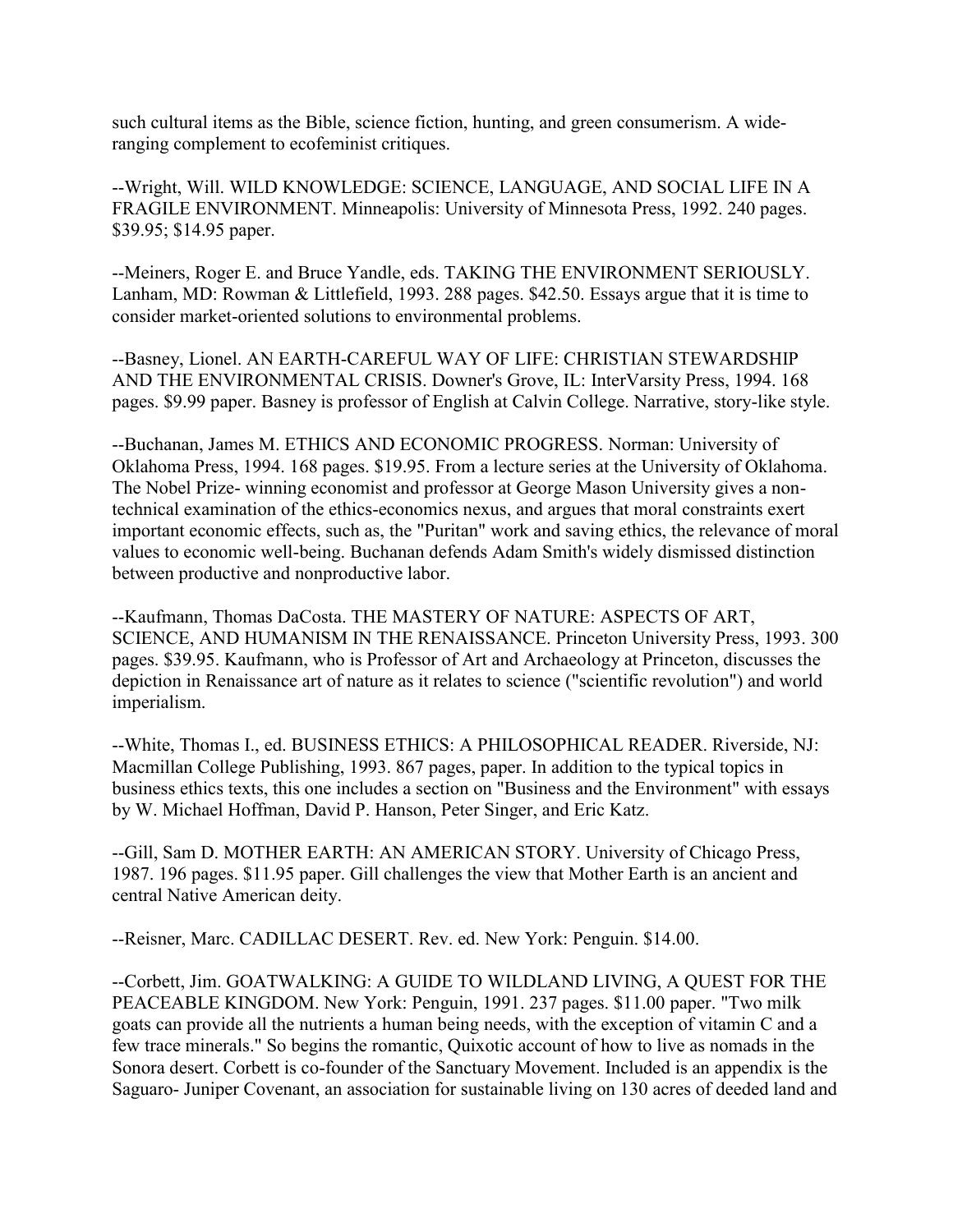such cultural items as the Bible, science fiction, hunting, and green consumerism. A wide-ranging complement to ecofeminist critiques.

--Wright, Will. WILD KNOWLEDGE: SCIENCE, LANGUAGE, AND SOCIAL LIFE IN A FRAGILE ENVIRONMENT. Minneapolis: University of Minnesota Press, 1992. 240 pages. $39.95; $14.95 paper.

--Meiners, Roger E. and Bruce Yandle, eds. TAKING THE ENVIRONMENT SERIOUSLY. Lanham, MD: Rowman & Littlefield, 1993. 288 pages. $42.50. Essays argue that it is time to consider market-oriented solutions to environmental problems.

--Basney, Lionel. AN EARTH-CAREFUL WAY OF LIFE: CHRISTIAN STEWARDSHIP AND THE ENVIRONMENTAL CRISIS. Downer's Grove, IL: InterVarsity Press, 1994. 168 pages. $9.99 paper. Basney is professor of English at Calvin College. Narrative, story-like style.

--Buchanan, James M. ETHICS AND ECONOMIC PROGRESS. Norman: University of Oklahoma Press, 1994. 168 pages. $19.95. From a lecture series at the University of Oklahoma. The Nobel Prize- winning economist and professor at George Mason University gives a non-technical examination of the ethics-economics nexus, and argues that moral constraints exert important economic effects, such as, the "Puritan" work and saving ethics, the relevance of moral values to economic well-being. Buchanan defends Adam Smith's widely dismissed distinction between productive and nonproductive labor.

--Kaufmann, Thomas DaCosta. THE MASTERY OF NATURE: ASPECTS OF ART, SCIENCE, AND HUMANISM IN THE RENAISSANCE. Princeton University Press, 1993. 300 pages. $39.95. Kaufmann, who is Professor of Art and Archaeology at Princeton, discusses the depiction in Renaissance art of nature as it relates to science ("scientific revolution") and world imperialism.

--White, Thomas I., ed. BUSINESS ETHICS: A PHILOSOPHICAL READER. Riverside, NJ: Macmillan College Publishing, 1993. 867 pages, paper. In addition to the typical topics in business ethics texts, this one includes a section on "Business and the Environment" with essays by W. Michael Hoffman, David P. Hanson, Peter Singer, and Eric Katz.

--Gill, Sam D. MOTHER EARTH: AN AMERICAN STORY. University of Chicago Press, 1987. 196 pages. $11.95 paper. Gill challenges the view that Mother Earth is an ancient and central Native American deity.

--Reisner, Marc. CADILLAC DESERT. Rev. ed. New York: Penguin. $14.00.

--Corbett, Jim. GOATWALKING: A GUIDE TO WILDLAND LIVING, A QUEST FOR THE PEACEABLE KINGDOM. New York: Penguin, 1991. 237 pages. $11.00 paper. "Two milk goats can provide all the nutrients a human being needs, with the exception of vitamin C and a few trace minerals." So begins the romantic, Quixotic account of how to live as nomads in the Sonora desert. Corbett is co-founder of the Sanctuary Movement. Included is an appendix is the Saguaro- Juniper Covenant, an association for sustainable living on 130 acres of deeded land and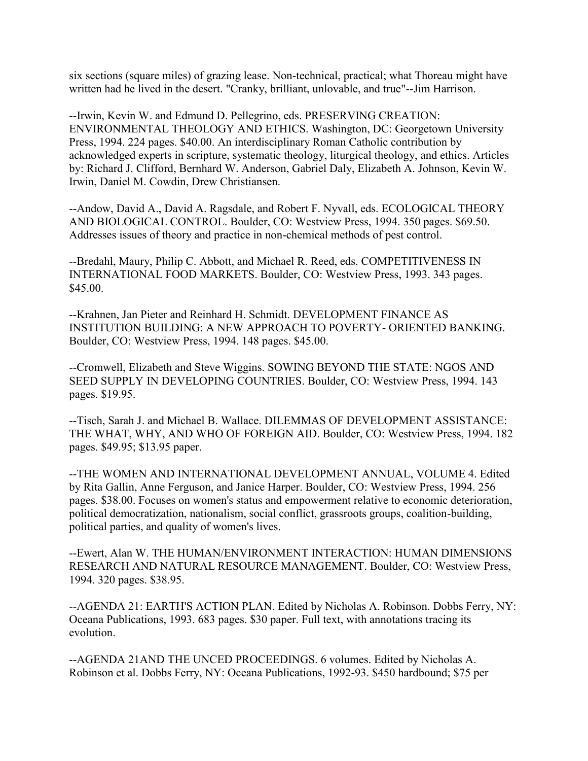six sections (square miles) of grazing lease. Non-technical, practical; what Thoreau might have written had he lived in the desert. "Cranky, brilliant, unlovable, and true"--Jim Harrison.

--Irwin, Kevin W. and Edmund D. Pellegrino, eds. PRESERVING CREATION: ENVIRONMENTAL THEOLOGY AND ETHICS. Washington, DC: Georgetown University Press, 1994. 224 pages. $40.00. An interdisciplinary Roman Catholic contribution by acknowledged experts in scripture, systematic theology, liturgical theology, and ethics. Articles by: Richard J. Clifford, Bernhard W. Anderson, Gabriel Daly, Elizabeth A. Johnson, Kevin W. Irwin, Daniel M. Cowdin, Drew Christiansen.

--Andow, David A., David A. Ragsdale, and Robert F. Nyvall, eds. ECOLOGICAL THEORY AND BIOLOGICAL CONTROL. Boulder, CO: Westview Press, 1994. 350 pages. $69.50. Addresses issues of theory and practice in non-chemical methods of pest control.

--Bredahl, Maury, Philip C. Abbott, and Michael R. Reed, eds. COMPETITIVENESS IN INTERNATIONAL FOOD MARKETS. Boulder, CO: Westview Press, 1993. 343 pages. $45.00.

--Krahnen, Jan Pieter and Reinhard H. Schmidt. DEVELOPMENT FINANCE AS INSTITUTION BUILDING: A NEW APPROACH TO POVERTY- ORIENTED BANKING. Boulder, CO: Westview Press, 1994. 148 pages. $45.00.

--Cromwell, Elizabeth and Steve Wiggins. SOWING BEYOND THE STATE: NGOS AND SEED SUPPLY IN DEVELOPING COUNTRIES. Boulder, CO: Westview Press, 1994. 143 pages. $19.95.

--Tisch, Sarah J. and Michael B. Wallace. DILEMMAS OF DEVELOPMENT ASSISTANCE: THE WHAT, WHY, AND WHO OF FOREIGN AID. Boulder, CO: Westview Press, 1994. 182 pages. $49.95; $13.95 paper.

--THE WOMEN AND INTERNATIONAL DEVELOPMENT ANNUAL, VOLUME 4. Edited by Rita Gallin, Anne Ferguson, and Janice Harper. Boulder, CO: Westview Press, 1994. 256 pages. $38.00. Focuses on women's status and empowerment relative to economic deterioration, political democratization, nationalism, social conflict, grassroots groups, coalition-building, political parties, and quality of women's lives.

--Ewert, Alan W. THE HUMAN/ENVIRONMENT INTERACTION: HUMAN DIMENSIONS RESEARCH AND NATURAL RESOURCE MANAGEMENT. Boulder, CO: Westview Press, 1994. 320 pages. $38.95.

--AGENDA 21: EARTH'S ACTION PLAN. Edited by Nicholas A. Robinson. Dobbs Ferry, NY: Oceana Publications, 1993. 683 pages. $30 paper. Full text, with annotations tracing its evolution.

--AGENDA 21AND THE UNCED PROCEEDINGS. 6 volumes. Edited by Nicholas A. Robinson et al. Dobbs Ferry, NY: Oceana Publications, 1992-93. $450 hardbound; $75 per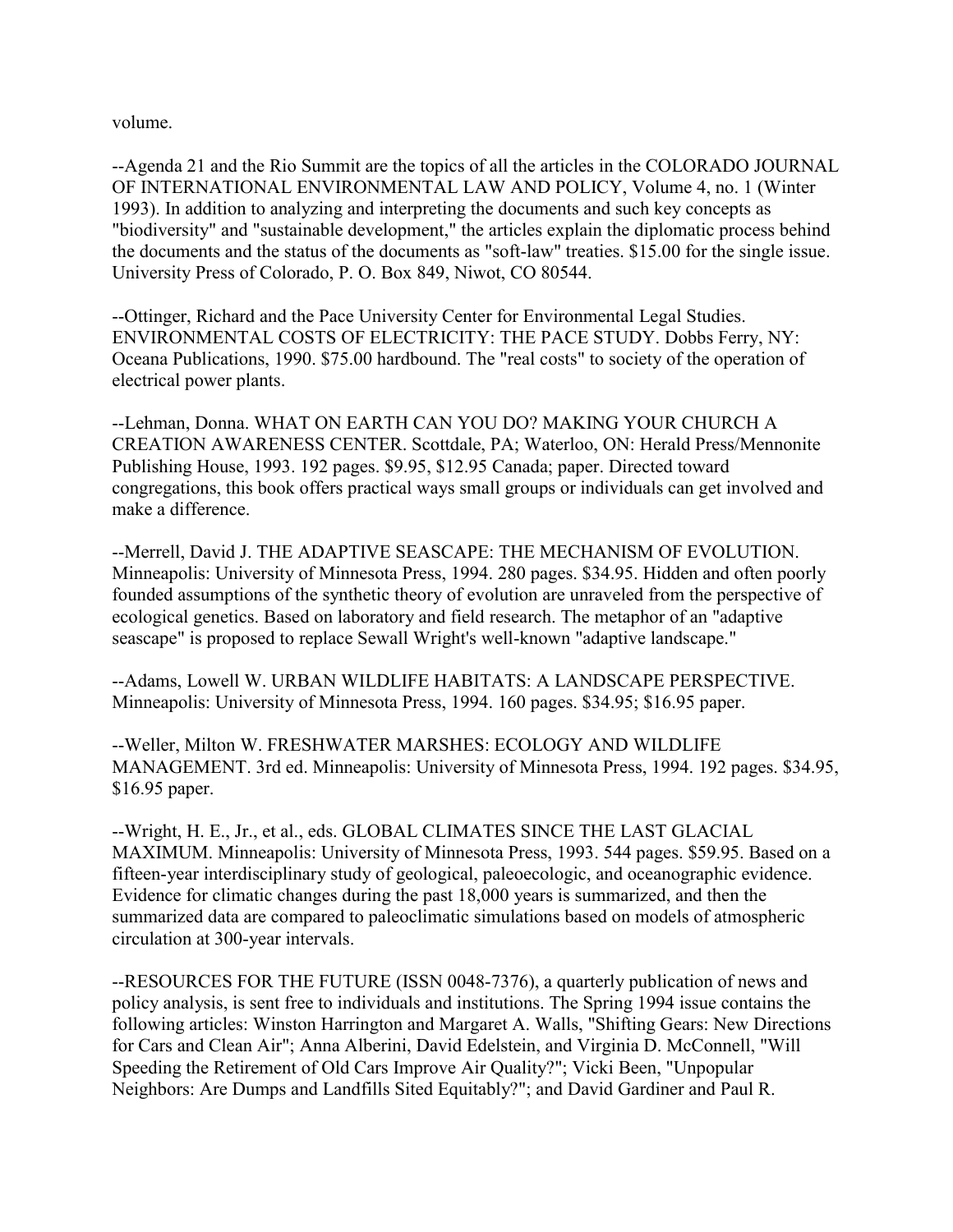volume.

--Agenda 21 and the Rio Summit are the topics of all the articles in the COLORADO JOURNAL OF INTERNATIONAL ENVIRONMENTAL LAW AND POLICY, Volume 4, no. 1 (Winter 1993). In addition to analyzing and interpreting the documents and such key concepts as "biodiversity" and "sustainable development," the articles explain the diplomatic process behind the documents and the status of the documents as "soft-law" treaties. $15.00 for the single issue. University Press of Colorado, P. O. Box 849, Niwot, CO 80544.

--Ottinger, Richard and the Pace University Center for Environmental Legal Studies. ENVIRONMENTAL COSTS OF ELECTRICITY: THE PACE STUDY. Dobbs Ferry, NY: Oceana Publications, 1990. $75.00 hardbound. The "real costs" to society of the operation of electrical power plants.

--Lehman, Donna. WHAT ON EARTH CAN YOU DO? MAKING YOUR CHURCH A CREATION AWARENESS CENTER. Scottdale, PA; Waterloo, ON: Herald Press/Mennonite Publishing House, 1993. 192 pages. $9.95, $12.95 Canada; paper. Directed toward congregations, this book offers practical ways small groups or individuals can get involved and make a difference.

--Merrell, David J. THE ADAPTIVE SEASCAPE: THE MECHANISM OF EVOLUTION. Minneapolis: University of Minnesota Press, 1994. 280 pages. $34.95. Hidden and often poorly founded assumptions of the synthetic theory of evolution are unraveled from the perspective of ecological genetics. Based on laboratory and field research. The metaphor of an "adaptive seascape" is proposed to replace Sewall Wright's well-known "adaptive landscape."

--Adams, Lowell W. URBAN WILDLIFE HABITATS: A LANDSCAPE PERSPECTIVE. Minneapolis: University of Minnesota Press, 1994. 160 pages. $34.95; $16.95 paper.

--Weller, Milton W. FRESHWATER MARSHES: ECOLOGY AND WILDLIFE MANAGEMENT. 3rd ed. Minneapolis: University of Minnesota Press, 1994. 192 pages. $34.95, $16.95 paper.

--Wright, H. E., Jr., et al., eds. GLOBAL CLIMATES SINCE THE LAST GLACIAL MAXIMUM. Minneapolis: University of Minnesota Press, 1993. 544 pages. $59.95. Based on a fifteen-year interdisciplinary study of geological, paleoecologic, and oceanographic evidence. Evidence for climatic changes during the past 18,000 years is summarized, and then the summarized data are compared to paleoclimatic simulations based on models of atmospheric circulation at 300-year intervals.

--RESOURCES FOR THE FUTURE (ISSN 0048-7376), a quarterly publication of news and policy analysis, is sent free to individuals and institutions. The Spring 1994 issue contains the following articles: Winston Harrington and Margaret A. Walls, "Shifting Gears: New Directions for Cars and Clean Air"; Anna Alberini, David Edelstein, and Virginia D. McConnell, "Will Speeding the Retirement of Old Cars Improve Air Quality?"; Vicki Been, "Unpopular Neighbors: Are Dumps and Landfills Sited Equitably?"; and David Gardiner and Paul R.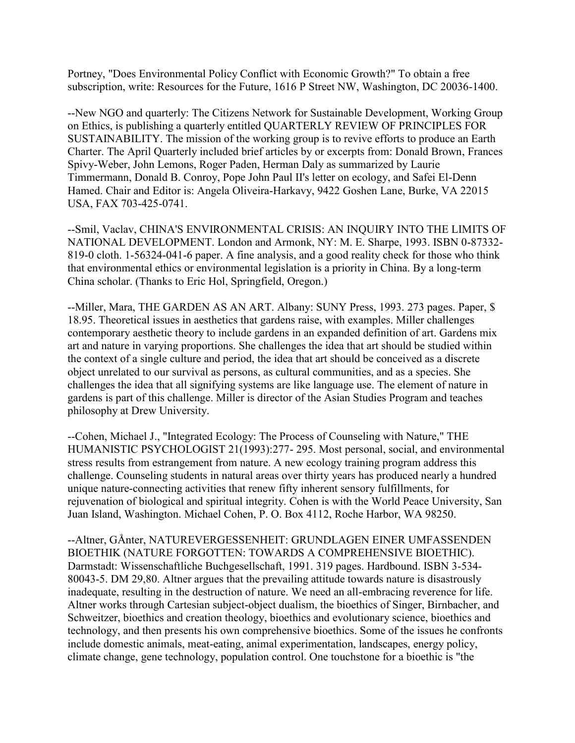Portney, "Does Environmental Policy Conflict with Economic Growth?" To obtain a free subscription, write: Resources for the Future, 1616 P Street NW, Washington, DC 20036-1400.

--New NGO and quarterly: The Citizens Network for Sustainable Development, Working Group on Ethics, is publishing a quarterly entitled QUARTERLY REVIEW OF PRINCIPLES FOR SUSTAINABILITY. The mission of the working group is to revive efforts to produce an Earth Charter. The April Quarterly included brief articles by or excerpts from: Donald Brown, Frances Spivy-Weber, John Lemons, Roger Paden, Herman Daly as summarized by Laurie Timmermann, Donald B. Conroy, Pope John Paul II's letter on ecology, and Safei El-Denn Hamed. Chair and Editor is: Angela Oliveira-Harkavy, 9422 Goshen Lane, Burke, VA 22015 USA, FAX 703-425-0741.

--Smil, Vaclav, CHINA'S ENVIRONMENTAL CRISIS: AN INQUIRY INTO THE LIMITS OF NATIONAL DEVELOPMENT. London and Armonk, NY: M. E. Sharpe, 1993. ISBN 0-87332-819-0 cloth. 1-56324-041-6 paper. A fine analysis, and a good reality check for those who think that environmental ethics or environmental legislation is a priority in China. By a long-term China scholar. (Thanks to Eric Hol, Springfield, Oregon.)

--Miller, Mara, THE GARDEN AS AN ART. Albany: SUNY Press, 1993. 273 pages. Paper, $ 18.95. Theoretical issues in aesthetics that gardens raise, with examples. Miller challenges contemporary aesthetic theory to include gardens in an expanded definition of art. Gardens mix art and nature in varying proportions. She challenges the idea that art should be studied within the context of a single culture and period, the idea that art should be conceived as a discrete object unrelated to our survival as persons, as cultural communities, and as a species. She challenges the idea that all signifying systems are like language use. The element of nature in gardens is part of this challenge. Miller is director of the Asian Studies Program and teaches philosophy at Drew University.

--Cohen, Michael J., "Integrated Ecology: The Process of Counseling with Nature," THE HUMANISTIC PSYCHOLOGIST 21(1993):277- 295. Most personal, social, and environmental stress results from estrangement from nature. A new ecology training program address this challenge. Counseling students in natural areas over thirty years has produced nearly a hundred unique nature-connecting activities that renew fifty inherent sensory fulfillments, for rejuvenation of biological and spiritual integrity. Cohen is with the World Peace University, San Juan Island, Washington. Michael Cohen, P. O. Box 4112, Roche Harbor, WA 98250.

--Altner, GÅnter, NATURVERGESSENHEIT: GRUNDLAGEN EINER UMFASSENDEN BIOETHIK (NATURE FORGOTTEN: TOWARDS A COMPREHENSIVE BIOETHIC). Darmstadt: Wissenschaftliche Buchgesellschaft, 1991. 319 pages. Hardbound. ISBN 3-534-80043-5. DM 29,80. Altner argues that the prevailing attitude towards nature is disastrously inadequate, resulting in the destruction of nature. We need an all-embracing reverence for life. Altner works through Cartesian subject-object dualism, the bioethics of Singer, Birnbacher, and Schweitzer, bioethics and creation theology, bioethics and evolutionary science, bioethics and technology, and then presents his own comprehensive bioethics. Some of the issues he confronts include domestic animals, meat-eating, animal experimentation, landscapes, energy policy, climate change, gene technology, population control. One touchstone for a bioethic is "the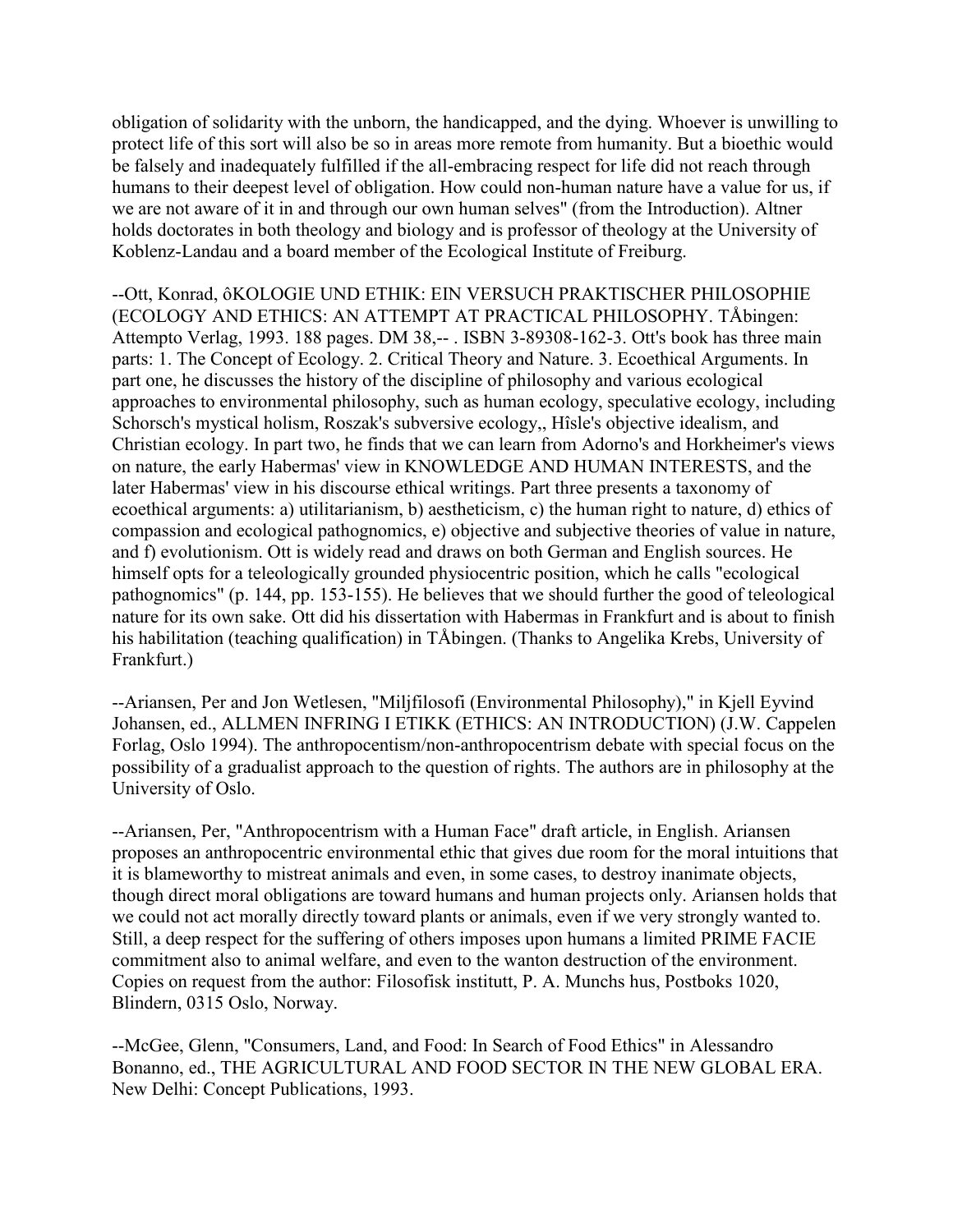obligation of solidarity with the unborn, the handicapped, and the dying. Whoever is unwilling to protect life of this sort will also be so in areas more remote from humanity. But a bioethic would be falsely and inadequately fulfilled if the all-embracing respect for life did not reach through humans to their deepest level of obligation. How could non-human nature have a value for us, if we are not aware of it in and through our own human selves" (from the Introduction). Altner holds doctorates in both theology and biology and is professor of theology at the University of Koblenz-Landau and a board member of the Ecological Institute of Freiburg.

--Ott, Konrad, ôKOLOGIE UND ETHIK: EIN VERSUCH PRAKTISCHER PHILOSOPHIE (ECOLOGY AND ETHICS: AN ATTEMPT AT PRACTICAL PHILOSOPHY. TÅbingen: Attempto Verlag, 1993. 188 pages. DM 38,-- . ISBN 3-89308-162-3. Ott's book has three main parts: 1. The Concept of Ecology. 2. Critical Theory and Nature. 3. Ecoethical Arguments. In part one, he discusses the history of the discipline of philosophy and various ecological approaches to environmental philosophy, such as human ecology, speculative ecology, including Schorsch's mystical holism, Roszak's subversive ecology,, Hîsle's objective idealism, and Christian ecology. In part two, he finds that we can learn from Adorno's and Horkheimer's views on nature, the early Habermas' view in KNOWLEDGE AND HUMAN INTERESTS, and the later Habermas' view in his discourse ethical writings. Part three presents a taxonomy of ecoethical arguments: a) utilitarianism, b) aestheticism, c) the human right to nature, d) ethics of compassion and ecological pathognomics, e) objective and subjective theories of value in nature, and f) evolutionism. Ott is widely read and draws on both German and English sources. He himself opts for a teleologically grounded physiocentric position, which he calls "ecological pathognomics" (p. 144, pp. 153-155). He believes that we should further the good of teleological nature for its own sake. Ott did his dissertation with Habermas in Frankfurt and is about to finish his habilitation (teaching qualification) in TÅbingen. (Thanks to Angelika Krebs, University of Frankfurt.)

--Ariansen, Per and Jon Wetlesen, "Miljfilosofi (Environmental Philosophy)," in Kjell Eyvind Johansen, ed., ALLMEN INFRING I ETIKK (ETHICS: AN INTRODUCTION) (J.W. Cappelen Forlag, Oslo 1994). The anthropocentism/non-anthropocentrism debate with special focus on the possibility of a gradualist approach to the question of rights. The authors are in philosophy at the University of Oslo.

--Ariansen, Per, "Anthropocentrism with a Human Face" draft article, in English. Ariansen proposes an anthropocentric environmental ethic that gives due room for the moral intuitions that it is blameworthy to mistreat animals and even, in some cases, to destroy inanimate objects, though direct moral obligations are toward humans and human projects only. Ariansen holds that we could not act morally directly toward plants or animals, even if we very strongly wanted to. Still, a deep respect for the suffering of others imposes upon humans a limited PRIME FACIE commitment also to animal welfare, and even to the wanton destruction of the environment. Copies on request from the author: Filosofisk institutt, P. A. Munchs hus, Postboks 1020, Blindern, 0315 Oslo, Norway.

--McGee, Glenn, "Consumers, Land, and Food: In Search of Food Ethics" in Alessandro Bonanno, ed., THE AGRICULTURAL AND FOOD SECTOR IN THE NEW GLOBAL ERA. New Delhi: Concept Publications, 1993.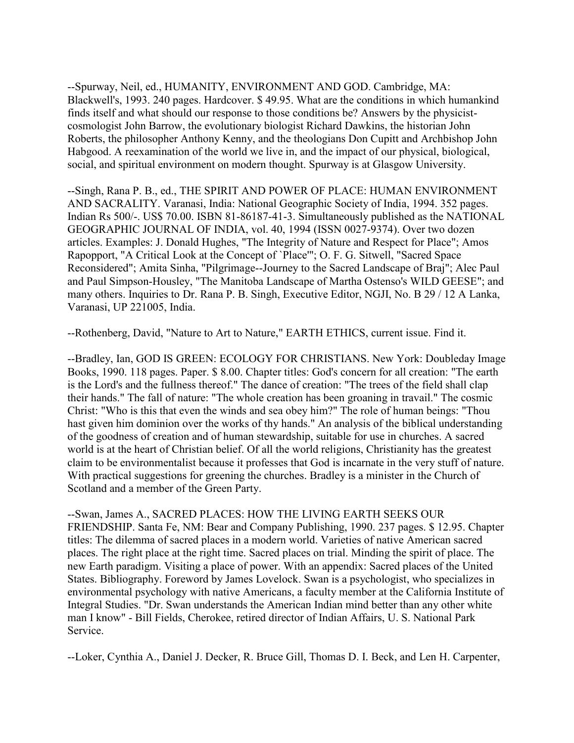--Spurway, Neil, ed., HUMANITY, ENVIRONMENT AND GOD. Cambridge, MA: Blackwell's, 1993. 240 pages. Hardcover. $ 49.95. What are the conditions in which humankind finds itself and what should our response to those conditions be? Answers by the physicist-cosmologist John Barrow, the evolutionary biologist Richard Dawkins, the historian John Roberts, the philosopher Anthony Kenny, and the theologians Don Cupitt and Archbishop John Habgood. A reexamination of the world we live in, and the impact of our physical, biological, social, and spiritual environment on modern thought. Spurway is at Glasgow University.

--Singh, Rana P. B., ed., THE SPIRIT AND POWER OF PLACE: HUMAN ENVIRONMENT AND SACRALITY. Varanasi, India: National Geographic Society of India, 1994. 352 pages. Indian Rs 500/-. US$ 70.00. ISBN 81-86187-41-3. Simultaneously published as the NATIONAL GEOGRAPHIC JOURNAL OF INDIA, vol. 40, 1994 (ISSN 0027-9374). Over two dozen articles. Examples: J. Donald Hughes, "The Integrity of Nature and Respect for Place"; Amos Rapopport, "A Critical Look at the Concept of `Place'"; O. F. G. Sitwell, "Sacred Space Reconsidered"; Amita Sinha, "Pilgrimage--Journey to the Sacred Landscape of Braj"; Alec Paul and Paul Simpson-Housley, "The Manitoba Landscape of Martha Ostenso's WILD GEESE"; and many others. Inquiries to Dr. Rana P. B. Singh, Executive Editor, NGJI, No. B 29 / 12 A Lanka, Varanasi, UP 221005, India.

--Rothenberg, David, "Nature to Art to Nature," EARTH ETHICS, current issue. Find it.

--Bradley, Ian, GOD IS GREEN: ECOLOGY FOR CHRISTIANS. New York: Doubleday Image Books, 1990. 118 pages. Paper. $ 8.00. Chapter titles: God's concern for all creation: "The earth is the Lord's and the fullness thereof." The dance of creation: "The trees of the field shall clap their hands." The fall of nature: "The whole creation has been groaning in travail." The cosmic Christ: "Who is this that even the winds and sea obey him?" The role of human beings: "Thou hast given him dominion over the works of thy hands." An analysis of the biblical understanding of the goodness of creation and of human stewardship, suitable for use in churches. A sacred world is at the heart of Christian belief. Of all the world religions, Christianity has the greatest claim to be environmentalist because it professes that God is incarnate in the very stuff of nature. With practical suggestions for greening the churches. Bradley is a minister in the Church of Scotland and a member of the Green Party.

--Swan, James A., SACRED PLACES: HOW THE LIVING EARTH SEEKS OUR FRIENDSHIP. Santa Fe, NM: Bear and Company Publishing, 1990. 237 pages. $ 12.95. Chapter titles: The dilemma of sacred places in a modern world. Varieties of native American sacred places. The right place at the right time. Sacred places on trial. Minding the spirit of place. The new Earth paradigm. Visiting a place of power. With an appendix: Sacred places of the United States. Bibliography. Foreword by James Lovelock. Swan is a psychologist, who specializes in environmental psychology with native Americans, a faculty member at the California Institute of Integral Studies. "Dr. Swan understands the American Indian mind better than any other white man I know" - Bill Fields, Cherokee, retired director of Indian Affairs, U. S. National Park Service.

--Loker, Cynthia A., Daniel J. Decker, R. Bruce Gill, Thomas D. I. Beck, and Len H. Carpenter,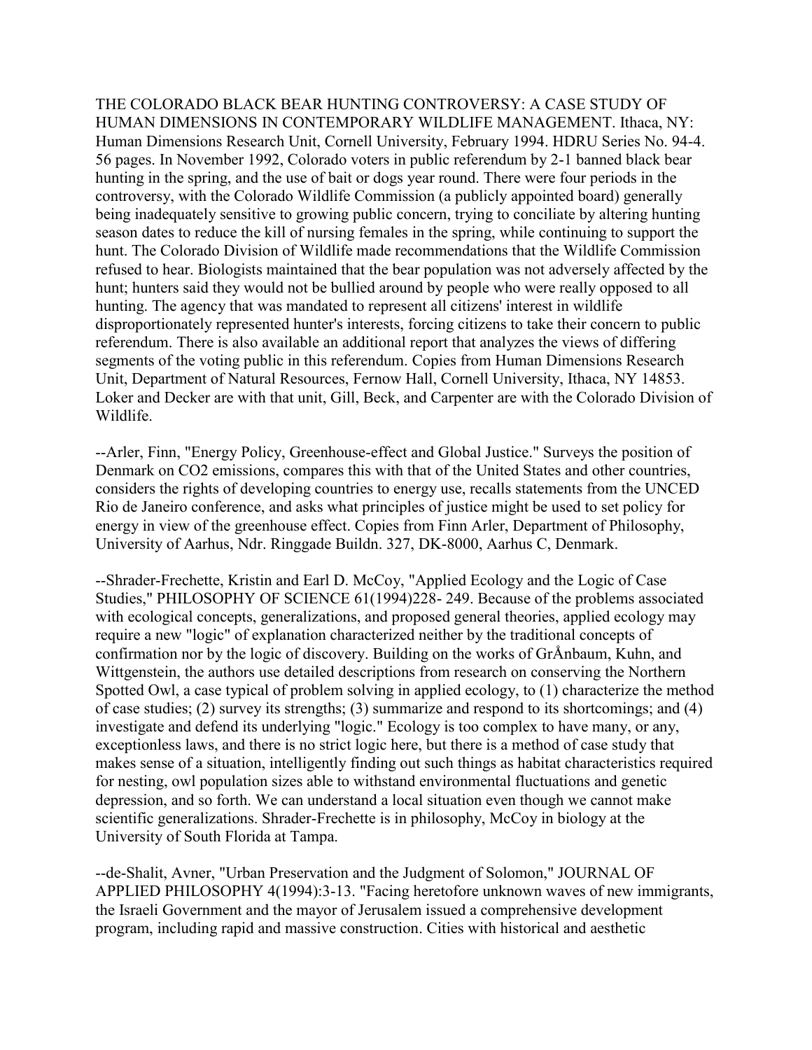THE COLORADO BLACK BEAR HUNTING CONTROVERSY: A CASE STUDY OF HUMAN DIMENSIONS IN CONTEMPORARY WILDLIFE MANAGEMENT. Ithaca, NY: Human Dimensions Research Unit, Cornell University, February 1994. HDRU Series No. 94-4. 56 pages. In November 1992, Colorado voters in public referendum by 2-1 banned black bear hunting in the spring, and the use of bait or dogs year round. There were four periods in the controversy, with the Colorado Wildlife Commission (a publicly appointed board) generally being inadequately sensitive to growing public concern, trying to conciliate by altering hunting season dates to reduce the kill of nursing females in the spring, while continuing to support the hunt. The Colorado Division of Wildlife made recommendations that the Wildlife Commission refused to hear. Biologists maintained that the bear population was not adversely affected by the hunt; hunters said they would not be bullied around by people who were really opposed to all hunting. The agency that was mandated to represent all citizens' interest in wildlife disproportionately represented hunter's interests, forcing citizens to take their concern to public referendum. There is also available an additional report that analyzes the views of differing segments of the voting public in this referendum. Copies from Human Dimensions Research Unit, Department of Natural Resources, Fernow Hall, Cornell University, Ithaca, NY 14853. Loker and Decker are with that unit, Gill, Beck, and Carpenter are with the Colorado Division of Wildlife.

--Arler, Finn, "Energy Policy, Greenhouse-effect and Global Justice." Surveys the position of Denmark on $CO_2$ emissions, compares this with that of the United States and other countries, considers the rights of developing countries to energy use, recalls statements from the UNCED Rio de Janeiro conference, and asks what principles of justice might be used to set policy for energy in view of the greenhouse effect. Copies from Finn Arler, Department of Philosophy, University of Aarhus, Ndr. Ringgade Buildn. 327, DK-8000, Aarhus C, Denmark.

--Shrader-Frechette, Kristin and Earl D. McCoy, "Applied Ecology and the Logic of Case Studies," PHILOSOPHY OF SCIENCE 61(1994)228- 249. Because of the problems associated with ecological concepts, generalizations, and proposed general theories, applied ecology may require a new "logic" of explanation characterized neither by the traditional concepts of confirmation nor by the logic of discovery. Building on the works of GrÅnbaum, Kuhn, and Wittgenstein, the authors use detailed descriptions from research on conserving the Northern Spotted Owl, a case typical of problem solving in applied ecology, to (1) characterize the method of case studies; (2) survey its strengths; (3) summarize and respond to its shortcomings; and (4) investigate and defend its underlying "logic." Ecology is too complex to have many, or any, exceptionless laws, and there is no strict logic here, but there is a method of case study that makes sense of a situation, intelligently finding out such things as habitat characteristics required for nesting, owl population sizes able to withstand environmental fluctuations and genetic depression, and so forth. We can understand a local situation even though we cannot make scientific generalizations. Shrader-Frechette is in philosophy, McCoy in biology at the University of South Florida at Tampa.

--de-Shalit, Avner, "Urban Preservation and the Judgment of Solomon," JOURNAL OF APPLIED PHILOSOPHY 4(1994):3-13. "Facing heretofore unknown waves of new immigrants, the Israeli Government and the mayor of Jerusalem issued a comprehensive development program, including rapid and massive construction. Cities with historical and aesthetic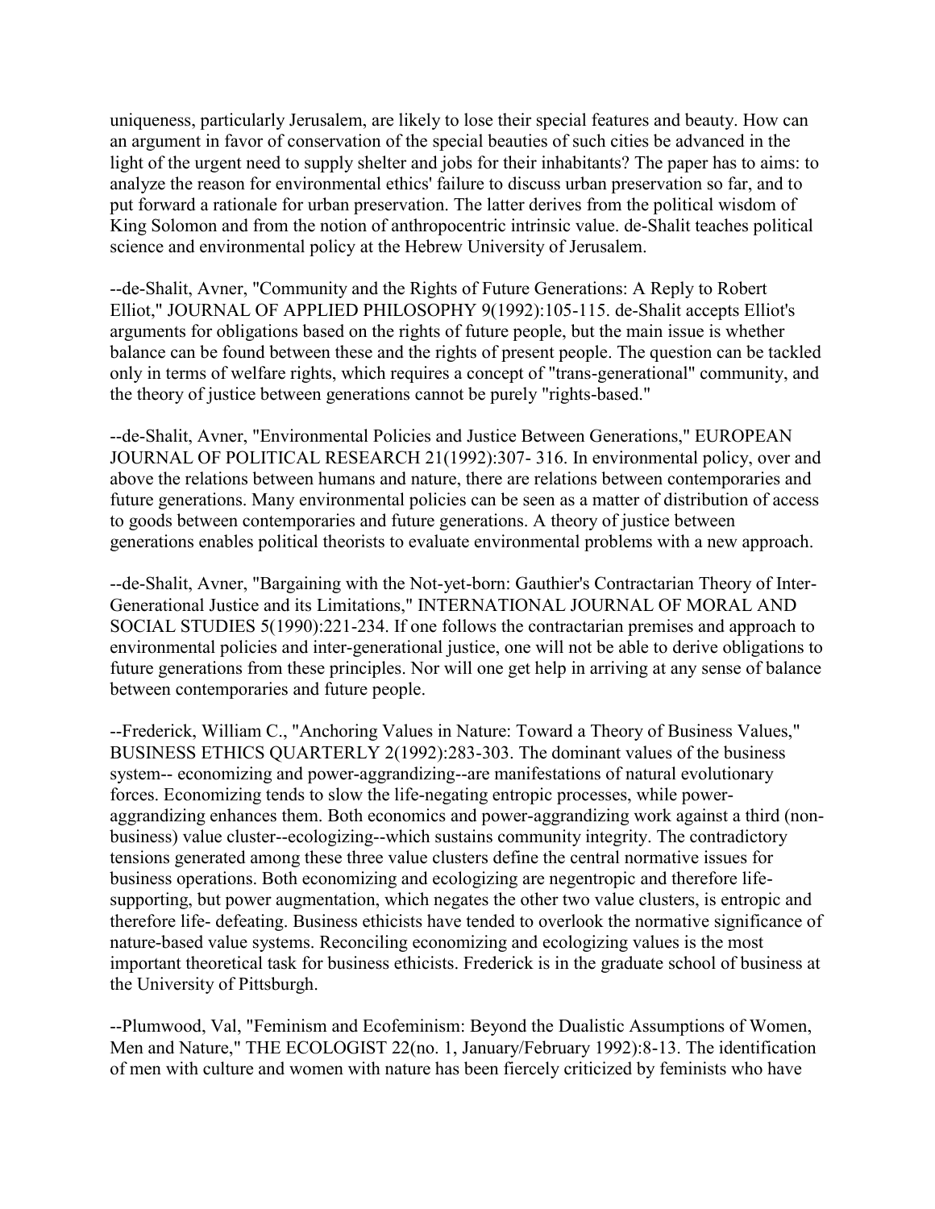uniqueness, particularly Jerusalem, are likely to lose their special features and beauty. How can an argument in favor of conservation of the special beauties of such cities be advanced in the light of the urgent need to supply shelter and jobs for their inhabitants? The paper has to aims: to analyze the reason for environmental ethics' failure to discuss urban preservation so far, and to put forward a rationale for urban preservation. The latter derives from the political wisdom of King Solomon and from the notion of anthropocentric intrinsic value. de-Shalit teaches political science and environmental policy at the Hebrew University of Jerusalem.

--de-Shalit, Avner, "Community and the Rights of Future Generations: A Reply to Robert Elliot," JOURNAL OF APPLIED PHILOSOPHY 9(1992):105-115. de-Shalit accepts Elliot's arguments for obligations based on the rights of future people, but the main issue is whether balance can be found between these and the rights of present people. The question can be tackled only in terms of welfare rights, which requires a concept of "trans-generational" community, and the theory of justice between generations cannot be purely "rights-based."

--de-Shalit, Avner, "Environmental Policies and Justice Between Generations," EUROPEAN JOURNAL OF POLITICAL RESEARCH 21(1992):307- 316. In environmental policy, over and above the relations between humans and nature, there are relations between contemporaries and future generations. Many environmental policies can be seen as a matter of distribution of access to goods between contemporaries and future generations. A theory of justice between generations enables political theorists to evaluate environmental problems with a new approach.

--de-Shalit, Avner, "Bargaining with the Not-yet-born: Gauthier's Contractarian Theory of Inter-Generational Justice and its Limitations," INTERNATIONAL JOURNAL OF MORAL AND SOCIAL STUDIES 5(1990):221-234. If one follows the contractarian premises and approach to environmental policies and inter-generational justice, one will not be able to derive obligations to future generations from these principles. Nor will one get help in arriving at any sense of balance between contemporaries and future people.

--Frederick, William C., "Anchoring Values in Nature: Toward a Theory of Business Values," BUSINESS ETHICS QUARTERLY 2(1992):283-303. The dominant values of the business system-- economizing and power-aggrandizing--are manifestations of natural evolutionary forces. Economizing tends to slow the life-negating entropic processes, while power-aggrandizing enhances them. Both economics and power-aggrandizing work against a third (non-business) value cluster--ecologizing--which sustains community integrity. The contradictory tensions generated among these three value clusters define the central normative issues for business operations. Both economizing and ecologizing are negentropic and therefore life-supporting, but power augmentation, which negates the other two value clusters, is entropic and therefore life- defeating. Business ethicists have tended to overlook the normative significance of nature-based value systems. Reconciling economizing and ecologizing values is the most important theoretical task for business ethicists. Frederick is in the graduate school of business at the University of Pittsburgh.

--Plumwood, Val, "Feminism and Ecofeminism: Beyond the Dualistic Assumptions of Women, Men and Nature," THE ECOLOGIST 22(no. 1, January/February 1992):8-13. The identification of men with culture and women with nature has been fiercely criticized by feminists who have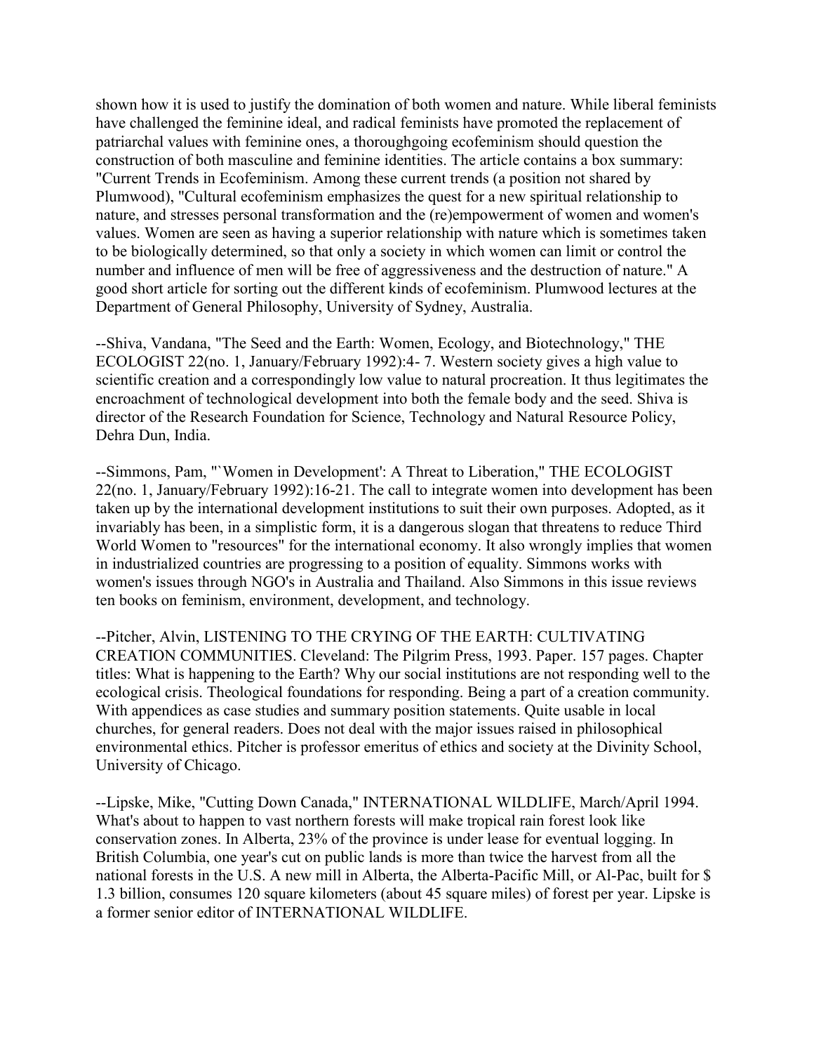shown how it is used to justify the domination of both women and nature. While liberal feminists have challenged the feminine ideal, and radical feminists have promoted the replacement of patriarchal values with feminine ones, a thoroughgoing ecofeminism should question the construction of both masculine and feminine identities. The article contains a box summary: "Current Trends in Ecofeminism. Among these current trends (a position not shared by Plumwood), "Cultural ecofeminism emphasizes the quest for a new spiritual relationship to nature, and stresses personal transformation and the (re)empowerment of women and women's values. Women are seen as having a superior relationship with nature which is sometimes taken to be biologically determined, so that only a society in which women can limit or control the number and influence of men will be free of aggressiveness and the destruction of nature." A good short article for sorting out the different kinds of ecofeminism. Plumwood lectures at the Department of General Philosophy, University of Sydney, Australia.

--Shiva, Vandana, "The Seed and the Earth: Women, Ecology, and Biotechnology," THE ECOLOGIST 22(no. 1, January/February 1992):4- 7. Western society gives a high value to scientific creation and a correspondingly low value to natural procreation. It thus legitimates the encroachment of technological development into both the female body and the seed. Shiva is director of the Research Foundation for Science, Technology and Natural Resource Policy, Dehra Dun, India.

--Simmons, Pam, "`Women in Development': A Threat to Liberation," THE ECOLOGIST 22(no. 1, January/February 1992):16-21. The call to integrate women into development has been taken up by the international development institutions to suit their own purposes. Adopted, as it invariably has been, in a simplistic form, it is a dangerous slogan that threatens to reduce Third World Women to "resources" for the international economy. It also wrongly implies that women in industrialized countries are progressing to a position of equality. Simmons works with women's issues through NGO's in Australia and Thailand. Also Simmons in this issue reviews ten books on feminism, environment, development, and technology.

--Pitcher, Alvin, LISTENING TO THE CRYING OF THE EARTH: CULTIVATING CREATION COMMUNITIES. Cleveland: The Pilgrim Press, 1993. Paper. 157 pages. Chapter titles: What is happening to the Earth? Why our social institutions are not responding well to the ecological crisis. Theological foundations for responding. Being a part of a creation community. With appendices as case studies and summary position statements. Quite usable in local churches, for general readers. Does not deal with the major issues raised in philosophical environmental ethics. Pitcher is professor emeritus of ethics and society at the Divinity School, University of Chicago.

--Lipske, Mike, "Cutting Down Canada," INTERNATIONAL WILDLIFE, March/April 1994. What's about to happen to vast northern forests will make tropical rain forest look like conservation zones. In Alberta, 23% of the province is under lease for eventual logging. In British Columbia, one year's cut on public lands is more than twice the harvest from all the national forests in the U.S. A new mill in Alberta, the Alberta-Pacific Mill, or Al-Pac, built for $ 1.3 billion, consumes 120 square kilometers (about 45 square miles) of forest per year. Lipske is a former senior editor of INTERNATIONAL WILDLIFE.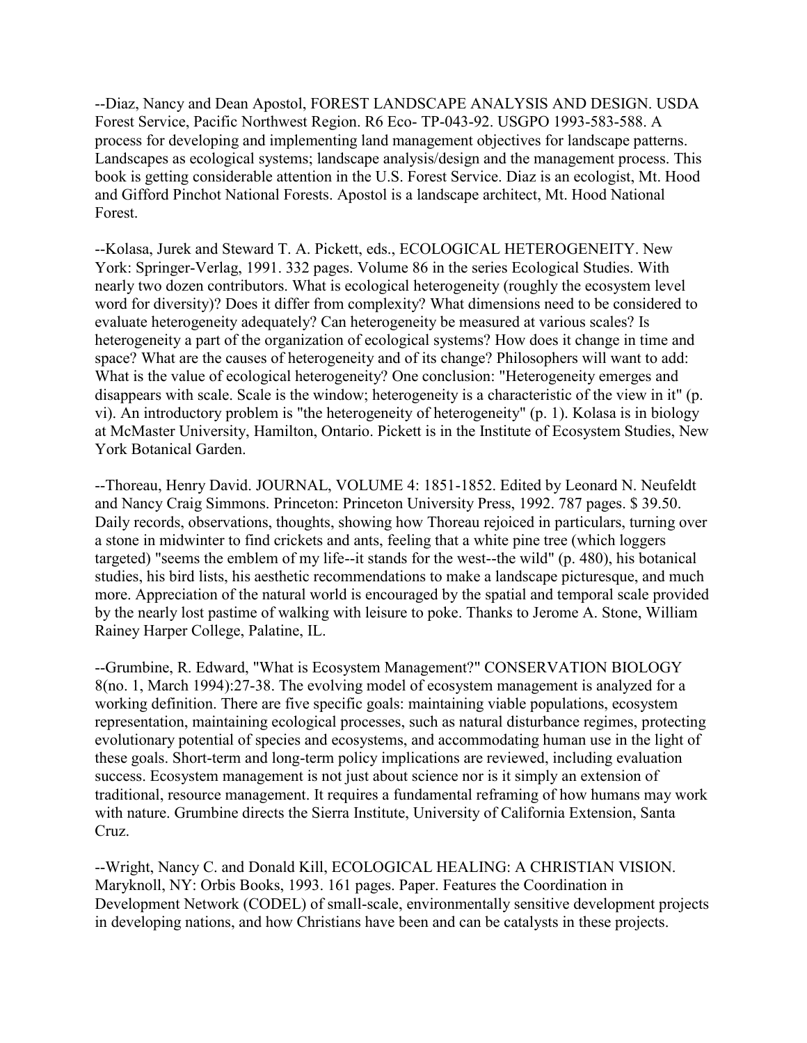--Diaz, Nancy and Dean Apostol, FOREST LANDSCAPE ANALYSIS AND DESIGN. USDA Forest Service, Pacific Northwest Region. R6 Eco- TP-043-92. USGPO 1993-583-588. A process for developing and implementing land management objectives for landscape patterns. Landscapes as ecological systems; landscape analysis/design and the management process. This book is getting considerable attention in the U.S. Forest Service. Diaz is an ecologist, Mt. Hood and Gifford Pinchot National Forests. Apostol is a landscape architect, Mt. Hood National Forest.

--Kolasa, Jurek and Steward T. A. Pickett, eds., ECOLOGICAL HETEROGENEITY. New York: Springer-Verlag, 1991. 332 pages. Volume 86 in the series Ecological Studies. With nearly two dozen contributors. What is ecological heterogeneity (roughly the ecosystem level word for diversity)? Does it differ from complexity? What dimensions need to be considered to evaluate heterogeneity adequately? Can heterogeneity be measured at various scales? Is heterogeneity a part of the organization of ecological systems? How does it change in time and space? What are the causes of heterogeneity and of its change? Philosophers will want to add: What is the value of ecological heterogeneity? One conclusion: "Heterogeneity emerges and disappears with scale. Scale is the window; heterogeneity is a characteristic of the view in it" (p. vi). An introductory problem is "the heterogeneity of heterogeneity" (p. 1). Kolasa is in biology at McMaster University, Hamilton, Ontario. Pickett is in the Institute of Ecosystem Studies, New York Botanical Garden.

--Thoreau, Henry David. JOURNAL, VOLUME 4: 1851-1852. Edited by Leonard N. Neufeldt and Nancy Craig Simmons. Princeton: Princeton University Press, 1992. 787 pages. $ 39.50. Daily records, observations, thoughts, showing how Thoreau rejoiced in particulars, turning over a stone in midwinter to find crickets and ants, feeling that a white pine tree (which loggers targeted) "seems the emblem of my life--it stands for the west--the wild" (p. 480), his botanical studies, his bird lists, his aesthetic recommendations to make a landscape picturesque, and much more. Appreciation of the natural world is encouraged by the spatial and temporal scale provided by the nearly lost pastime of walking with leisure to poke. Thanks to Jerome A. Stone, William Rainey Harper College, Palatine, IL.

--Grumbine, R. Edward, "What is Ecosystem Management?" CONSERVATION BIOLOGY 8(no. 1, March 1994):27-38. The evolving model of ecosystem management is analyzed for a working definition. There are five specific goals: maintaining viable populations, ecosystem representation, maintaining ecological processes, such as natural disturbance regimes, protecting evolutionary potential of species and ecosystems, and accommodating human use in the light of these goals. Short-term and long-term policy implications are reviewed, including evaluation success. Ecosystem management is not just about science nor is it simply an extension of traditional, resource management. It requires a fundamental reframing of how humans may work with nature. Grumbine directs the Sierra Institute, University of California Extension, Santa Cruz.

--Wright, Nancy C. and Donald Kill, ECOLOGICAL HEALING: A CHRISTIAN VISION. Maryknoll, NY: Orbis Books, 1993. 161 pages. Paper. Features the Coordination in Development Network (CODEL) of small-scale, environmentally sensitive development projects in developing nations, and how Christians have been and can be catalysts in these projects.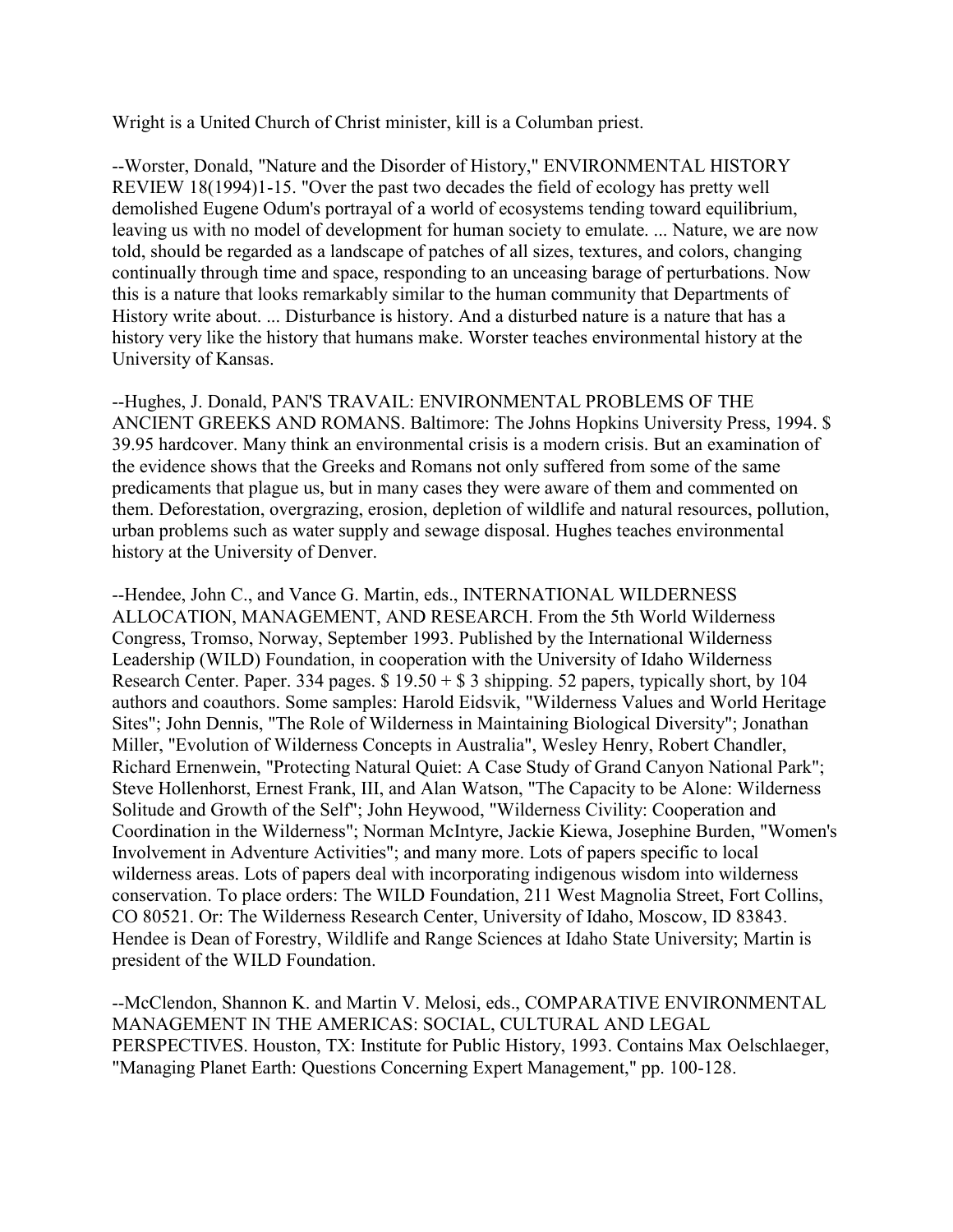Wright is a United Church of Christ minister, kill is a Columban priest.

--Worster, Donald, "Nature and the Disorder of History," ENVIRONMENTAL HISTORY REVIEW 18(1994)1-15. "Over the past two decades the field of ecology has pretty well demolished Eugene Odum's portrayal of a world of ecosystems tending toward equilibrium, leaving us with no model of development for human society to emulate. ... Nature, we are now told, should be regarded as a landscape of patches of all sizes, textures, and colors, changing continually through time and space, responding to an unceasing barage of perturbations. Now this is a nature that looks remarkably similar to the human community that Departments of History write about. ... Disturbance is history. And a disturbed nature is a nature that has a history very like the history that humans make. Worster teaches environmental history at the University of Kansas.

--Hughes, J. Donald, PAN'S TRAVAIL: ENVIRONMENTAL PROBLEMS OF THE ANCIENT GREEKS AND ROMANS. Baltimore: The Johns Hopkins University Press, 1994. $ 39.95 hardcover. Many think an environmental crisis is a modern crisis. But an examination of the evidence shows that the Greeks and Romans not only suffered from some of the same predicaments that plague us, but in many cases they were aware of them and commented on them. Deforestation, overgrazing, erosion, depletion of wildlife and natural resources, pollution, urban problems such as water supply and sewage disposal. Hughes teaches environmental history at the University of Denver.

--Hendee, John C., and Vance G. Martin, eds., INTERNATIONAL WILDERNESS ALLOCATION, MANAGEMENT, AND RESEARCH. From the 5th World Wilderness Congress, Tromso, Norway, September 1993. Published by the International Wilderness Leadership (WILD) Foundation, in cooperation with the University of Idaho Wilderness Research Center. Paper. 334 pages. $ 19.50 + $ 3 shipping. 52 papers, typically short, by 104 authors and coauthors. Some samples: Harold Eidsvik, "Wilderness Values and World Heritage Sites"; John Dennis, "The Role of Wilderness in Maintaining Biological Diversity"; Jonathan Miller, "Evolution of Wilderness Concepts in Australia", Wesley Henry, Robert Chandler, Richard Ernenwein, "Protecting Natural Quiet: A Case Study of Grand Canyon National Park"; Steve Hollenhorst, Ernest Frank, III, and Alan Watson, "The Capacity to be Alone: Wilderness Solitude and Growth of the Self"; John Heywood, "Wilderness Civility: Cooperation and Coordination in the Wilderness"; Norman McIntyre, Jackie Kiewa, Josephine Burden, "Women's Involvement in Adventure Activities"; and many more. Lots of papers specific to local wilderness areas. Lots of papers deal with incorporating indigenous wisdom into wilderness conservation. To place orders: The WILD Foundation, 211 West Magnolia Street, Fort Collins, CO 80521. Or: The Wilderness Research Center, University of Idaho, Moscow, ID 83843. Hendee is Dean of Forestry, Wildlife and Range Sciences at Idaho State University; Martin is president of the WILD Foundation.

--McClendon, Shannon K. and Martin V. Melosi, eds., COMPARATIVE ENVIRONMENTAL MANAGEMENT IN THE AMERICAS: SOCIAL, CULTURAL AND LEGAL PERSPECTIVES. Houston, TX: Institute for Public History, 1993. Contains Max Oelschlaeger, "Managing Planet Earth: Questions Concerning Expert Management," pp. 100-128.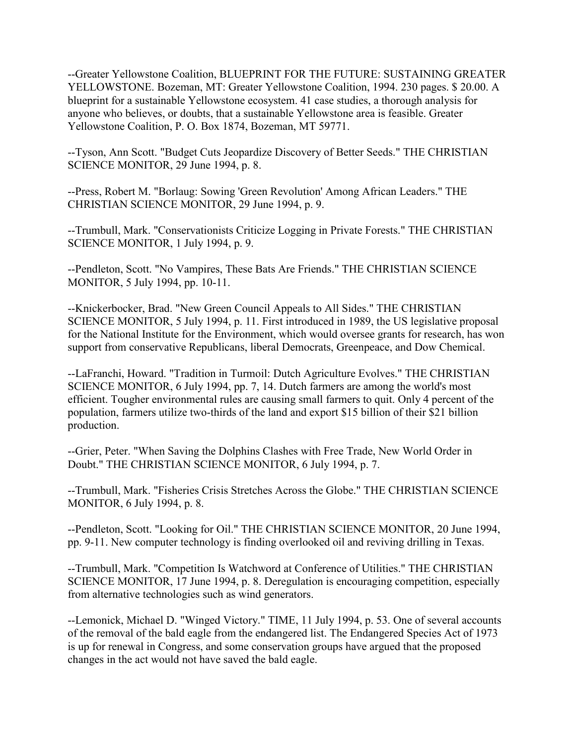--Greater Yellowstone Coalition, BLUEPRINT FOR THE FUTURE: SUSTAINING GREATER YELLOWSTONE. Bozeman, MT: Greater Yellowstone Coalition, 1994. 230 pages. $ 20.00. A blueprint for a sustainable Yellowstone ecosystem. 41 case studies, a thorough analysis for anyone who believes, or doubts, that a sustainable Yellowstone area is feasible. Greater Yellowstone Coalition, P. O. Box 1874, Bozeman, MT 59771.

--Tyson, Ann Scott. "Budget Cuts Jeopardize Discovery of Better Seeds." THE CHRISTIAN SCIENCE MONITOR, 29 June 1994, p. 8.

--Press, Robert M. "Borlaug: Sowing 'Green Revolution' Among African Leaders." THE CHRISTIAN SCIENCE MONITOR, 29 June 1994, p. 9.

--Trumbull, Mark. "Conservationists Criticize Logging in Private Forests." THE CHRISTIAN SCIENCE MONITOR, 1 July 1994, p. 9.

--Pendleton, Scott. "No Vampires, These Bats Are Friends." THE CHRISTIAN SCIENCE MONITOR, 5 July 1994, pp. 10-11.

--Knickerbocker, Brad. "New Green Council Appeals to All Sides." THE CHRISTIAN SCIENCE MONITOR, 5 July 1994, p. 11. First introduced in 1989, the US legislative proposal for the National Institute for the Environment, which would oversee grants for research, has won support from conservative Republicans, liberal Democrats, Greenpeace, and Dow Chemical.

--LaFranchi, Howard. "Tradition in Turmoil: Dutch Agriculture Evolves." THE CHRISTIAN SCIENCE MONITOR, 6 July 1994, pp. 7, 14. Dutch farmers are among the world's most efficient. Tougher environmental rules are causing small farmers to quit. Only 4 percent of the population, farmers utilize two-thirds of the land and export $15 billion of their $21 billion production.

--Grier, Peter. "When Saving the Dolphins Clashes with Free Trade, New World Order in Doubt." THE CHRISTIAN SCIENCE MONITOR, 6 July 1994, p. 7.

--Trumbull, Mark. "Fisheries Crisis Stretches Across the Globe." THE CHRISTIAN SCIENCE MONITOR, 6 July 1994, p. 8.

--Pendleton, Scott. "Looking for Oil." THE CHRISTIAN SCIENCE MONITOR, 20 June 1994, pp. 9-11. New computer technology is finding overlooked oil and reviving drilling in Texas.

--Trumbull, Mark. "Competition Is Watchword at Conference of Utilities." THE CHRISTIAN SCIENCE MONITOR, 17 June 1994, p. 8. Deregulation is encouraging competition, especially from alternative technologies such as wind generators.

--Lemonick, Michael D. "Winged Victory." TIME, 11 July 1994, p. 53. One of several accounts of the removal of the bald eagle from the endangered list. The Endangered Species Act of 1973 is up for renewal in Congress, and some conservation groups have argued that the proposed changes in the act would not have saved the bald eagle.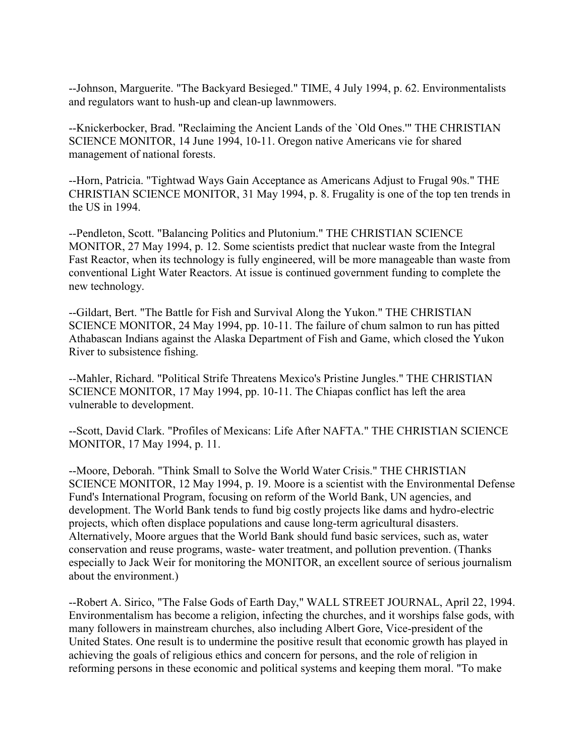--Johnson, Marguerite. "The Backyard Besieged." TIME, 4 July 1994, p. 62. Environmentalists and regulators want to hush-up and clean-up lawnmowers.

--Knickerbocker, Brad. "Reclaiming the Ancient Lands of the `Old Ones.'" THE CHRISTIAN SCIENCE MONITOR, 14 June 1994, 10-11. Oregon native Americans vie for shared management of national forests.

--Horn, Patricia. "Tightwad Ways Gain Acceptance as Americans Adjust to Frugal 90s." THE CHRISTIAN SCIENCE MONITOR, 31 May 1994, p. 8. Frugality is one of the top ten trends in the US in 1994.

--Pendleton, Scott. "Balancing Politics and Plutonium." THE CHRISTIAN SCIENCE MONITOR, 27 May 1994, p. 12. Some scientists predict that nuclear waste from the Integral Fast Reactor, when its technology is fully engineered, will be more manageable than waste from conventional Light Water Reactors. At issue is continued government funding to complete the new technology.

--Gildart, Bert. "The Battle for Fish and Survival Along the Yukon." THE CHRISTIAN SCIENCE MONITOR, 24 May 1994, pp. 10-11. The failure of chum salmon to run has pitted Athabascan Indians against the Alaska Department of Fish and Game, which closed the Yukon River to subsistence fishing.

--Mahler, Richard. "Political Strife Threatens Mexico's Pristine Jungles." THE CHRISTIAN SCIENCE MONITOR, 17 May 1994, pp. 10-11. The Chiapas conflict has left the area vulnerable to development.

--Scott, David Clark. "Profiles of Mexicans: Life After NAFTA." THE CHRISTIAN SCIENCE MONITOR, 17 May 1994, p. 11.

--Moore, Deborah. "Think Small to Solve the World Water Crisis." THE CHRISTIAN SCIENCE MONITOR, 12 May 1994, p. 19. Moore is a scientist with the Environmental Defense Fund's International Program, focusing on reform of the World Bank, UN agencies, and development. The World Bank tends to fund big costly projects like dams and hydro-electric projects, which often displace populations and cause long-term agricultural disasters. Alternatively, Moore argues that the World Bank should fund basic services, such as, water conservation and reuse programs, waste- water treatment, and pollution prevention. (Thanks especially to Jack Weir for monitoring the MONITOR, an excellent source of serious journalism about the environment.)

--Robert A. Sirico, "The False Gods of Earth Day," WALL STREET JOURNAL, April 22, 1994. Environmentalism has become a religion, infecting the churches, and it worships false gods, with many followers in mainstream churches, also including Albert Gore, Vice-president of the United States. One result is to undermine the positive result that economic growth has played in achieving the goals of religious ethics and concern for persons, and the role of religion in reforming persons in these economic and political systems and keeping them moral. "To make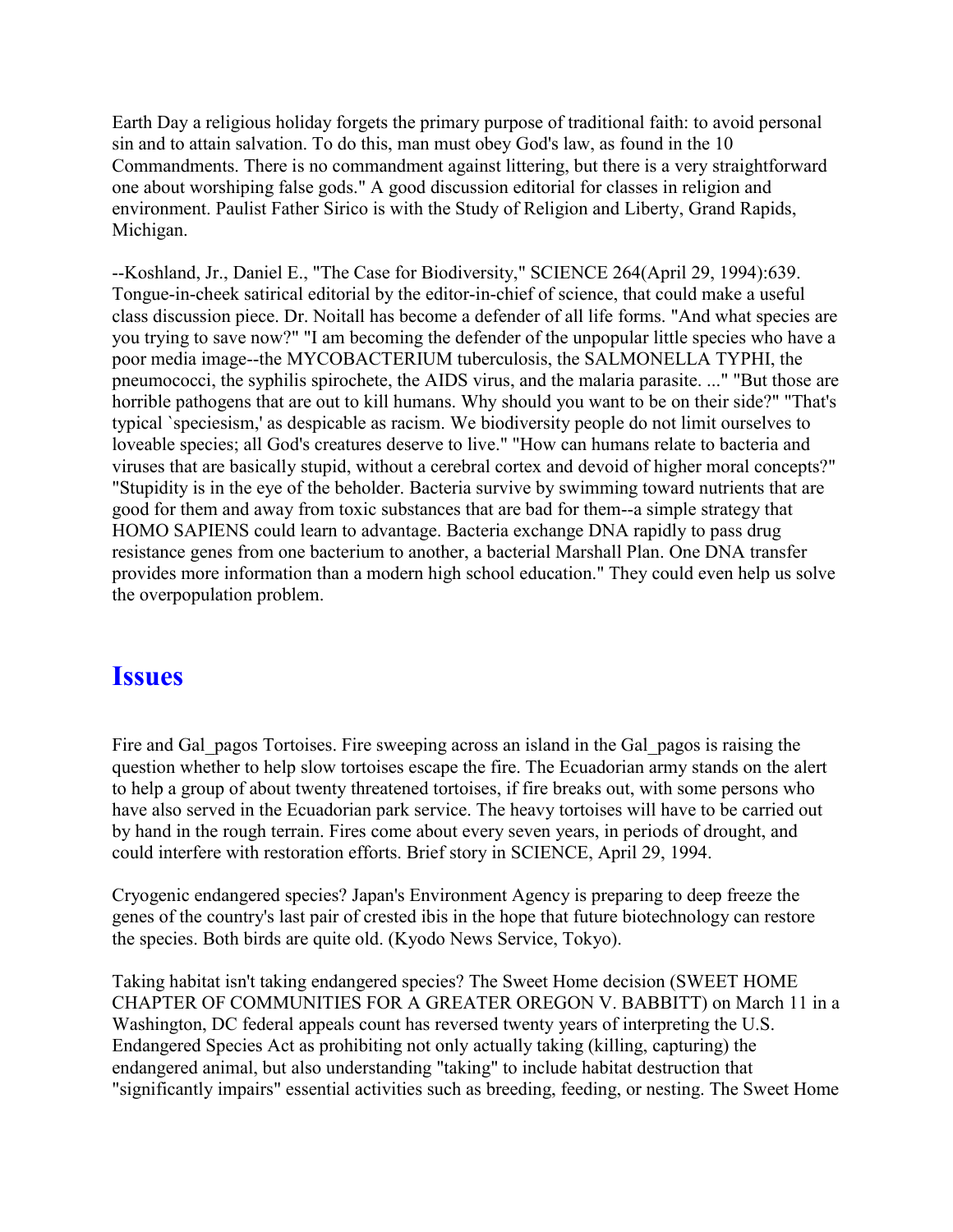Earth Day a religious holiday forgets the primary purpose of traditional faith: to avoid personal sin and to attain salvation. To do this, man must obey God's law, as found in the 10 Commandments. There is no commandment against littering, but there is a very straightforward one about worshiping false gods." A good discussion editorial for classes in religion and environment. Paulist Father Sirico is with the Study of Religion and Liberty, Grand Rapids, Michigan.

--Koshland, Jr., Daniel E., "The Case for Biodiversity," SCIENCE 264(April 29, 1994):639. Tongue-in-cheek satirical editorial by the editor-in-chief of science, that could make a useful class discussion piece. Dr. Noitall has become a defender of all life forms. "And what species are you trying to save now?" "I am becoming the defender of the unpopular little species who have a poor media image--the MYCOBACTERIUM tuberculosis, the SALMONELLA TYPHI, the pneumococci, the syphilis spirochete, the AIDS virus, and the malaria parasite. ..." "But those are horrible pathogens that are out to kill humans. Why should you want to be on their side?" "That's typical `speciesism,' as despicable as racism. We biodiversity people do not limit ourselves to loveable species; all God's creatures deserve to live." "How can humans relate to bacteria and viruses that are basically stupid, without a cerebral cortex and devoid of higher moral concepts?" "Stupidity is in the eye of the beholder. Bacteria survive by swimming toward nutrients that are good for them and away from toxic substances that are bad for them--a simple strategy that HOMO SAPIENS could learn to advantage. Bacteria exchange DNA rapidly to pass drug resistance genes from one bacterium to another, a bacterial Marshall Plan. One DNA transfer provides more information than a modern high school education." They could even help us solve the overpopulation problem.

## Issues

Fire and Gal_pagos Tortoises. Fire sweeping across an island in the Gal_pagos is raising the question whether to help slow tortoises escape the fire. The Ecuadorian army stands on the alert to help a group of about twenty threatened tortoises, if fire breaks out, with some persons who have also served in the Ecuadorian park service. The heavy tortoises will have to be carried out by hand in the rough terrain. Fires come about every seven years, in periods of drought, and could interfere with restoration efforts. Brief story in SCIENCE, April 29, 1994.

Cryogenic endangered species? Japan's Environment Agency is preparing to deep freeze the genes of the country's last pair of crested ibis in the hope that future biotechnology can restore the species. Both birds are quite old. (Kyodo News Service, Tokyo).

Taking habitat isn't taking endangered species? The Sweet Home decision (SWEET HOME CHAPTER OF COMMUNITIES FOR A GREATER OREGON V. BABBITT) on March 11 in a Washington, DC federal appeals count has reversed twenty years of interpreting the U.S. Endangered Species Act as prohibiting not only actually taking (killing, capturing) the endangered animal, but also understanding "taking" to include habitat destruction that "significantly impairs" essential activities such as breeding, feeding, or nesting. The Sweet Home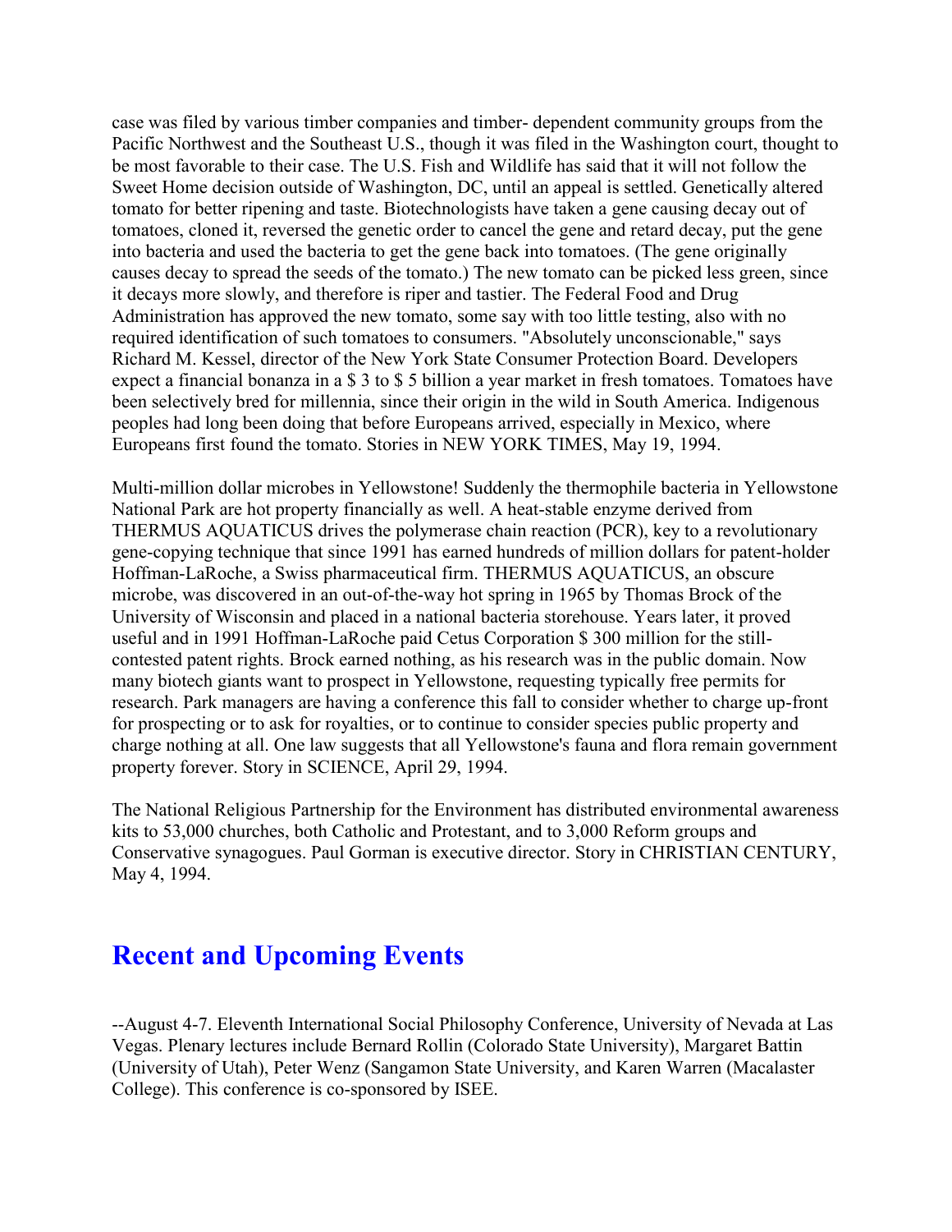case was filed by various timber companies and timber- dependent community groups from the Pacific Northwest and the Southeast U.S., though it was filed in the Washington court, thought to be most favorable to their case. The U.S. Fish and Wildlife has said that it will not follow the Sweet Home decision outside of Washington, DC, until an appeal is settled. Genetically altered tomato for better ripening and taste. Biotechnologists have taken a gene causing decay out of tomatoes, cloned it, reversed the genetic order to cancel the gene and retard decay, put the gene into bacteria and used the bacteria to get the gene back into tomatoes. (The gene originally causes decay to spread the seeds of the tomato.) The new tomato can be picked less green, since it decays more slowly, and therefore is riper and tastier. The Federal Food and Drug Administration has approved the new tomato, some say with too little testing, also with no required identification of such tomatoes to consumers. "Absolutely unconscionable," says Richard M. Kessel, director of the New York State Consumer Protection Board. Developers expect a financial bonanza in a $ 3 to $ 5 billion a year market in fresh tomatoes. Tomatoes have been selectively bred for millennia, since their origin in the wild in South America. Indigenous peoples had long been doing that before Europeans arrived, especially in Mexico, where Europeans first found the tomato. Stories in NEW YORK TIMES, May 19, 1994.

Multi-million dollar microbes in Yellowstone! Suddenly the thermophile bacteria in Yellowstone National Park are hot property financially as well. A heat-stable enzyme derived from THERMUS AQUATICUS drives the polymerase chain reaction (PCR), key to a revolutionary gene-copying technique that since 1991 has earned hundreds of million dollars for patent-holder Hoffman-LaRoche, a Swiss pharmaceutical firm. THERMUS AQUATICUS, an obscure microbe, was discovered in an out-of-the-way hot spring in 1965 by Thomas Brock of the University of Wisconsin and placed in a national bacteria storehouse. Years later, it proved useful and in 1991 Hoffman-LaRoche paid Cetus Corporation $ 300 million for the still-contested patent rights. Brock earned nothing, as his research was in the public domain. Now many biotech giants want to prospect in Yellowstone, requesting typically free permits for research. Park managers are having a conference this fall to consider whether to charge up-front for prospecting or to ask for royalties, or to continue to consider species public property and charge nothing at all. One law suggests that all Yellowstone's fauna and flora remain government property forever. Story in SCIENCE, April 29, 1994.

The National Religious Partnership for the Environment has distributed environmental awareness kits to 53,000 churches, both Catholic and Protestant, and to 3,000 Reform groups and Conservative synagogues. Paul Gorman is executive director. Story in CHRISTIAN CENTURY, May 4, 1994.

## Recent and Upcoming Events

--August 4-7. Eleventh International Social Philosophy Conference, University of Nevada at Las Vegas. Plenary lectures include Bernard Rollin (Colorado State University), Margaret Battin (University of Utah), Peter Wenz (Sangamon State University, and Karen Warren (Macalaster College). This conference is co-sponsored by ISEE.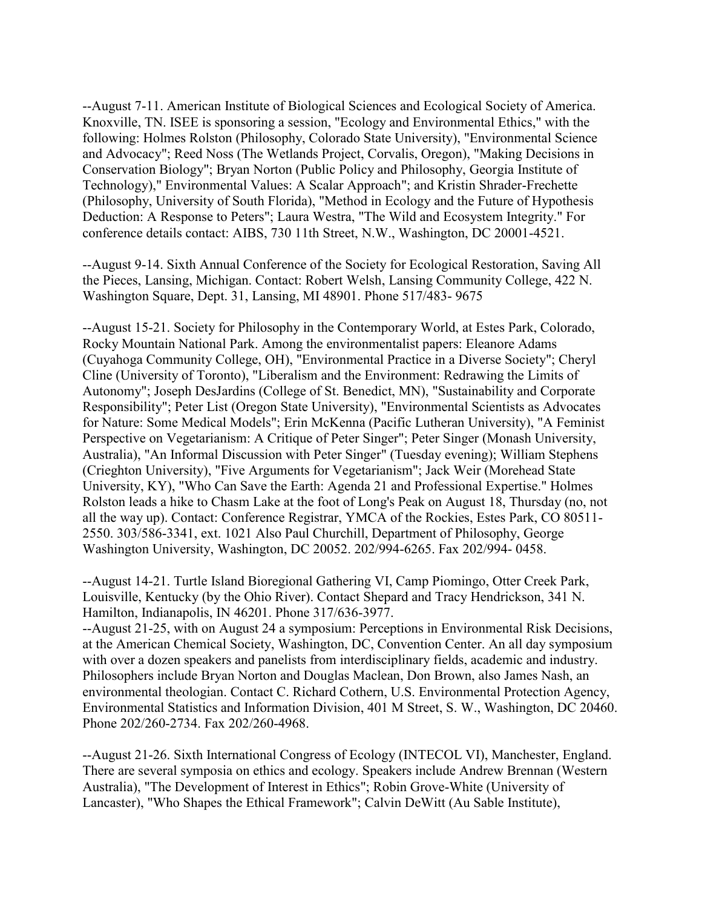--August 7-11. American Institute of Biological Sciences and Ecological Society of America. Knoxville, TN. ISEE is sponsoring a session, "Ecology and Environmental Ethics," with the following: Holmes Rolston (Philosophy, Colorado State University), "Environmental Science and Advocacy"; Reed Noss (The Wetlands Project, Corvalis, Oregon), "Making Decisions in Conservation Biology"; Bryan Norton (Public Policy and Philosophy, Georgia Institute of Technology)," Environmental Values: A Scalar Approach"; and Kristin Shrader-Frechette (Philosophy, University of South Florida), "Method in Ecology and the Future of Hypothesis Deduction: A Response to Peters"; Laura Westra, "The Wild and Ecosystem Integrity." For conference details contact: AIBS, 730 11th Street, N.W., Washington, DC 20001-4521.

--August 9-14. Sixth Annual Conference of the Society for Ecological Restoration, Saving All the Pieces, Lansing, Michigan. Contact: Robert Welsh, Lansing Community College, 422 N. Washington Square, Dept. 31, Lansing, MI 48901. Phone 517/483- 9675

--August 15-21. Society for Philosophy in the Contemporary World, at Estes Park, Colorado, Rocky Mountain National Park. Among the environmentalist papers: Eleanore Adams (Cuyahoga Community College, OH), "Environmental Practice in a Diverse Society"; Cheryl Cline (University of Toronto), "Liberalism and the Environment: Redrawing the Limits of Autonomy"; Joseph DesJardins (College of St. Benedict, MN), "Sustainability and Corporate Responsibility"; Peter List (Oregon State University), "Environmental Scientists as Advocates for Nature: Some Medical Models"; Erin McKenna (Pacific Lutheran University), "A Feminist Perspective on Vegetarianism: A Critique of Peter Singer"; Peter Singer (Monash University, Australia), "An Informal Discussion with Peter Singer" (Tuesday evening); William Stephens (Crieghton University), "Five Arguments for Vegetarianism"; Jack Weir (Morehead State University, KY), "Who Can Save the Earth: Agenda 21 and Professional Expertise." Holmes Rolston leads a hike to Chasm Lake at the foot of Long's Peak on August 18, Thursday (no, not all the way up). Contact: Conference Registrar, YMCA of the Rockies, Estes Park, CO 80511-2550. 303/586-3341, ext. 1021 Also Paul Churchill, Department of Philosophy, George Washington University, Washington, DC 20052. 202/994-6265. Fax 202/994- 0458.

--August 14-21. Turtle Island Bioregional Gathering VI, Camp Piomingo, Otter Creek Park, Louisville, Kentucky (by the Ohio River). Contact Shepard and Tracy Hendrickson, 341 N. Hamilton, Indianapolis, IN 46201. Phone 317/636-3977.

--August 21-25, with on August 24 a symposium: Perceptions in Environmental Risk Decisions, at the American Chemical Society, Washington, DC, Convention Center. An all day symposium with over a dozen speakers and panelists from interdisciplinary fields, academic and industry. Philosophers include Bryan Norton and Douglas Maclean, Don Brown, also James Nash, an environmental theologian. Contact C. Richard Cothern, U.S. Environmental Protection Agency, Environmental Statistics and Information Division, 401 M Street, S. W., Washington, DC 20460. Phone 202/260-2734. Fax 202/260-4968.

--August 21-26. Sixth International Congress of Ecology (INTECOL VI), Manchester, England. There are several symposia on ethics and ecology. Speakers include Andrew Brennan (Western Australia), "The Development of Interest in Ethics"; Robin Grove-White (University of Lancaster), "Who Shapes the Ethical Framework"; Calvin DeWitt (Au Sable Institute),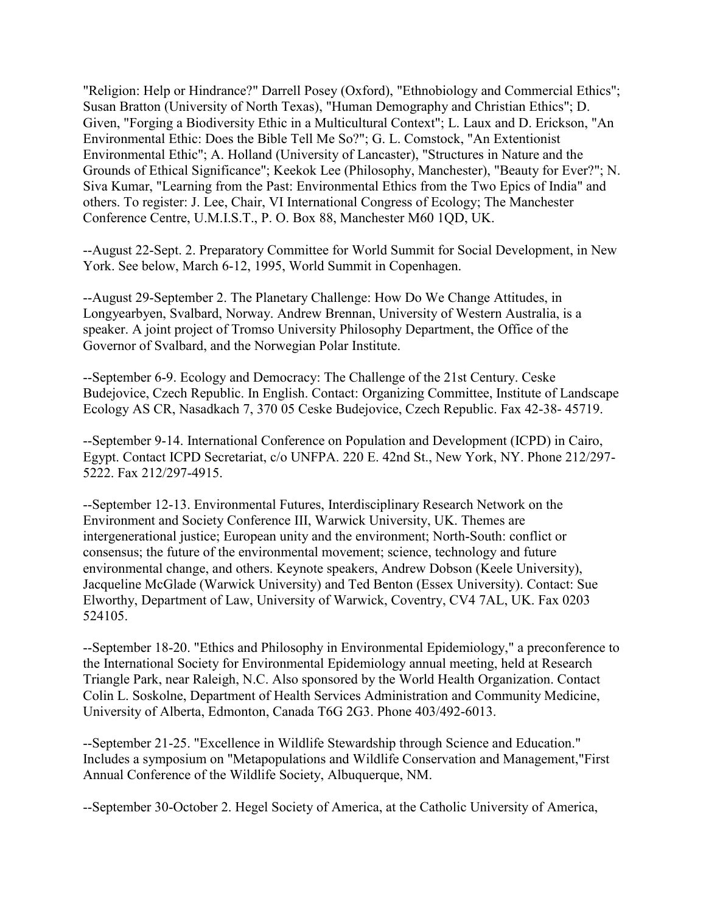"Religion: Help or Hindrance?" Darrell Posey (Oxford), "Ethnobiology and Commercial Ethics"; Susan Bratton (University of North Texas), "Human Demography and Christian Ethics"; D. Given, "Forging a Biodiversity Ethic in a Multicultural Context"; L. Laux and D. Erickson, "An Environmental Ethic: Does the Bible Tell Me So?"; G. L. Comstock, "An Extentionist Environmental Ethic"; A. Holland (University of Lancaster), "Structures in Nature and the Grounds of Ethical Significance"; Keekok Lee (Philosophy, Manchester), "Beauty for Ever?"; N. Siva Kumar, "Learning from the Past: Environmental Ethics from the Two Epics of India" and others. To register: J. Lee, Chair, VI International Congress of Ecology; The Manchester Conference Centre, U.M.I.S.T., P. O. Box 88, Manchester M60 1QD, UK.

--August 22-Sept. 2. Preparatory Committee for World Summit for Social Development, in New York. See below, March 6-12, 1995, World Summit in Copenhagen.

--August 29-September 2. The Planetary Challenge: How Do We Change Attitudes, in Longyearbyen, Svalbard, Norway. Andrew Brennan, University of Western Australia, is a speaker. A joint project of Tromso University Philosophy Department, the Office of the Governor of Svalbard, and the Norwegian Polar Institute.

--September 6-9. Ecology and Democracy: The Challenge of the 21st Century. Ceske Budejovice, Czech Republic. In English. Contact: Organizing Committee, Institute of Landscape Ecology AS CR, Nasadkach 7, 370 05 Ceske Budejovice, Czech Republic. Fax 42-38- 45719.

--September 9-14. International Conference on Population and Development (ICPD) in Cairo, Egypt. Contact ICPD Secretariat, c/o UNFPA. 220 E. 42nd St., New York, NY. Phone 212/297-5222. Fax 212/297-4915.

--September 12-13. Environmental Futures, Interdisciplinary Research Network on the Environment and Society Conference III, Warwick University, UK. Themes are intergenerational justice; European unity and the environment; North-South: conflict or consensus; the future of the environmental movement; science, technology and future environmental change, and others. Keynote speakers, Andrew Dobson (Keele University), Jacqueline McGlade (Warwick University) and Ted Benton (Essex University). Contact: Sue Elworthy, Department of Law, University of Warwick, Coventry, CV4 7AL, UK. Fax 0203 524105.

--September 18-20. "Ethics and Philosophy in Environmental Epidemiology," a preconference to the International Society for Environmental Epidemiology annual meeting, held at Research Triangle Park, near Raleigh, N.C. Also sponsored by the World Health Organization. Contact Colin L. Soskolne, Department of Health Services Administration and Community Medicine, University of Alberta, Edmonton, Canada T6G 2G3. Phone 403/492-6013.

--September 21-25. "Excellence in Wildlife Stewardship through Science and Education." Includes a symposium on "Metapopulations and Wildlife Conservation and Management,"First Annual Conference of the Wildlife Society, Albuquerque, NM.

--September 30-October 2. Hegel Society of America, at the Catholic University of America,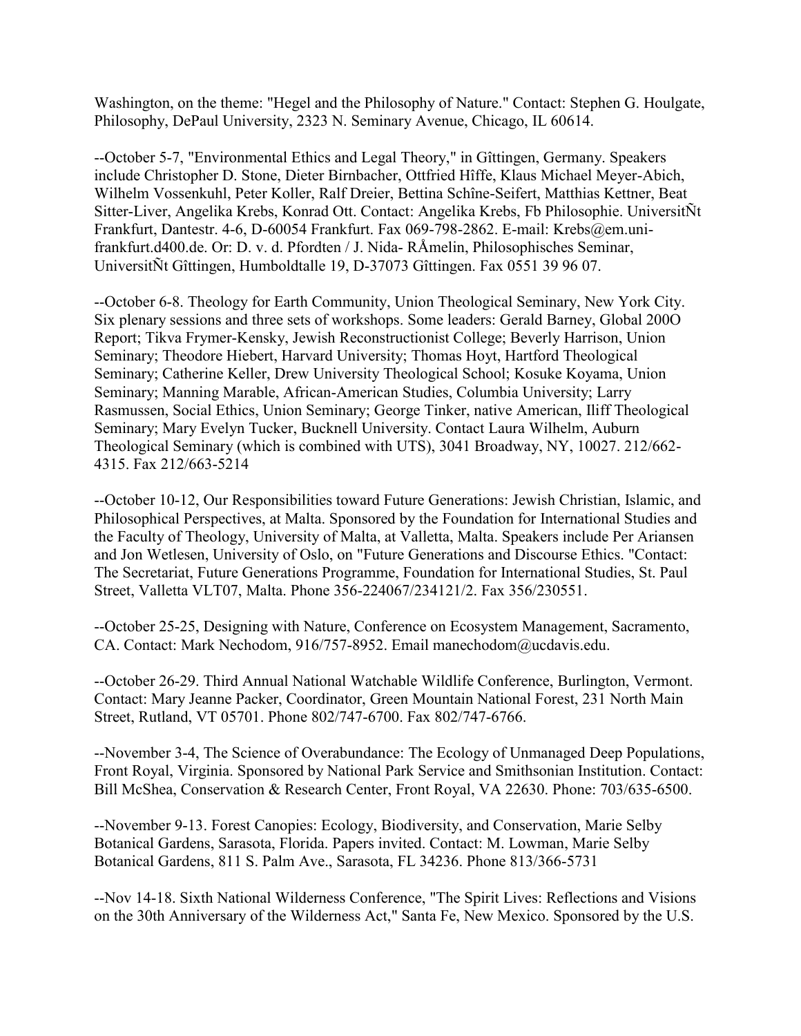Washington, on the theme: "Hegel and the Philosophy of Nature." Contact: Stephen G. Houlgate, Philosophy, DePaul University, 2323 N. Seminary Avenue, Chicago, IL 60614.

--October 5-7, "Environmental Ethics and Legal Theory," in Gîttingen, Germany. Speakers include Christopher D. Stone, Dieter Birnbacher, Ottfried Hîffe, Klaus Michael Meyer-Abich, Wilhelm Vossenkuhl, Peter Koller, Ralf Dreier, Bettina Schîne-Seifert, Matthias Kettner, Beat Sitter-Liver, Angelika Krebs, Konrad Ott. Contact: Angelika Krebs, Fb Philosophie. UniversitÑt Frankfurt, Dantestr. 4-6, D-60054 Frankfurt. Fax 069-798-2862. E-mail: Krebs@em.uni-frankfurt.d400.de. Or: D. v. d. Pfordten / J. Nida- RÅmelin, Philosophisches Seminar, UniversitÑt Gîttingen, Humboldtalle 19, D-37073 Gîttingen. Fax 0551 39 96 07.

--October 6-8. Theology for Earth Community, Union Theological Seminary, New York City. Six plenary sessions and three sets of workshops. Some leaders: Gerald Barney, Global 200O Report; Tikva Frymer-Kensky, Jewish Reconstructionist College; Beverly Harrison, Union Seminary; Theodore Hiebert, Harvard University; Thomas Hoyt, Hartford Theological Seminary; Catherine Keller, Drew University Theological School; Kosuke Koyama, Union Seminary; Manning Marable, African-American Studies, Columbia University; Larry Rasmussen, Social Ethics, Union Seminary; George Tinker, native American, Iliff Theological Seminary; Mary Evelyn Tucker, Bucknell University. Contact Laura Wilhelm, Auburn Theological Seminary (which is combined with UTS), 3041 Broadway, NY, 10027. 212/662-4315. Fax 212/663-5214

--October 10-12, Our Responsibilities toward Future Generations: Jewish Christian, Islamic, and Philosophical Perspectives, at Malta. Sponsored by the Foundation for International Studies and the Faculty of Theology, University of Malta, at Valletta, Malta. Speakers include Per Ariansen and Jon Wetlesen, University of Oslo, on "Future Generations and Discourse Ethics. "Contact: The Secretariat, Future Generations Programme, Foundation for International Studies, St. Paul Street, Valletta VLT07, Malta. Phone 356-224067/234121/2. Fax 356/230551.

--October 25-25, Designing with Nature, Conference on Ecosystem Management, Sacramento, CA. Contact: Mark Nechodom, 916/757-8952. Email manechodom@ucdavis.edu.

--October 26-29. Third Annual National Watchable Wildlife Conference, Burlington, Vermont. Contact: Mary Jeanne Packer, Coordinator, Green Mountain National Forest, 231 North Main Street, Rutland, VT 05701. Phone 802/747-6700. Fax 802/747-6766.

--November 3-4, The Science of Overabundance: The Ecology of Unmanaged Deep Populations, Front Royal, Virginia. Sponsored by National Park Service and Smithsonian Institution. Contact: Bill McShea, Conservation & Research Center, Front Royal, VA 22630. Phone: 703/635-6500.

--November 9-13. Forest Canopies: Ecology, Biodiversity, and Conservation, Marie Selby Botanical Gardens, Sarasota, Florida. Papers invited. Contact: M. Lowman, Marie Selby Botanical Gardens, 811 S. Palm Ave., Sarasota, FL 34236. Phone 813/366-5731

--Nov 14-18. Sixth National Wilderness Conference, "The Spirit Lives: Reflections and Visions on the 30th Anniversary of the Wilderness Act," Santa Fe, New Mexico. Sponsored by the U.S.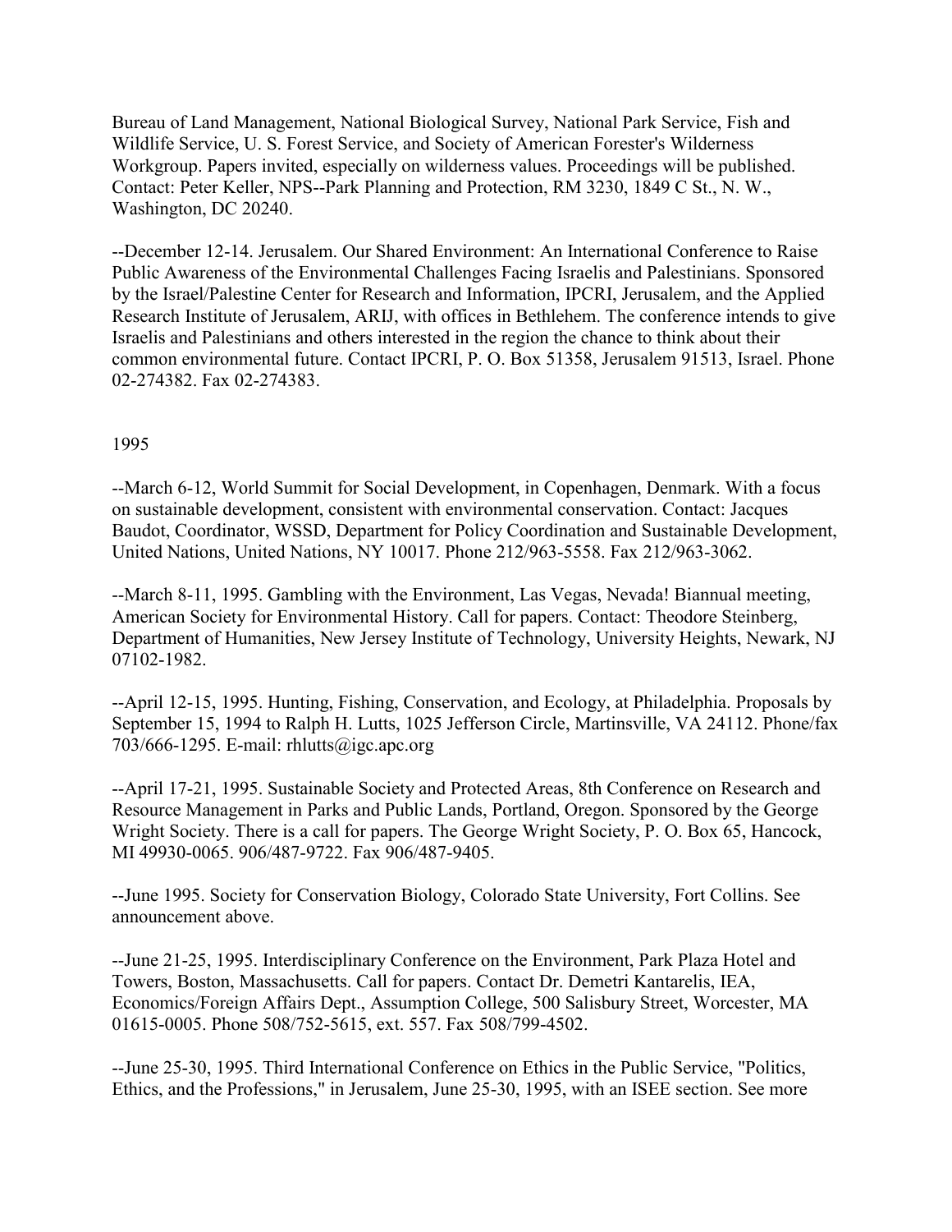Bureau of Land Management, National Biological Survey, National Park Service, Fish and Wildlife Service, U. S. Forest Service, and Society of American Forester's Wilderness Workgroup. Papers invited, especially on wilderness values. Proceedings will be published. Contact: Peter Keller, NPS--Park Planning and Protection, RM 3230, 1849 C St., N. W., Washington, DC 20240.

--December 12-14. Jerusalem. Our Shared Environment: An International Conference to Raise Public Awareness of the Environmental Challenges Facing Israelis and Palestinians. Sponsored by the Israel/Palestine Center for Research and Information, IPCRI, Jerusalem, and the Applied Research Institute of Jerusalem, ARIJ, with offices in Bethlehem. The conference intends to give Israelis and Palestinians and others interested in the region the chance to think about their common environmental future. Contact IPCRI, P. O. Box 51358, Jerusalem 91513, Israel. Phone 02-274382. Fax 02-274383.

1995

--March 6-12, World Summit for Social Development, in Copenhagen, Denmark. With a focus on sustainable development, consistent with environmental conservation. Contact: Jacques Baudot, Coordinator, WSSD, Department for Policy Coordination and Sustainable Development, United Nations, United Nations, NY 10017. Phone 212/963-5558. Fax 212/963-3062.

--March 8-11, 1995. Gambling with the Environment, Las Vegas, Nevada! Biannual meeting, American Society for Environmental History. Call for papers. Contact: Theodore Steinberg, Department of Humanities, New Jersey Institute of Technology, University Heights, Newark, NJ 07102-1982.

--April 12-15, 1995. Hunting, Fishing, Conservation, and Ecology, at Philadelphia. Proposals by September 15, 1994 to Ralph H. Lutts, 1025 Jefferson Circle, Martinsville, VA 24112. Phone/fax 703/666-1295. E-mail: rhlutts@igc.apc.org

--April 17-21, 1995. Sustainable Society and Protected Areas, 8th Conference on Research and Resource Management in Parks and Public Lands, Portland, Oregon. Sponsored by the George Wright Society. There is a call for papers. The George Wright Society, P. O. Box 65, Hancock, MI 49930-0065. 906/487-9722. Fax 906/487-9405.

--June 1995. Society for Conservation Biology, Colorado State University, Fort Collins. See announcement above.

--June 21-25, 1995. Interdisciplinary Conference on the Environment, Park Plaza Hotel and Towers, Boston, Massachusetts. Call for papers. Contact Dr. Demetri Kantarelis, IEA, Economics/Foreign Affairs Dept., Assumption College, 500 Salisbury Street, Worcester, MA 01615-0005. Phone 508/752-5615, ext. 557. Fax 508/799-4502.

--June 25-30, 1995. Third International Conference on Ethics in the Public Service, "Politics, Ethics, and the Professions," in Jerusalem, June 25-30, 1995, with an ISEE section. See more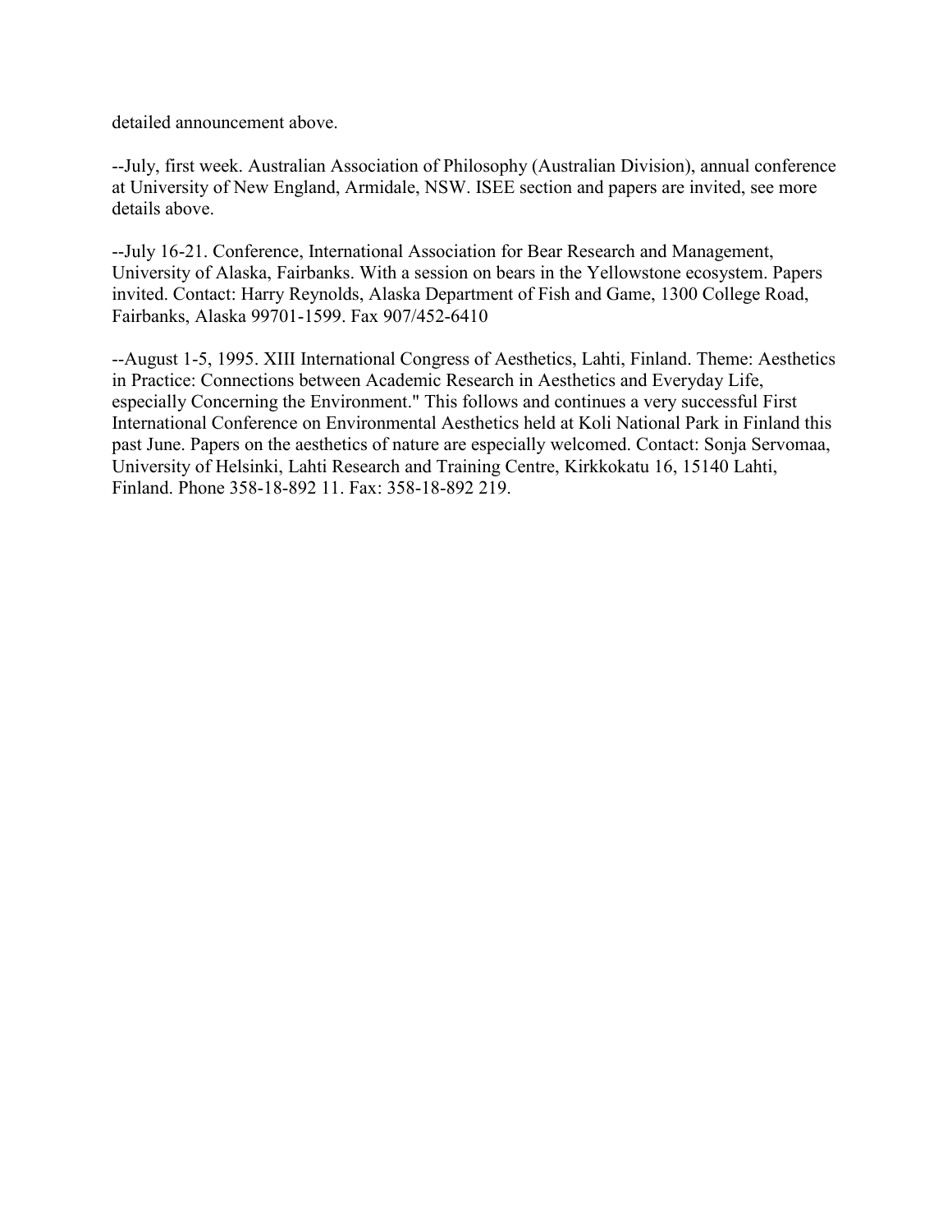detailed announcement above.

--July, first week. Australian Association of Philosophy (Australian Division), annual conference at University of New England, Armidale, NSW. ISEE section and papers are invited, see more details above.

--July 16-21. Conference, International Association for Bear Research and Management, University of Alaska, Fairbanks. With a session on bears in the Yellowstone ecosystem. Papers invited. Contact: Harry Reynolds, Alaska Department of Fish and Game, 1300 College Road, Fairbanks, Alaska 99701-1599. Fax 907/452-6410

--August 1-5, 1995. XIII International Congress of Aesthetics, Lahti, Finland. Theme: Aesthetics in Practice: Connections between Academic Research in Aesthetics and Everyday Life, especially Concerning the Environment." This follows and continues a very successful First International Conference on Environmental Aesthetics held at Koli National Park in Finland this past June. Papers on the aesthetics of nature are especially welcomed. Contact: Sonja Servomaa, University of Helsinki, Lahti Research and Training Centre, Kirkkokatu 16, 15140 Lahti, Finland. Phone 358-18-892 11. Fax: 358-18-892 219.